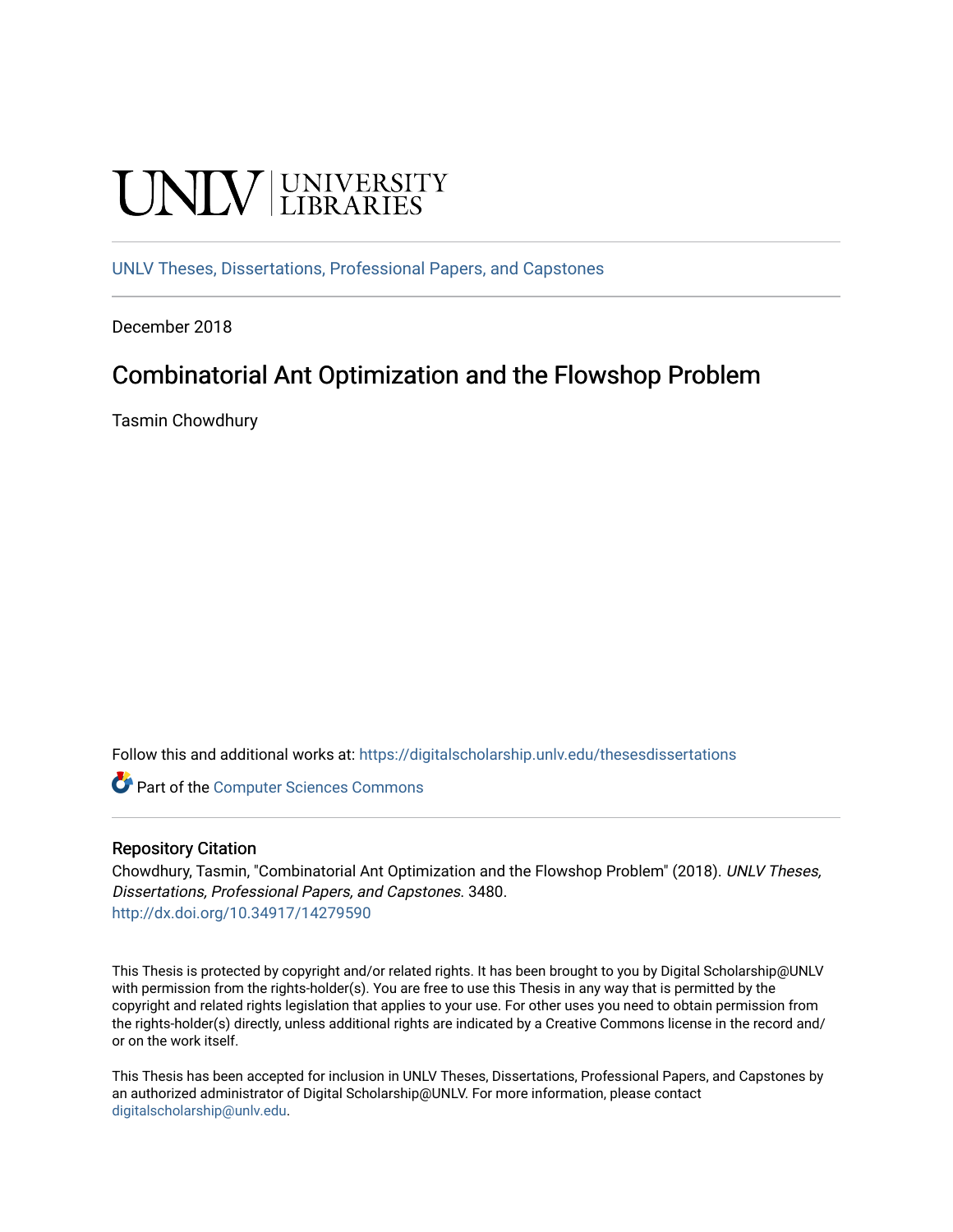UNLV | UNIVERSITY LIBRARIES

UNLV Theses, Dissertations, Professional Papers, and Capstones

December 2018

# Combinatorial Ant Optimization and the Flowshop Problem

Tasmin Chowdhury

Follow this and additional works at: https://digitalscholarship.unlv.edu/thesesdissertations

Part of the Computer Sciences Commons

### Repository Citation

Chowdhury, Tasmin, "Combinatorial Ant Optimization and the Flowshop Problem" (2018). *UNLV Theses, Dissertations, Professional Papers, and Capstones*. 3480.
http://dx.doi.org/10.34917/14279590

This Thesis is protected by copyright and/or related rights. It has been brought to you by Digital Scholarship@UNLV with permission from the rights-holder(s). You are free to use this Thesis in any way that is permitted by the copyright and related rights legislation that applies to your use. For other uses you need to obtain permission from the rights-holder(s) directly, unless additional rights are indicated by a Creative Commons license in the record and/or on the work itself.

This Thesis has been accepted for inclusion in UNLV Theses, Dissertations, Professional Papers, and Capstones by an authorized administrator of Digital Scholarship@UNLV. For more information, please contact digitalscholarship@unlv.edu.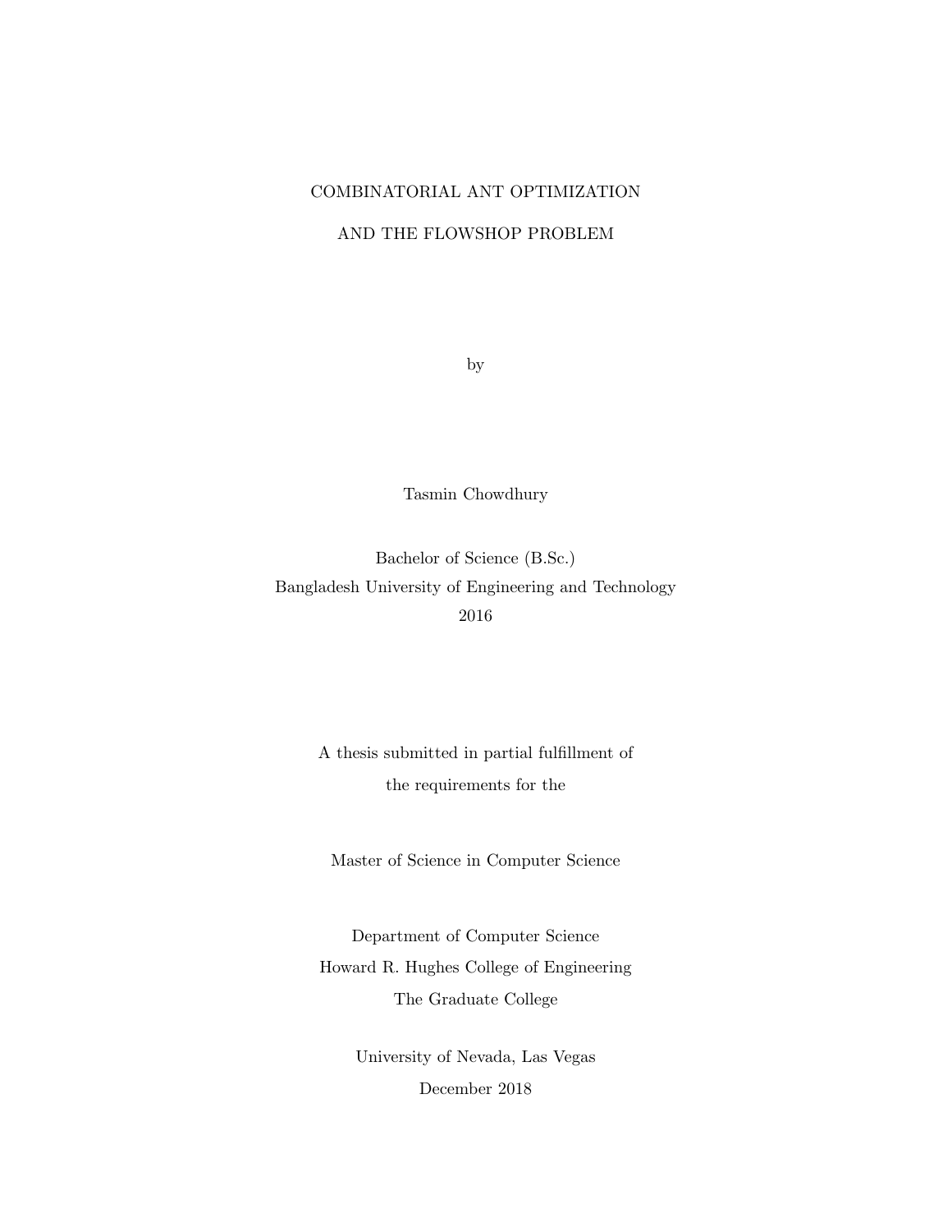# COMBINATORIAL ANT OPTIMIZATION

# AND THE FLOWSHOP PROBLEM

by

Tasmin Chowdhury

Bachelor of Science (B.Sc.)
Bangladesh University of Engineering and Technology
2016

A thesis submitted in partial fulfillment of
the requirements for the

Master of Science in Computer Science

Department of Computer Science
Howard R. Hughes College of Engineering
The Graduate College

University of Nevada, Las Vegas
December 2018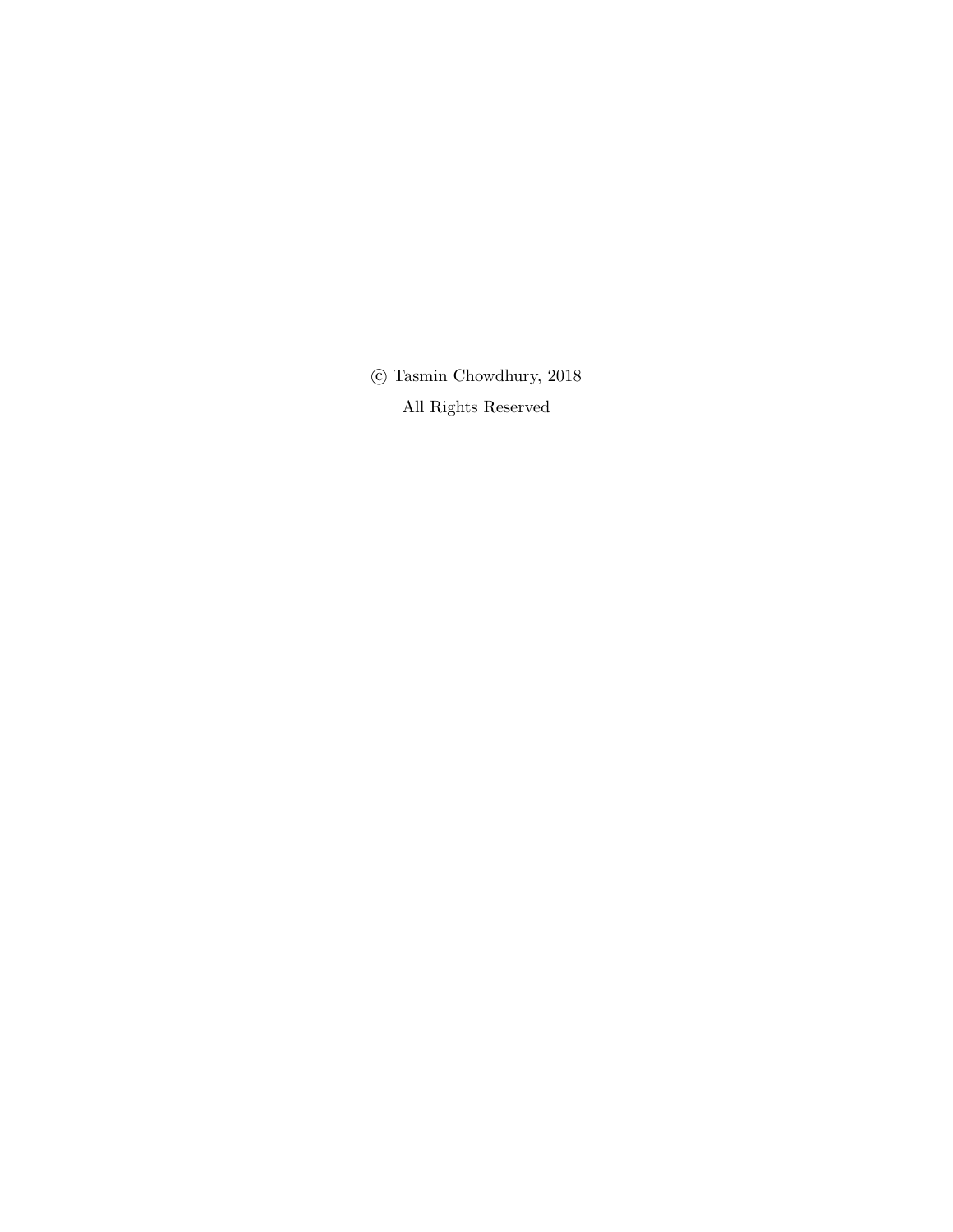© Tasmin Chowdhury, 2018

All Rights Reserved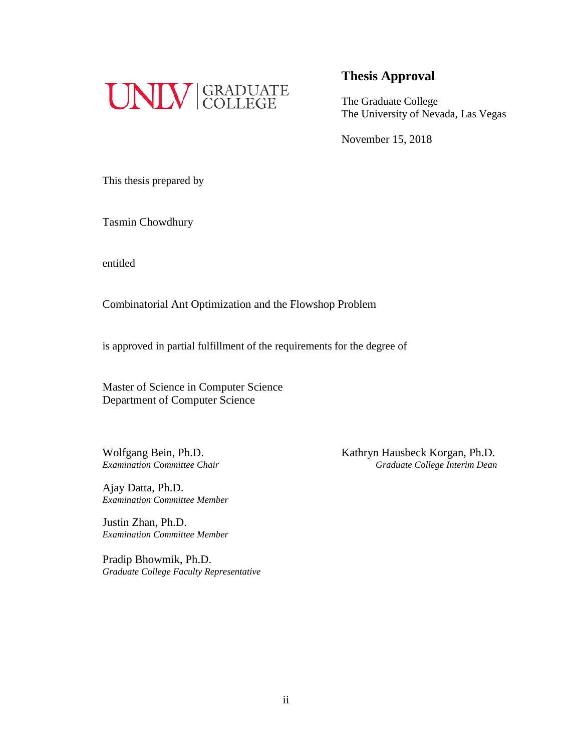UNLV | GRADUATE COLLEGE

## Thesis Approval

The Graduate College
The University of Nevada, Las Vegas

November 15, 2018

This thesis prepared by

Tasmin Chowdhury

entitled

Combinatorial Ant Optimization and the Flowshop Problem

is approved in partial fulfillment of the requirements for the degree of

Master of Science in Computer Science
Department of Computer Science

Wolfgang Bein, Ph.D.
*Examination Committee Chair*

Ajay Datta, Ph.D.
*Examination Committee Member*

Justin Zhan, Ph.D.
*Examination Committee Member*

Pradip Bhowmik, Ph.D.
*Graduate College Faculty Representative*

Kathryn Hausbeck Korgan, Ph.D.
*Graduate College Interim Dean*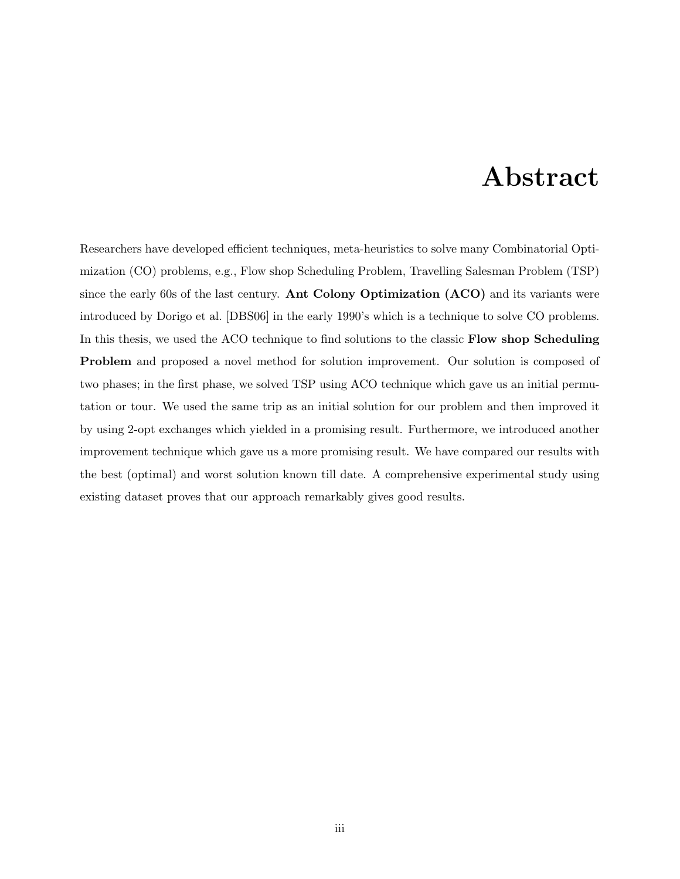# Abstract

Researchers have developed efficient techniques, meta-heuristics to solve many Combinatorial Optimization (CO) problems, e.g., Flow shop Scheduling Problem, Travelling Salesman Problem (TSP) since the early 60s of the last century. **Ant Colony Optimization (ACO)** and its variants were introduced by Dorigo et al. [DBS06] in the early 1990's which is a technique to solve CO problems. In this thesis, we used the ACO technique to find solutions to the classic **Flow shop Scheduling Problem** and proposed a novel method for solution improvement. Our solution is composed of two phases; in the first phase, we solved TSP using ACO technique which gave us an initial permutation or tour. We used the same trip as an initial solution for our problem and then improved it by using 2-opt exchanges which yielded in a promising result. Furthermore, we introduced another improvement technique which gave us a more promising result. We have compared our results with the best (optimal) and worst solution known till date. A comprehensive experimental study using existing dataset proves that our approach remarkably gives good results.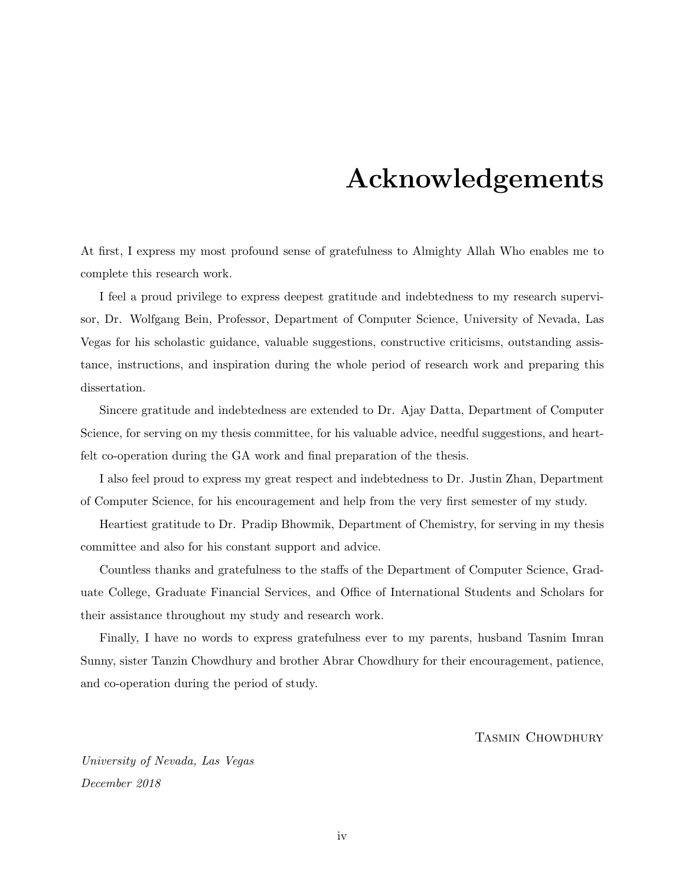# Acknowledgements

At first, I express my most profound sense of gratefulness to Almighty Allah Who enables me to complete this research work.

I feel a proud privilege to express deepest gratitude and indebtedness to my research supervisor, Dr. Wolfgang Bein, Professor, Department of Computer Science, University of Nevada, Las Vegas for his scholastic guidance, valuable suggestions, constructive criticisms, outstanding assistance, instructions, and inspiration during the whole period of research work and preparing this dissertation.

Sincere gratitude and indebtedness are extended to Dr. Ajay Datta, Department of Computer Science, for serving on my thesis committee, for his valuable advice, needful suggestions, and heartfelt co-operation during the GA work and final preparation of the thesis.

I also feel proud to express my great respect and indebtedness to Dr. Justin Zhan, Department of Computer Science, for his encouragement and help from the very first semester of my study.

Heartiest gratitude to Dr. Pradip Bhowmik, Department of Chemistry, for serving in my thesis committee and also for his constant support and advice.

Countless thanks and gratefulness to the staffs of the Department of Computer Science, Graduate College, Graduate Financial Services, and Office of International Students and Scholars for their assistance throughout my study and research work.

Finally, I have no words to express gratefulness ever to my parents, husband Tasnim Imran Sunny, sister Tanzin Chowdhury and brother Abrar Chowdhury for their encouragement, patience, and co-operation during the period of study.

Tasmin Chowdhury

*University of Nevada, Las Vegas*
*December 2018*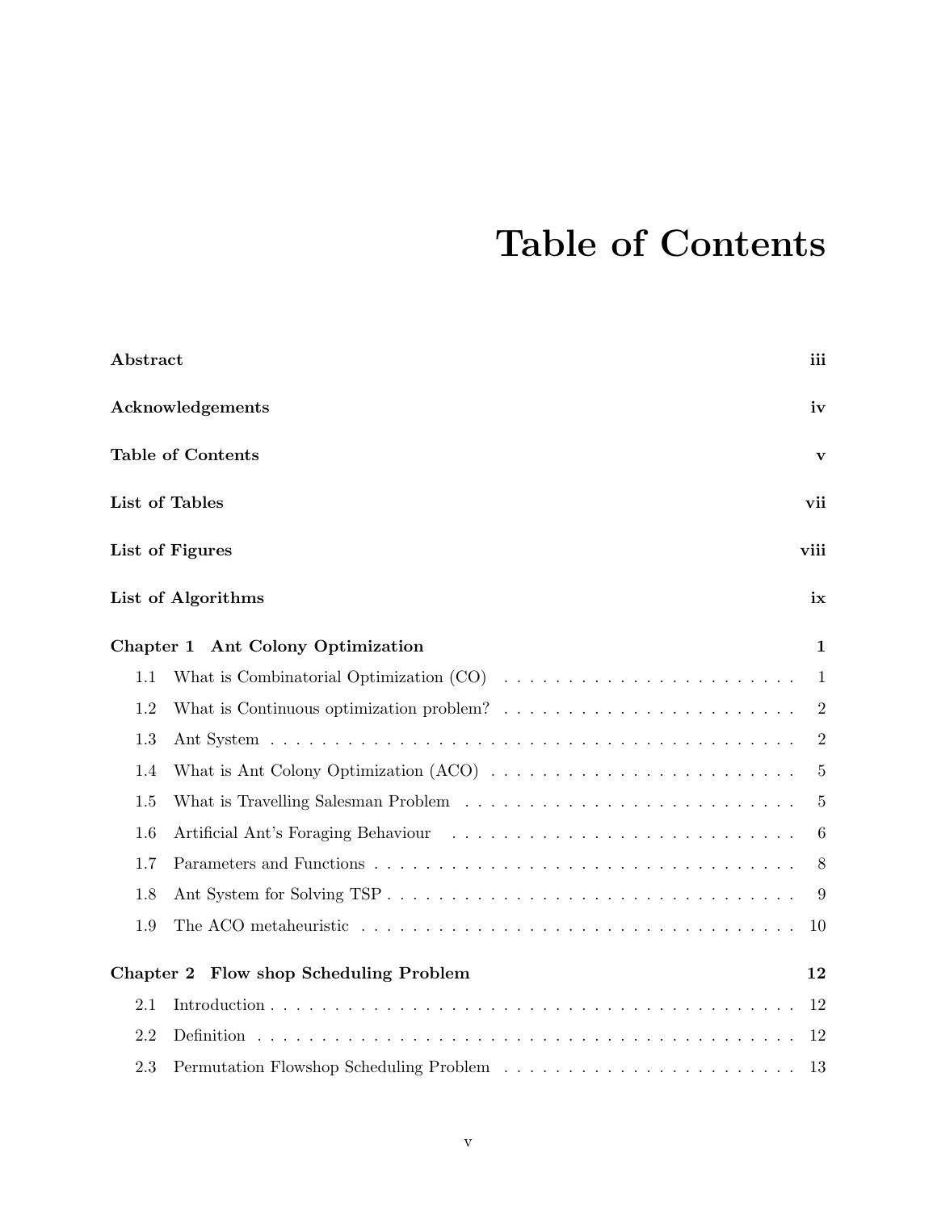# Table of Contents

**Abstract** iii

**Acknowledgements** iv

**Table of Contents** v

**List of Tables** vii

**List of Figures** viii

**List of Algorithms** ix

**Chapter 1 Ant Colony Optimization** 1

- 1.1 What is Combinatorial Optimization (CO) . . . 1
- 1.2 What is Continuous optimization problem? . . . 2
- 1.3 Ant System . . . 2
- 1.4 What is Ant Colony Optimization (ACO) . . . 5
- 1.5 What is Travelling Salesman Problem . . . 5
- 1.6 Artificial Ant's Foraging Behaviour . . . 6
- 1.7 Parameters and Functions . . . 8
- 1.8 Ant System for Solving TSP . . . 9
- 1.9 The ACO metaheuristic . . . 10

**Chapter 2 Flow shop Scheduling Problem** 12

- 2.1 Introduction . . . 12
- 2.2 Definition . . . 12
- 2.3 Permutation Flowshop Scheduling Problem . . . 13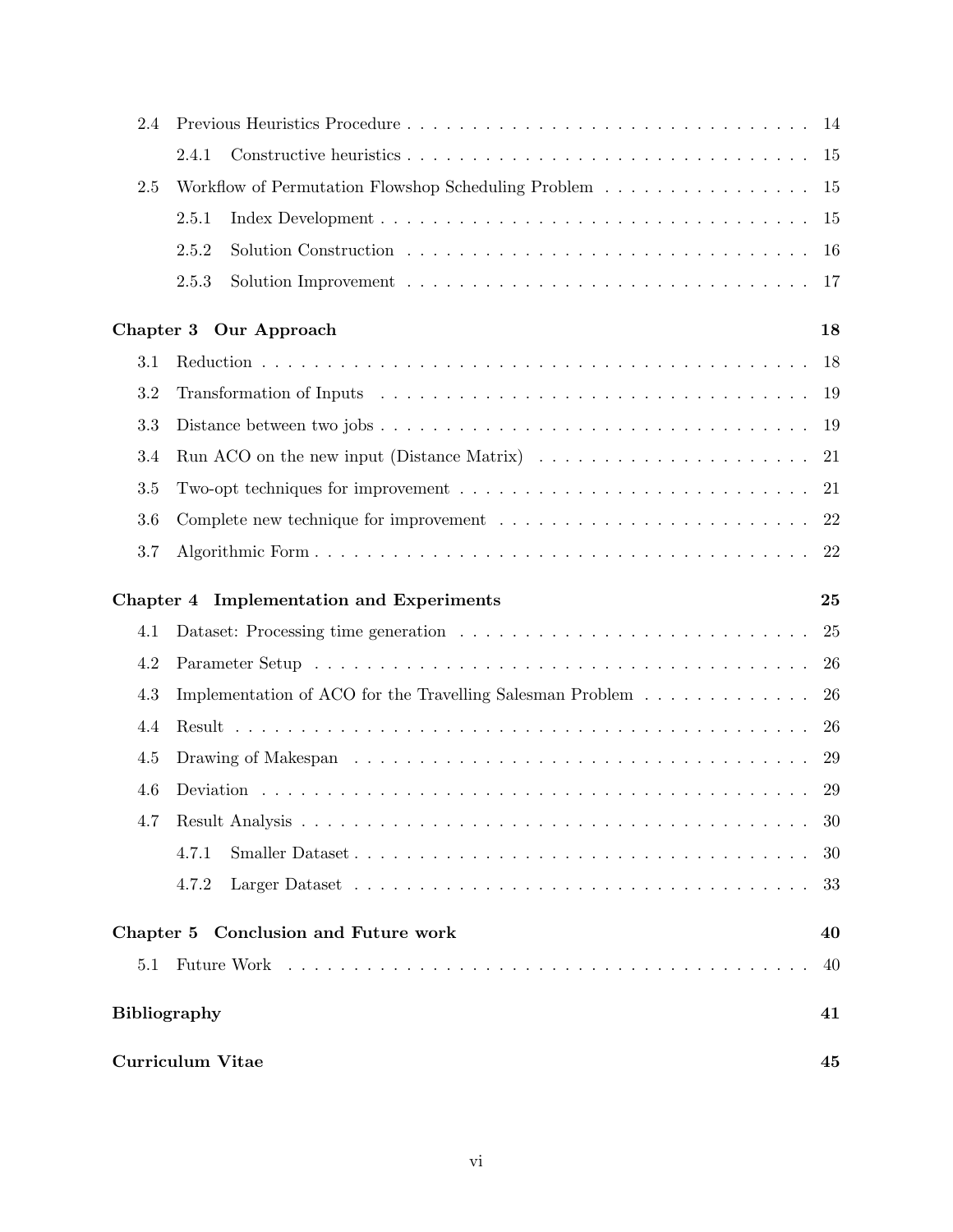| | | |
|---|---|---|
| 2.4 | Previous Heuristics Procedure | 14 |
| | 2.4.1 Constructive heuristics | 15 |
| 2.5 | Workflow of Permutation Flowshop Scheduling Problem | 15 |
| | 2.5.1 Index Development | 15 |
| | 2.5.2 Solution Construction | 16 |
| | 2.5.3 Solution Improvement | 17 |
| **Chapter 3** | **Our Approach** | **18** |
| 3.1 | Reduction | 18 |
| 3.2 | Transformation of Inputs | 19 |
| 3.3 | Distance between two jobs | 19 |
| 3.4 | Run ACO on the new input (Distance Matrix) | 21 |
| 3.5 | Two-opt techniques for improvement | 21 |
| 3.6 | Complete new technique for improvement | 22 |
| 3.7 | Algorithmic Form | 22 |
| **Chapter 4** | **Implementation and Experiments** | **25** |
| 4.1 | Dataset: Processing time generation | 25 |
| 4.2 | Parameter Setup | 26 |
| 4.3 | Implementation of ACO for the Travelling Salesman Problem | 26 |
| 4.4 | Result | 26 |
| 4.5 | Drawing of Makespan | 29 |
| 4.6 | Deviation | 29 |
| 4.7 | Result Analysis | 30 |
| | 4.7.1 Smaller Dataset | 30 |
| | 4.7.2 Larger Dataset | 33 |
| **Chapter 5** | **Conclusion and Future work** | **40** |
| 5.1 | Future Work | 40 |
| **Bibliography** | | **41** |
| **Curriculum Vitae** | | **45** |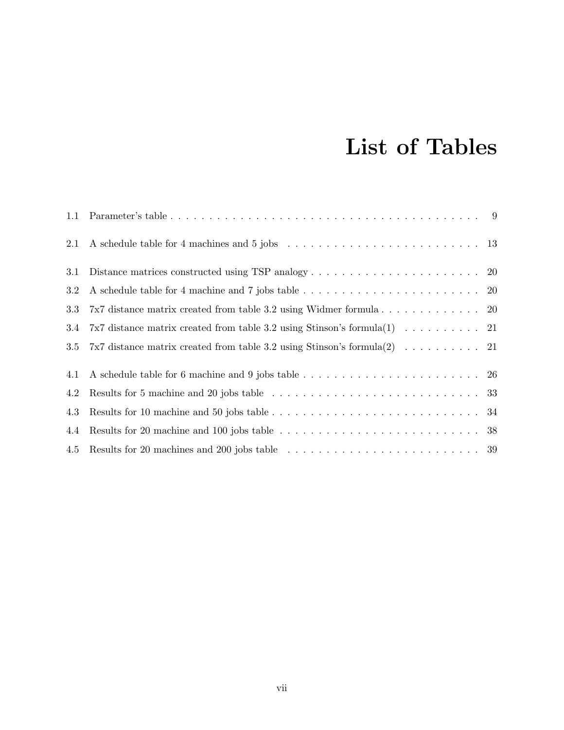# List of Tables

- 1.1 Parameter's table . . . . . 9
- 2.1 A schedule table for 4 machines and 5 jobs . . . . . 13
- 3.1 Distance matrices constructed using TSP analogy . . . . . 20
- 3.2 A schedule table for 4 machine and 7 jobs table . . . . . 20
- 3.3 7x7 distance matrix created from table 3.2 using Widmer formula . . . . . 20
- 3.4 7x7 distance matrix created from table 3.2 using Stinson's formula(1) . . . . . 21
- 3.5 7x7 distance matrix created from table 3.2 using Stinson's formula(2) . . . . . 21
- 4.1 A schedule table for 6 machine and 9 jobs table . . . . . 26
- 4.2 Results for 5 machine and 20 jobs table . . . . . 33
- 4.3 Results for 10 machine and 50 jobs table . . . . . 34
- 4.4 Results for 20 machine and 100 jobs table . . . . . 38
- 4.5 Results for 20 machines and 200 jobs table . . . . . 39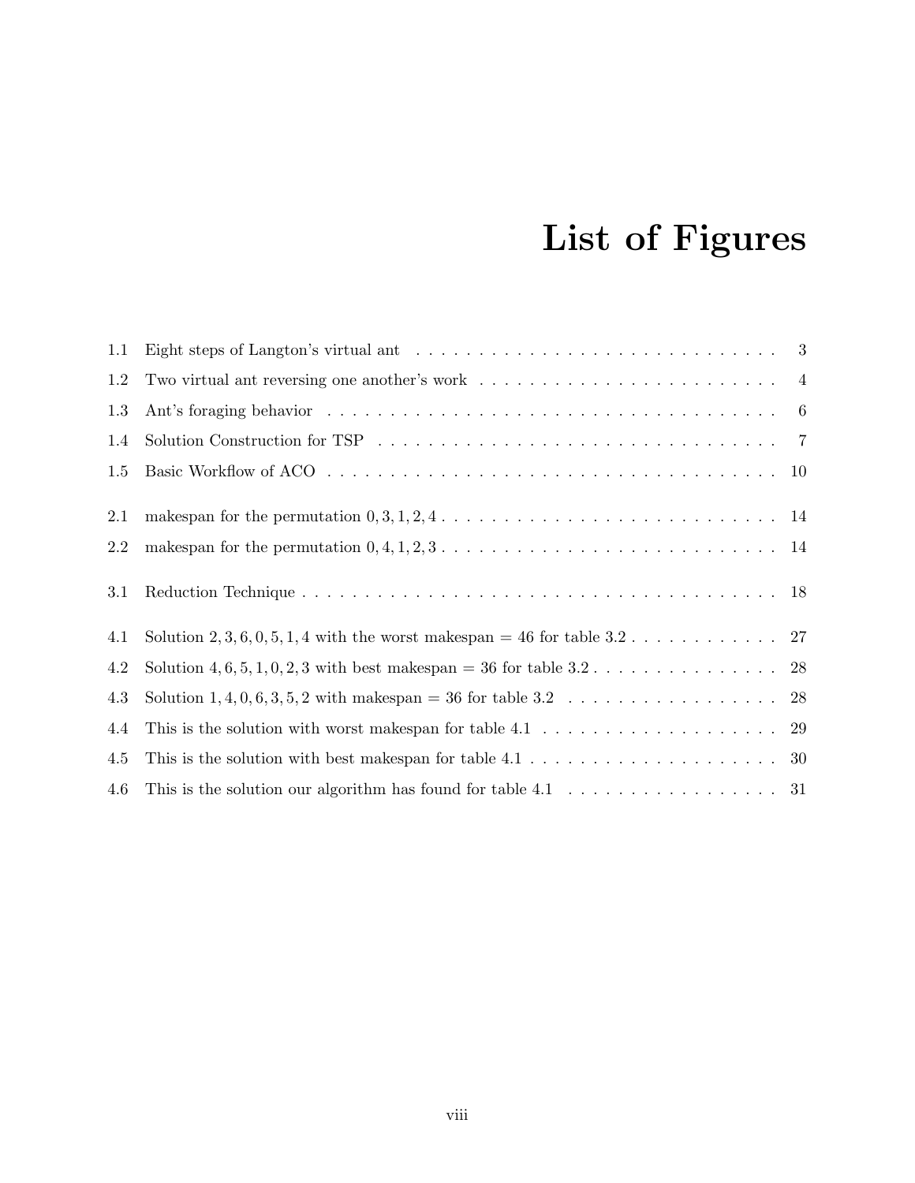# List of Figures

1.1 Eight steps of Langton's virtual ant . . . . . . . . . . . . . . . . . . . . . . . . . . . . . . 3

1.2 Two virtual ant reversing one another's work . . . . . . . . . . . . . . . . . . . . . . . . . 4

1.3 Ant's foraging behavior . . . . . . . . . . . . . . . . . . . . . . . . . . . . . . . . . . . . . 6

1.4 Solution Construction for TSP . . . . . . . . . . . . . . . . . . . . . . . . . . . . . . . . . 7

1.5 Basic Workflow of ACO . . . . . . . . . . . . . . . . . . . . . . . . . . . . . . . . . . . . . 10

2.1 makespan for the permutation $0, 3, 1, 2, 4$ . . . . . . . . . . . . . . . . . . . . . . . . . . . 14

2.2 makespan for the permutation $0, 4, 1, 2, 3$ . . . . . . . . . . . . . . . . . . . . . . . . . . . 14

3.1 Reduction Technique . . . . . . . . . . . . . . . . . . . . . . . . . . . . . . . . . . . . . . . 18

4.1 Solution $2, 3, 6, 0, 5, 1, 4$ with the worst makespan $= 46$ for table 3.2 . . . . . . . . . . . . 27

4.2 Solution $4, 6, 5, 1, 0, 2, 3$ with best makespan $= 36$ for table 3.2 . . . . . . . . . . . . . . . 28

4.3 Solution $1, 4, 0, 6, 3, 5, 2$ with makespan $= 36$ for table 3.2 . . . . . . . . . . . . . . . . . 28

4.4 This is the solution with worst makespan for table 4.1 . . . . . . . . . . . . . . . . . . . . 29

4.5 This is the solution with best makespan for table 4.1 . . . . . . . . . . . . . . . . . . . . . 30

4.6 This is the solution our algorithm has found for table 4.1 . . . . . . . . . . . . . . . . . . 31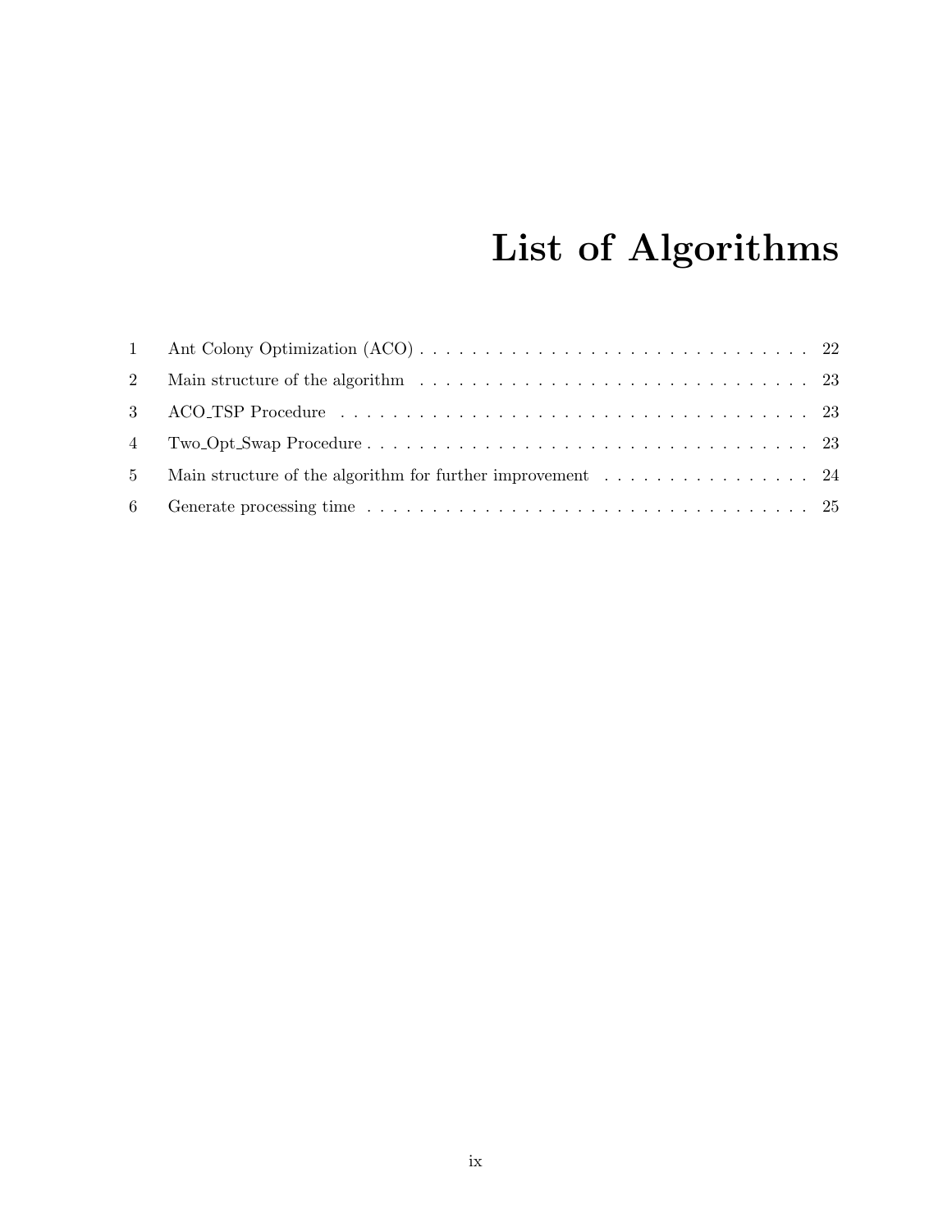# List of Algorithms

| | | |
|---|---|---|
| 1 | Ant Colony Optimization (ACO) | 22 |
| 2 | Main structure of the algorithm | 23 |
| 3 | ACO_TSP Procedure | 23 |
| 4 | Two_Opt_Swap Procedure | 23 |
| 5 | Main structure of the algorithm for further improvement | 24 |
| 6 | Generate processing time | 25 |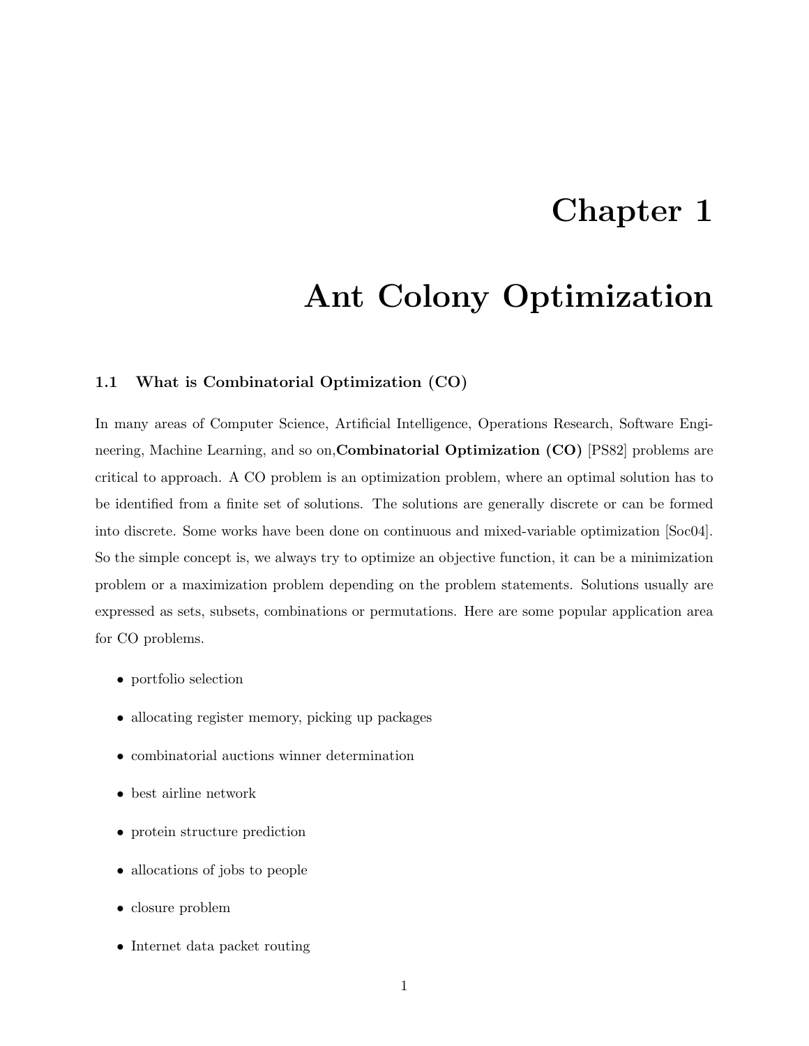# Chapter 1

# Ant Colony Optimization

### 1.1 What is Combinatorial Optimization (CO)

In many areas of Computer Science, Artificial Intelligence, Operations Research, Software Engineering, Machine Learning, and so on,**Combinatorial Optimization (CO)** [PS82] problems are critical to approach. A CO problem is an optimization problem, where an optimal solution has to be identified from a finite set of solutions. The solutions are generally discrete or can be formed into discrete. Some works have been done on continuous and mixed-variable optimization [Soc04]. So the simple concept is, we always try to optimize an objective function, it can be a minimization problem or a maximization problem depending on the problem statements. Solutions usually are expressed as sets, subsets, combinations or permutations. Here are some popular application area for CO problems.

- portfolio selection
- allocating register memory, picking up packages
- combinatorial auctions winner determination
- best airline network
- protein structure prediction
- allocations of jobs to people
- closure problem
- Internet data packet routing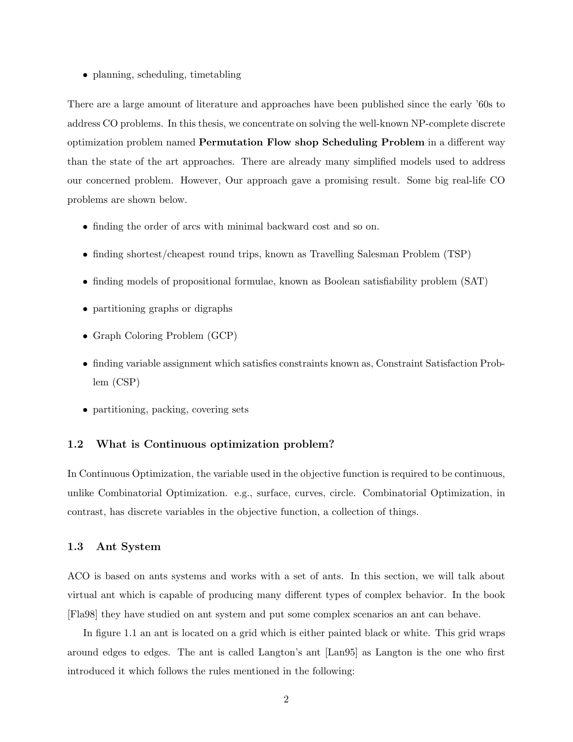- planning, scheduling, timetabling

There are a large amount of literature and approaches have been published since the early '60s to address CO problems. In this thesis, we concentrate on solving the well-known NP-complete discrete optimization problem named **Permutation Flow shop Scheduling Problem** in a different way than the state of the art approaches. There are already many simplified models used to address our concerned problem. However, Our approach gave a promising result. Some big real-life CO problems are shown below.

- finding the order of arcs with minimal backward cost and so on.
- finding shortest/cheapest round trips, known as Travelling Salesman Problem (TSP)
- finding models of propositional formulae, known as Boolean satisfiability problem (SAT)
- partitioning graphs or digraphs
- Graph Coloring Problem (GCP)
- finding variable assignment which satisfies constraints known as, Constraint Satisfaction Problem (CSP)
- partitioning, packing, covering sets

### 1.2 What is Continuous optimization problem?

In Continuous Optimization, the variable used in the objective function is required to be continuous, unlike Combinatorial Optimization. e.g., surface, curves, circle. Combinatorial Optimization, in contrast, has discrete variables in the objective function, a collection of things.

### 1.3 Ant System

ACO is based on ants systems and works with a set of ants. In this section, we will talk about virtual ant which is capable of producing many different types of complex behavior. In the book [Fla98] they have studied on ant system and put some complex scenarios an ant can behave.

In figure 1.1 an ant is located on a grid which is either painted black or white. This grid wraps around edges to edges. The ant is called Langton's ant [Lan95] as Langton is the one who first introduced it which follows the rules mentioned in the following: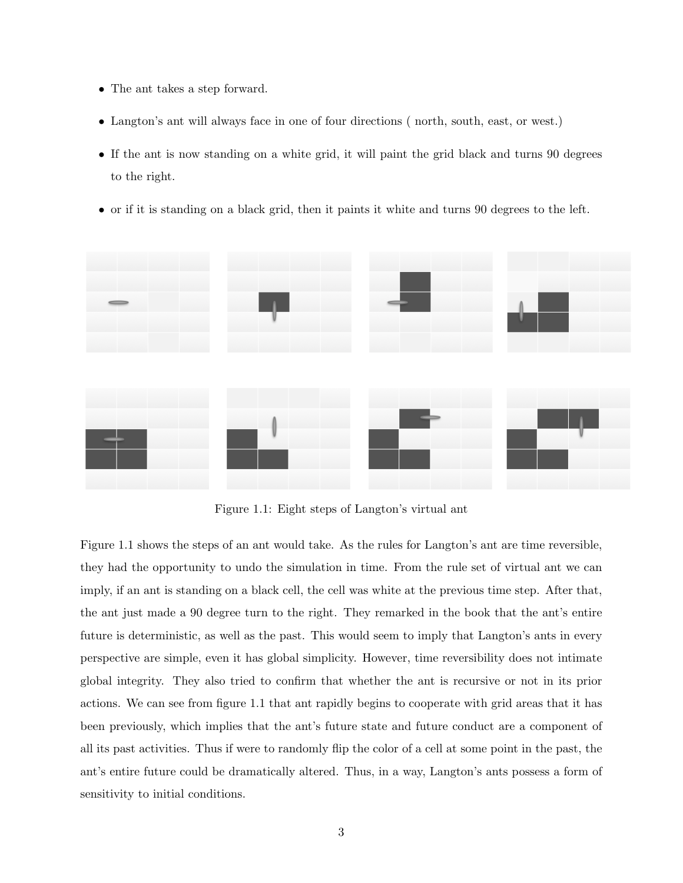- The ant takes a step forward.
- Langton's ant will always face in one of four directions ( north, south, east, or west.)
- If the ant is now standing on a white grid, it will paint the grid black and turns 90 degrees to the right.
- or if it is standing on a black grid, then it paints it white and turns 90 degrees to the left.

Figure 1.1: Eight steps of Langton's virtual ant

Figure 1.1 shows the steps of an ant would take. As the rules for Langton's ant are time reversible, they had the opportunity to undo the simulation in time. From the rule set of virtual ant we can imply, if an ant is standing on a black cell, the cell was white at the previous time step. After that, the ant just made a 90 degree turn to the right. They remarked in the book that the ant's entire future is deterministic, as well as the past. This would seem to imply that Langton's ants in every perspective are simple, even it has global simplicity. However, time reversibility does not intimate global integrity. They also tried to confirm that whether the ant is recursive or not in its prior actions. We can see from figure 1.1 that ant rapidly begins to cooperate with grid areas that it has been previously, which implies that the ant's future state and future conduct are a component of all its past activities. Thus if were to randomly flip the color of a cell at some point in the past, the ant's entire future could be dramatically altered. Thus, in a way, Langton's ants possess a form of sensitivity to initial conditions.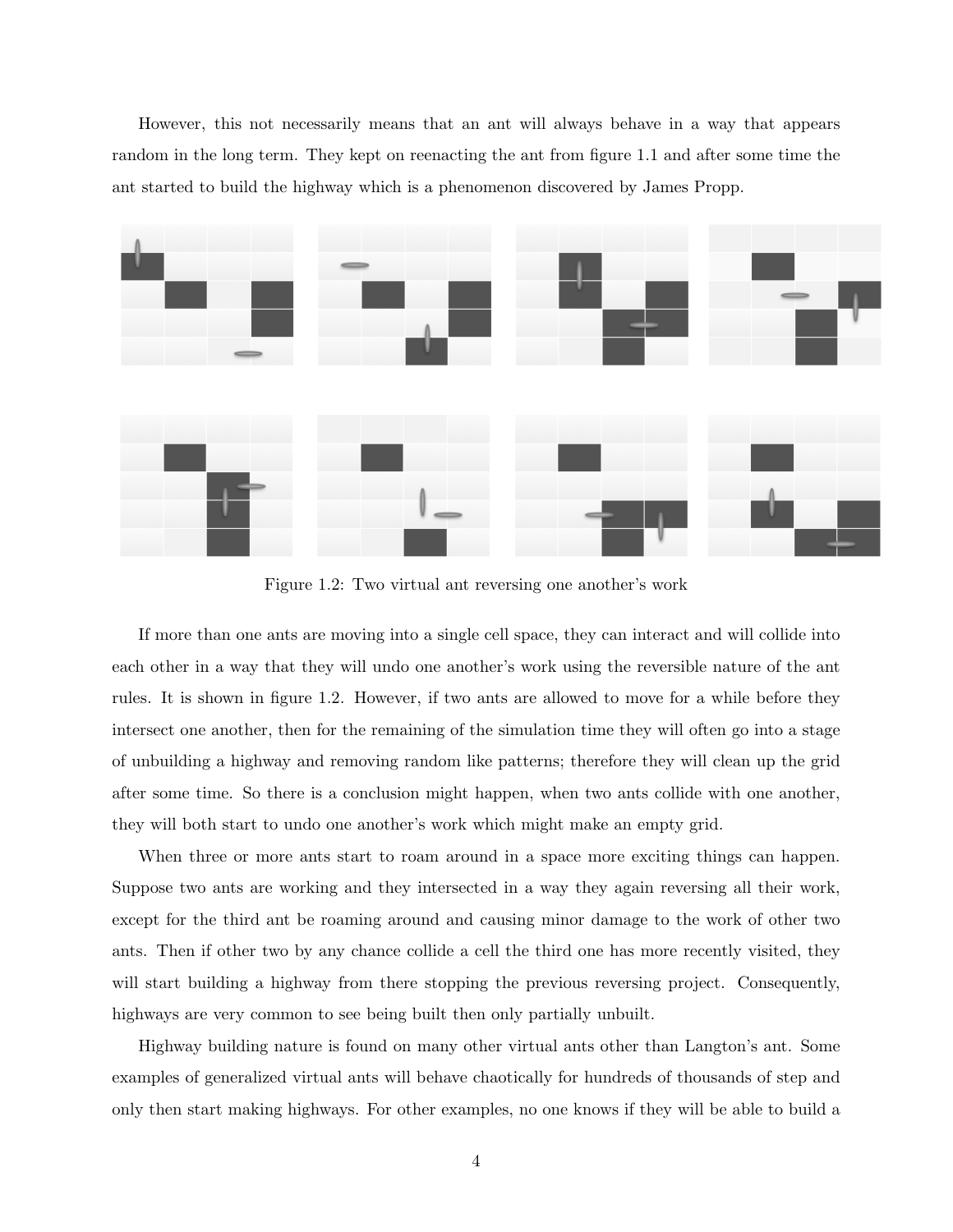However, this not necessarily means that an ant will always behave in a way that appears random in the long term. They kept on reenacting the ant from figure 1.1 and after some time the ant started to build the highway which is a phenomenon discovered by James Propp.

Figure 1.2: Two virtual ant reversing one another's work

If more than one ants are moving into a single cell space, they can interact and will collide into each other in a way that they will undo one another's work using the reversible nature of the ant rules. It is shown in figure 1.2. However, if two ants are allowed to move for a while before they intersect one another, then for the remaining of the simulation time they will often go into a stage of unbuilding a highway and removing random like patterns; therefore they will clean up the grid after some time. So there is a conclusion might happen, when two ants collide with one another, they will both start to undo one another's work which might make an empty grid.

When three or more ants start to roam around in a space more exciting things can happen. Suppose two ants are working and they intersected in a way they again reversing all their work, except for the third ant be roaming around and causing minor damage to the work of other two ants. Then if other two by any chance collide a cell the third one has more recently visited, they will start building a highway from there stopping the previous reversing project. Consequently, highways are very common to see being built then only partially unbuilt.

Highway building nature is found on many other virtual ants other than Langton's ant. Some examples of generalized virtual ants will behave chaotically for hundreds of thousands of step and only then start making highways. For other examples, no one knows if they will be able to build a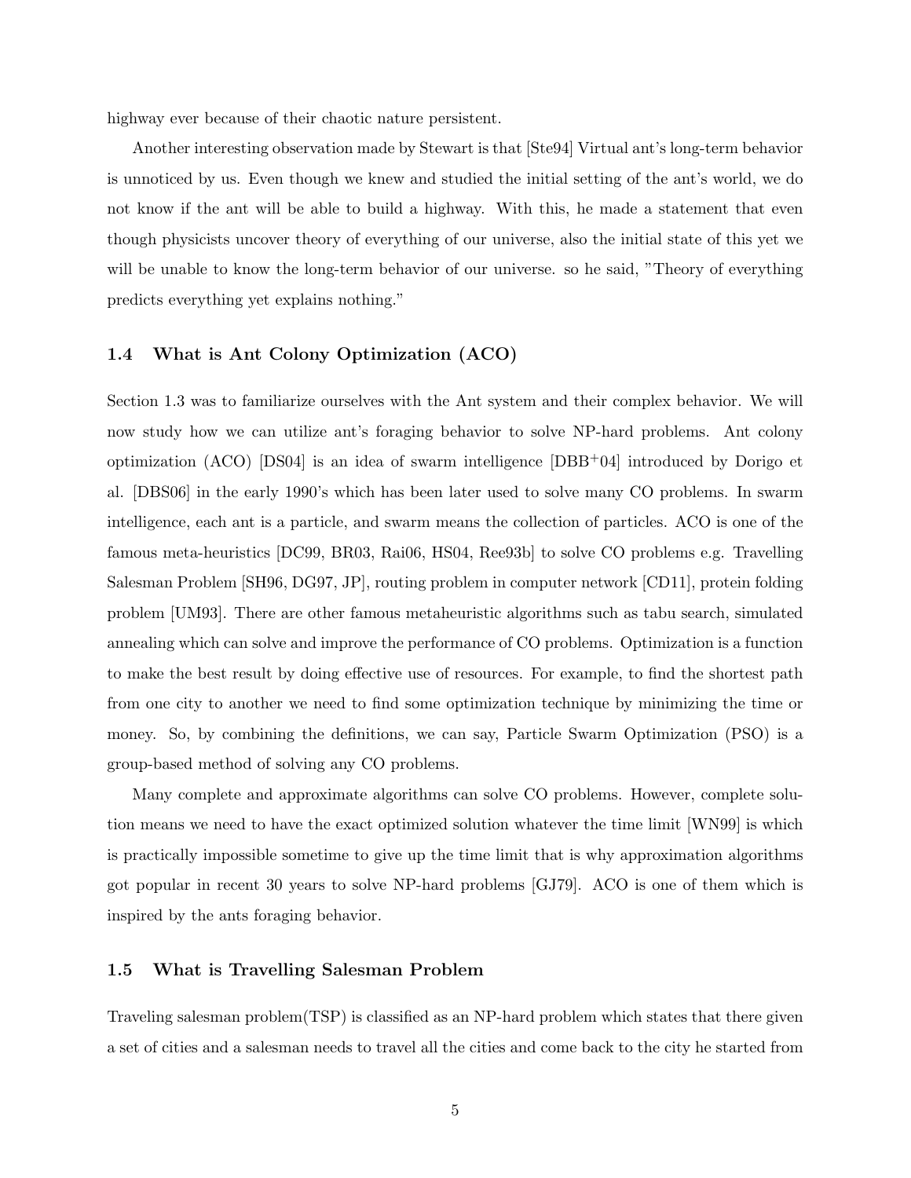highway ever because of their chaotic nature persistent.

Another interesting observation made by Stewart is that [Ste94] Virtual ant's long-term behavior is unnoticed by us. Even though we knew and studied the initial setting of the ant's world, we do not know if the ant will be able to build a highway. With this, he made a statement that even though physicists uncover theory of everything of our universe, also the initial state of this yet we will be unable to know the long-term behavior of our universe. so he said, "Theory of everything predicts everything yet explains nothing."

### 1.4 What is Ant Colony Optimization (ACO)

Section 1.3 was to familiarize ourselves with the Ant system and their complex behavior. We will now study how we can utilize ant's foraging behavior to solve NP-hard problems. Ant colony optimization (ACO) [DS04] is an idea of swarm intelligence [DBB+04] introduced by Dorigo et al. [DBS06] in the early 1990's which has been later used to solve many CO problems. In swarm intelligence, each ant is a particle, and swarm means the collection of particles. ACO is one of the famous meta-heuristics [DC99, BR03, Rai06, HS04, Ree93b] to solve CO problems e.g. Travelling Salesman Problem [SH96, DG97, JP], routing problem in computer network [CD11], protein folding problem [UM93]. There are other famous metaheuristic algorithms such as tabu search, simulated annealing which can solve and improve the performance of CO problems. Optimization is a function to make the best result by doing effective use of resources. For example, to find the shortest path from one city to another we need to find some optimization technique by minimizing the time or money. So, by combining the definitions, we can say, Particle Swarm Optimization (PSO) is a group-based method of solving any CO problems.

Many complete and approximate algorithms can solve CO problems. However, complete solution means we need to have the exact optimized solution whatever the time limit [WN99] is which is practically impossible sometime to give up the time limit that is why approximation algorithms got popular in recent 30 years to solve NP-hard problems [GJ79]. ACO is one of them which is inspired by the ants foraging behavior.

### 1.5 What is Travelling Salesman Problem

Traveling salesman problem(TSP) is classified as an NP-hard problem which states that there given a set of cities and a salesman needs to travel all the cities and come back to the city he started from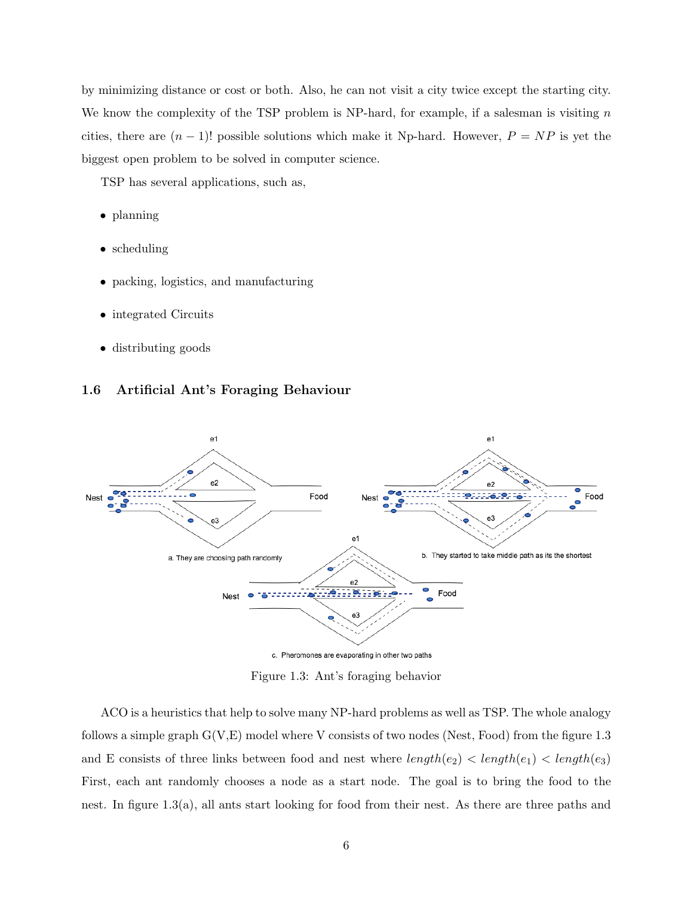by minimizing distance or cost or both. Also, he can not visit a city twice except the starting city. We know the complexity of the TSP problem is NP-hard, for example, if a salesman is visiting $n$ cities, there are $(n-1)!$ possible solutions which make it Np-hard. However, $P = NP$ is yet the biggest open problem to be solved in computer science.

TSP has several applications, such as,

- planning
- scheduling
- packing, logistics, and manufacturing
- integrated Circuits
- distributing goods

### 1.6 Artificial Ant's Foraging Behaviour

Figure 1.3: Ant's foraging behavior

ACO is a heuristics that help to solve many NP-hard problems as well as TSP. The whole analogy follows a simple graph G(V,E) model where V consists of two nodes (Nest, Food) from the figure 1.3 and E consists of three links between food and nest where $length(e_2) < length(e_1) < length(e_3)$ First, each ant randomly chooses a node as a start node. The goal is to bring the food to the nest. In figure 1.3(a), all ants start looking for food from their nest. As there are three paths and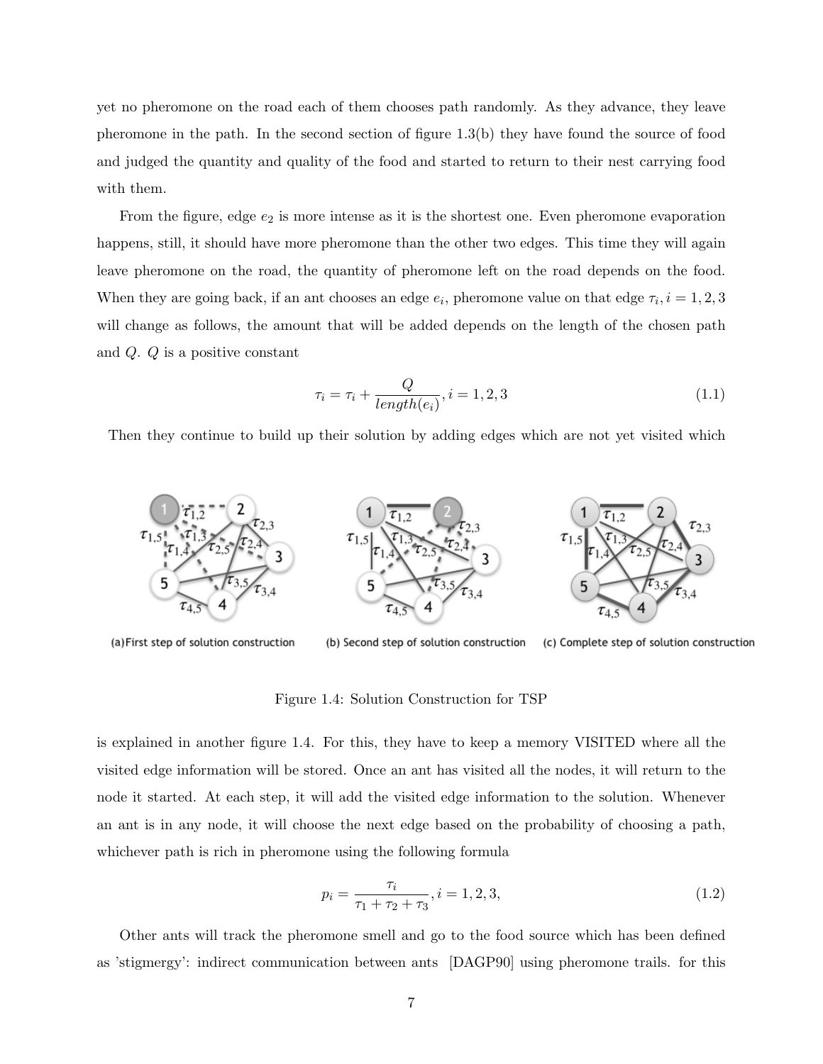yet no pheromone on the road each of them chooses path randomly. As they advance, they leave pheromone in the path. In the second section of figure 1.3(b) they have found the source of food and judged the quantity and quality of the food and started to return to their nest carrying food with them.

From the figure, edge $e_2$ is more intense as it is the shortest one. Even pheromone evaporation happens, still, it should have more pheromone than the other two edges. This time they will again leave pheromone on the road, the quantity of pheromone left on the road depends on the food. When they are going back, if an ant chooses an edge $e_i$, pheromone value on that edge $\tau_i, i = 1, 2, 3$ will change as follows, the amount that will be added depends on the length of the chosen path and $Q$. $Q$ is a positive constant

$$\tau_i = \tau_i + \frac{Q}{length(e_i)}, i = 1, 2, 3 \tag{1.1}$$

Then they continue to build up their solution by adding edges which are not yet visited which

(a)First step of solution construction (b) Second step of solution construction (c) Complete step of solution construction

Figure 1.4: Solution Construction for TSP

is explained in another figure 1.4. For this, they have to keep a memory VISITED where all the visited edge information will be stored. Once an ant has visited all the nodes, it will return to the node it started. At each step, it will add the visited edge information to the solution. Whenever an ant is in any node, it will choose the next edge based on the probability of choosing a path, whichever path is rich in pheromone using the following formula

$$p_i = \frac{\tau_i}{\tau_1 + \tau_2 + \tau_3}, i = 1, 2, 3, \tag{1.2}$$

Other ants will track the pheromone smell and go to the food source which has been defined as 'stigmergy': indirect communication between ants [DAGP90] using pheromone trails. for this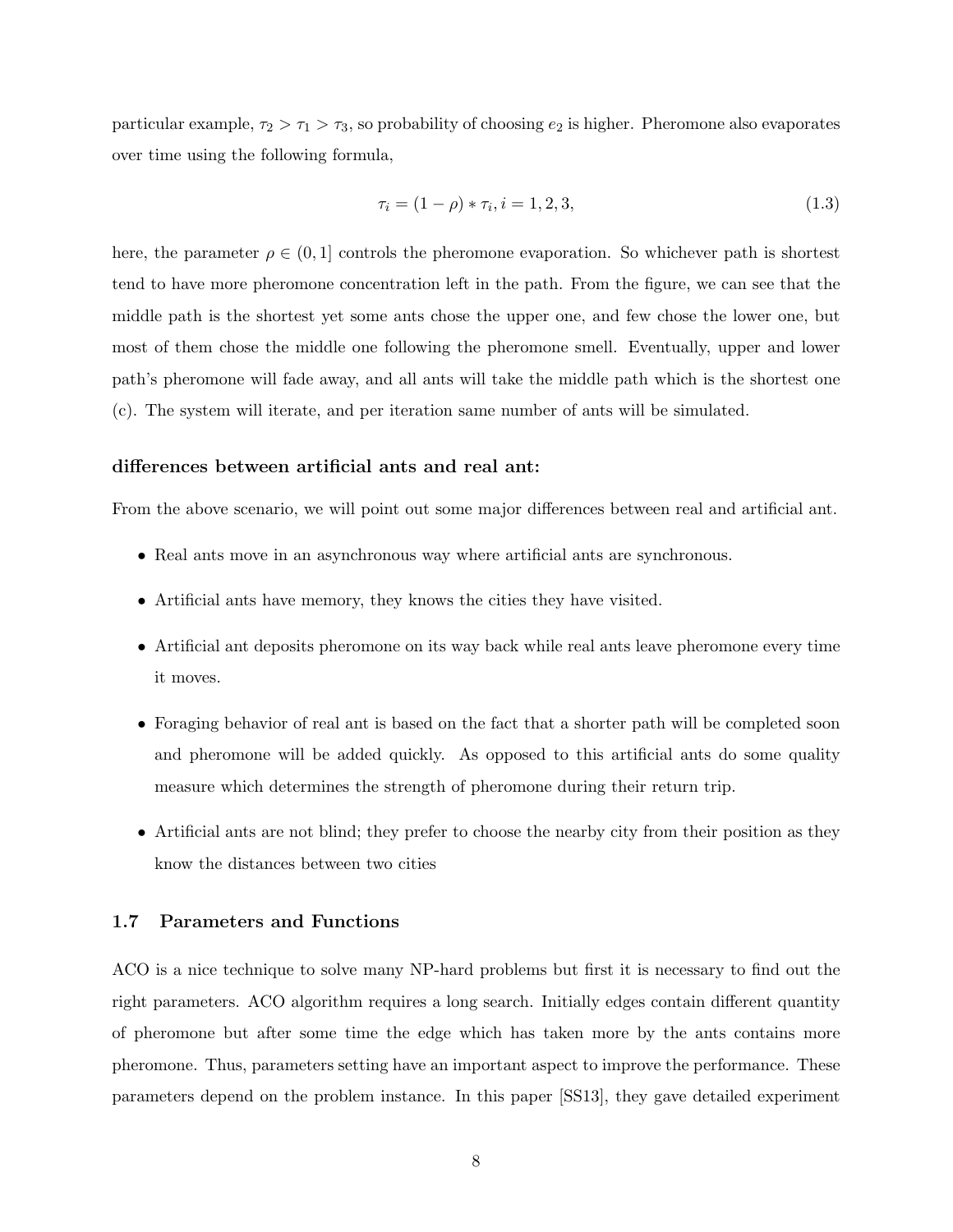particular example, $\tau_2 > \tau_1 > \tau_3$, so probability of choosing $e_2$ is higher. Pheromone also evaporates over time using the following formula,

$$\tau_i = (1 - \rho) * \tau_i, i = 1, 2, 3, \tag{1.3}$$

here, the parameter $\rho \in (0, 1]$ controls the pheromone evaporation. So whichever path is shortest tend to have more pheromone concentration left in the path. From the figure, we can see that the middle path is the shortest yet some ants chose the upper one, and few chose the lower one, but most of them chose the middle one following the pheromone smell. Eventually, upper and lower path's pheromone will fade away, and all ants will take the middle path which is the shortest one (c). The system will iterate, and per iteration same number of ants will be simulated.

#### differences between artificial ants and real ant:

From the above scenario, we will point out some major differences between real and artificial ant.

- Real ants move in an asynchronous way where artificial ants are synchronous.
- Artificial ants have memory, they knows the cities they have visited.
- Artificial ant deposits pheromone on its way back while real ants leave pheromone every time it moves.
- Foraging behavior of real ant is based on the fact that a shorter path will be completed soon and pheromone will be added quickly. As opposed to this artificial ants do some quality measure which determines the strength of pheromone during their return trip.
- Artificial ants are not blind; they prefer to choose the nearby city from their position as they know the distances between two cities

### 1.7 Parameters and Functions

ACO is a nice technique to solve many NP-hard problems but first it is necessary to find out the right parameters. ACO algorithm requires a long search. Initially edges contain different quantity of pheromone but after some time the edge which has taken more by the ants contains more pheromone. Thus, parameters setting have an important aspect to improve the performance. These parameters depend on the problem instance. In this paper [SS13], they gave detailed experiment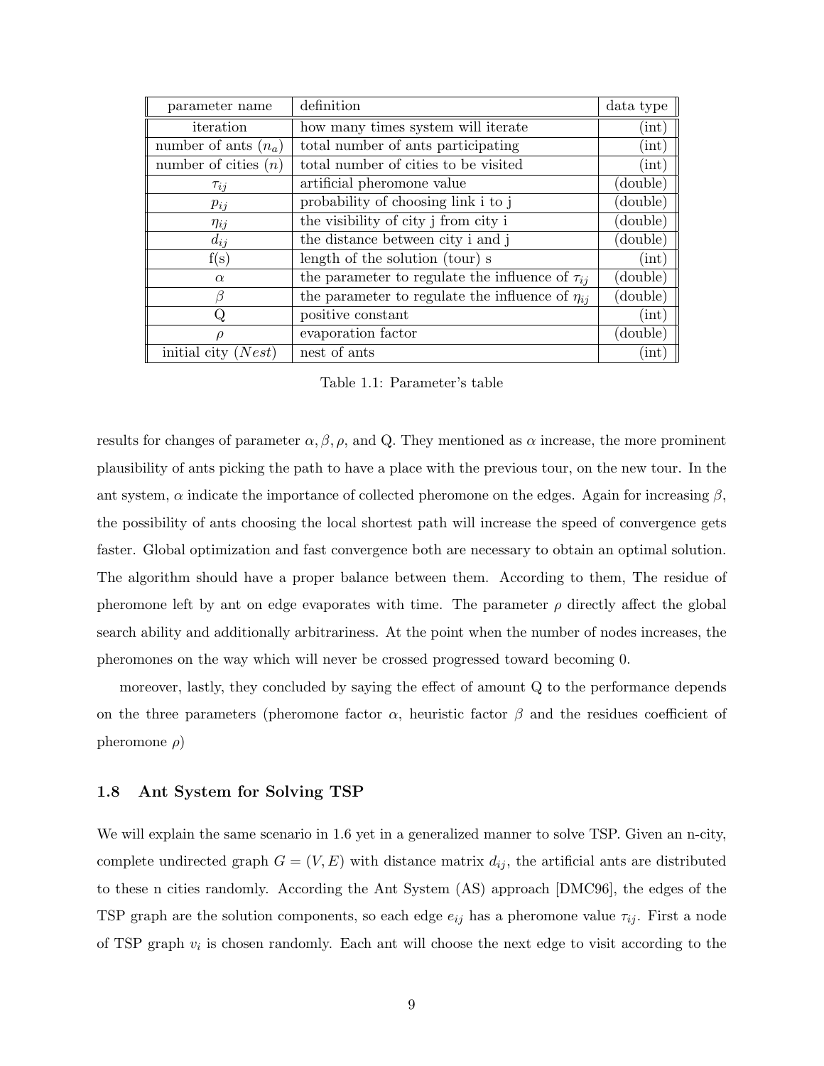| parameter name | definition | data type |
|---|---|---|
| iteration | how many times system will iterate | (int) |
| number of ants ($n_a$) | total number of ants participating | (int) |
| number of cities ($n$) | total number of cities to be visited | (int) |
| $\tau_{ij}$ | artificial pheromone value | (double) |
| $p_{ij}$ | probability of choosing link i to j | (double) |
| $\eta_{ij}$ | the visibility of city j from city i | (double) |
| $d_{ij}$ | the distance between city i and j | (double) |
| f(s) | length of the solution (tour) s | (int) |
| $\alpha$ | the parameter to regulate the influence of $\tau_{ij}$ | (double) |
| $\beta$ | the parameter to regulate the influence of $\eta_{ij}$ | (double) |
| Q | positive constant | (int) |
| $\rho$ | evaporation factor | (double) |
| initial city ($Nest$) | nest of ants | (int) |

Table 1.1: Parameter's table

results for changes of parameter $\alpha, \beta, \rho$, and Q. They mentioned as $\alpha$ increase, the more prominent plausibility of ants picking the path to have a place with the previous tour, on the new tour. In the ant system, $\alpha$ indicate the importance of collected pheromone on the edges. Again for increasing $\beta$, the possibility of ants choosing the local shortest path will increase the speed of convergence gets faster. Global optimization and fast convergence both are necessary to obtain an optimal solution. The algorithm should have a proper balance between them. According to them, The residue of pheromone left by ant on edge evaporates with time. The parameter $\rho$ directly affect the global search ability and additionally arbitrariness. At the point when the number of nodes increases, the pheromones on the way which will never be crossed progressed toward becoming 0.

moreover, lastly, they concluded by saying the effect of amount Q to the performance depends on the three parameters (pheromone factor $\alpha$, heuristic factor $\beta$ and the residues coefficient of pheromone $\rho$)

### 1.8 Ant System for Solving TSP

We will explain the same scenario in 1.6 yet in a generalized manner to solve TSP. Given an n-city, complete undirected graph $G = (V, E)$ with distance matrix $d_{ij}$, the artificial ants are distributed to these n cities randomly. According the Ant System (AS) approach [DMC96], the edges of the TSP graph are the solution components, so each edge $e_{ij}$ has a pheromone value $\tau_{ij}$. First a node of TSP graph $v_i$ is chosen randomly. Each ant will choose the next edge to visit according to the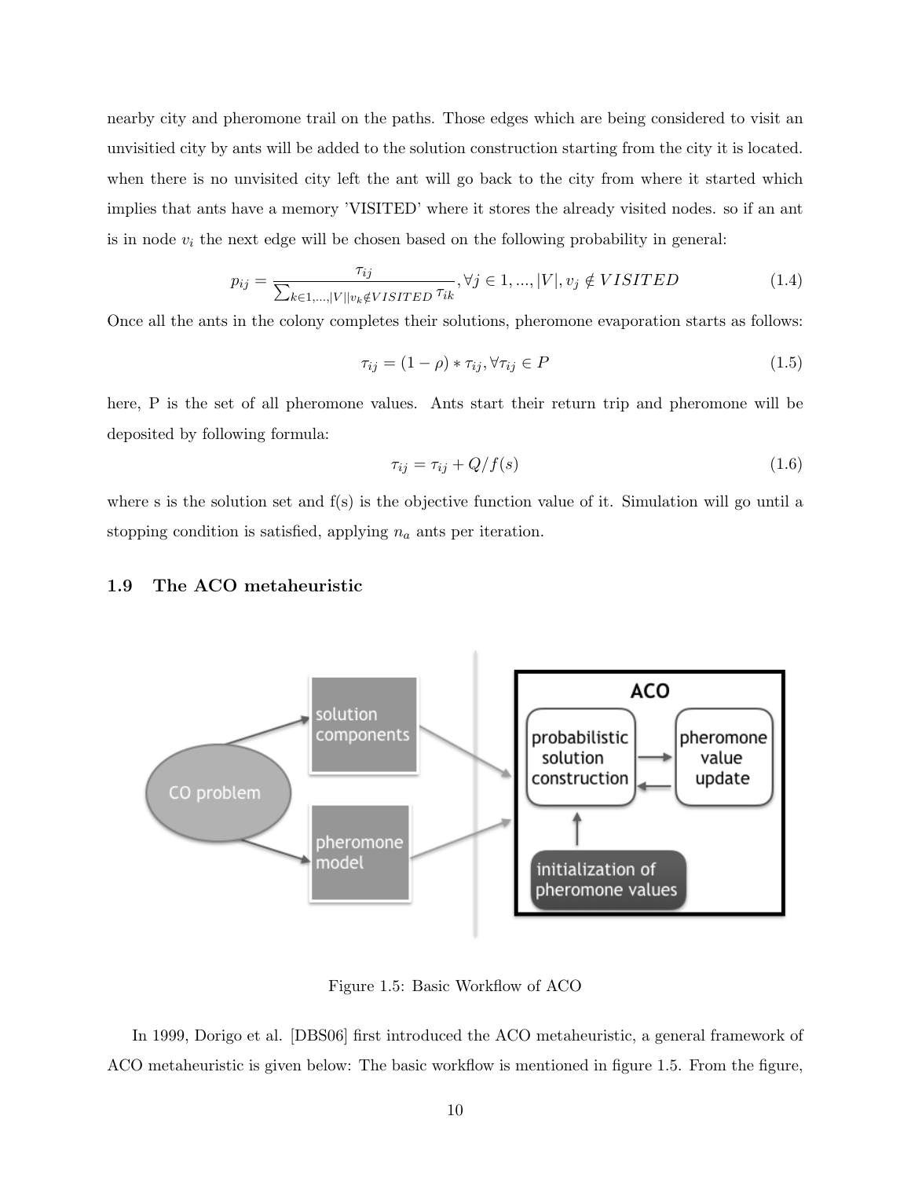nearby city and pheromone trail on the paths. Those edges which are being considered to visit an unvisitied city by ants will be added to the solution construction starting from the city it is located. when there is no unvisited city left the ant will go back to the city from where it started which implies that ants have a memory 'VISITED' where it stores the already visited nodes. so if an ant is in node $v_i$ the next edge will be chosen based on the following probability in general:

$$p_{ij} = \frac{\tau_{ij}}{\sum_{k \in 1,...,|V| | v_k \notin VISITED} \tau_{ik}}, \forall j \in 1, ..., |V|, v_j \notin VISITED \tag{1.4}$$

Once all the ants in the colony completes their solutions, pheromone evaporation starts as follows:

$$\tau_{ij} = (1 - \rho) * \tau_{ij}, \forall \tau_{ij} \in P \tag{1.5}$$

here, P is the set of all pheromone values. Ants start their return trip and pheromone will be deposited by following formula:

$$\tau_{ij} = \tau_{ij} + Q/f(s) \tag{1.6}$$

where s is the solution set and f(s) is the objective function value of it. Simulation will go until a stopping condition is satisfied, applying $n_a$ ants per iteration.

### 1.9 The ACO metaheuristic

Figure 1.5: Basic Workflow of ACO

In 1999, Dorigo et al. [DBS06] first introduced the ACO metaheuristic, a general framework of ACO metaheuristic is given below: The basic workflow is mentioned in figure 1.5. From the figure,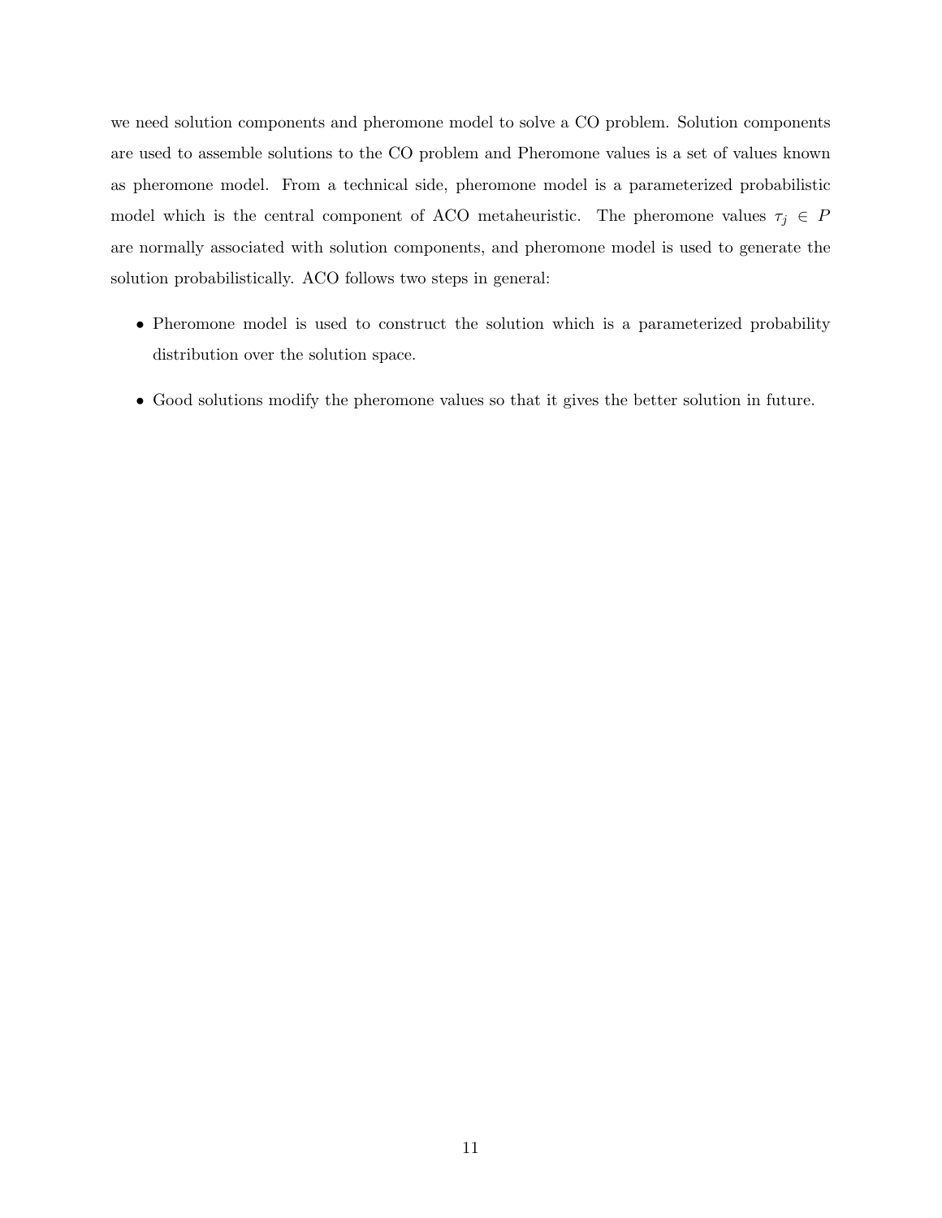we need solution components and pheromone model to solve a CO problem. Solution components are used to assemble solutions to the CO problem and Pheromone values is a set of values known as pheromone model. From a technical side, pheromone model is a parameterized probabilistic model which is the central component of ACO metaheuristic. The pheromone values $\tau_j \in P$ are normally associated with solution components, and pheromone model is used to generate the solution probabilistically. ACO follows two steps in general:

- Pheromone model is used to construct the solution which is a parameterized probability distribution over the solution space.
- Good solutions modify the pheromone values so that it gives the better solution in future.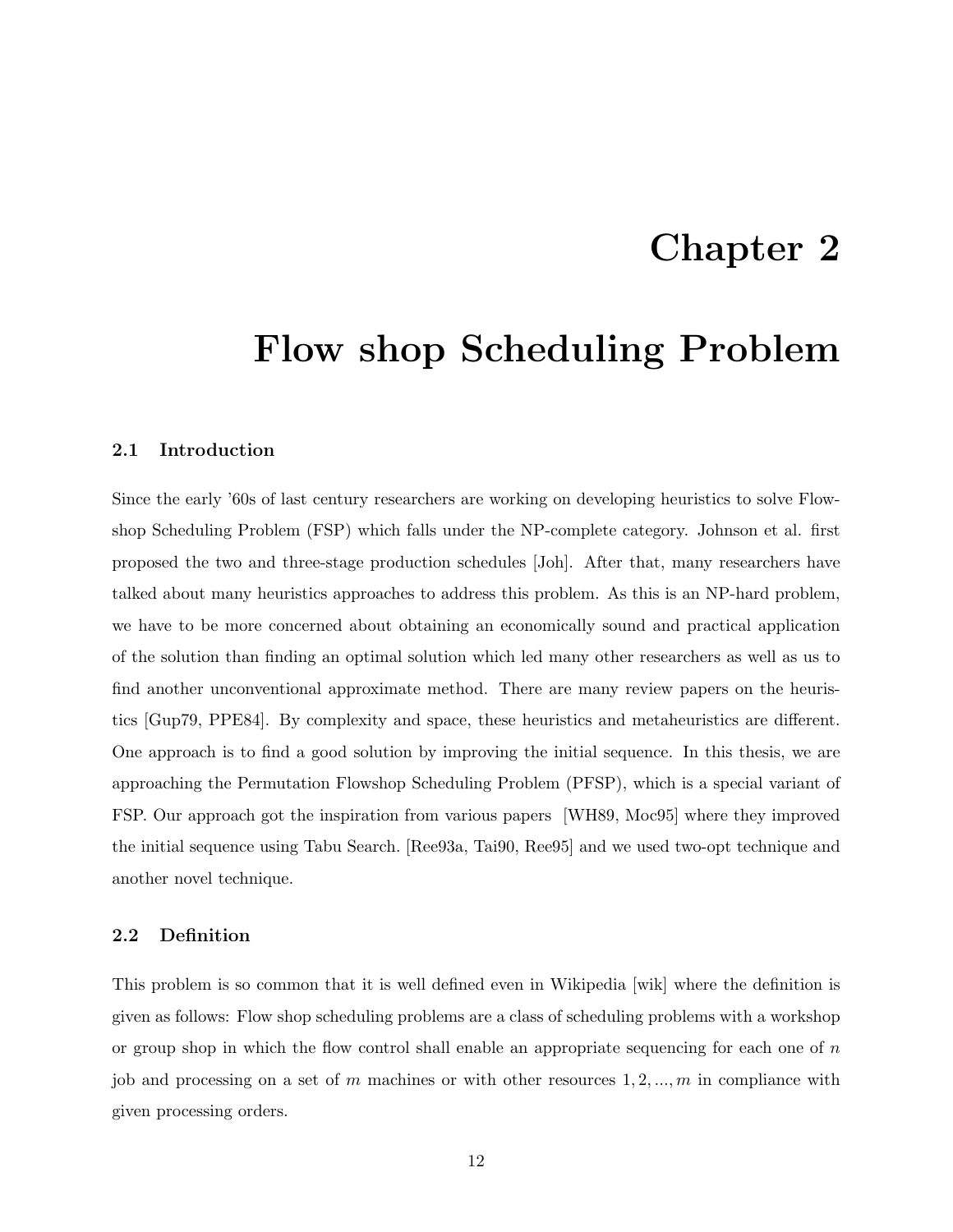# Chapter 2

# Flow shop Scheduling Problem

### 2.1 Introduction

Since the early '60s of last century researchers are working on developing heuristics to solve Flowshop Scheduling Problem (FSP) which falls under the NP-complete category. Johnson et al. first proposed the two and three-stage production schedules [Joh]. After that, many researchers have talked about many heuristics approaches to address this problem. As this is an NP-hard problem, we have to be more concerned about obtaining an economically sound and practical application of the solution than finding an optimal solution which led many other researchers as well as us to find another unconventional approximate method. There are many review papers on the heuristics [Gup79, PPE84]. By complexity and space, these heuristics and metaheuristics are different. One approach is to find a good solution by improving the initial sequence. In this thesis, we are approaching the Permutation Flowshop Scheduling Problem (PFSP), which is a special variant of FSP. Our approach got the inspiration from various papers [WH89, Moc95] where they improved the initial sequence using Tabu Search. [Ree93a, Tai90, Ree95] and we used two-opt technique and another novel technique.

### 2.2 Definition

This problem is so common that it is well defined even in Wikipedia [wik] where the definition is given as follows: Flow shop scheduling problems are a class of scheduling problems with a workshop or group shop in which the flow control shall enable an appropriate sequencing for each one of $n$ job and processing on a set of $m$ machines or with other resources $1, 2, ..., m$ in compliance with given processing orders.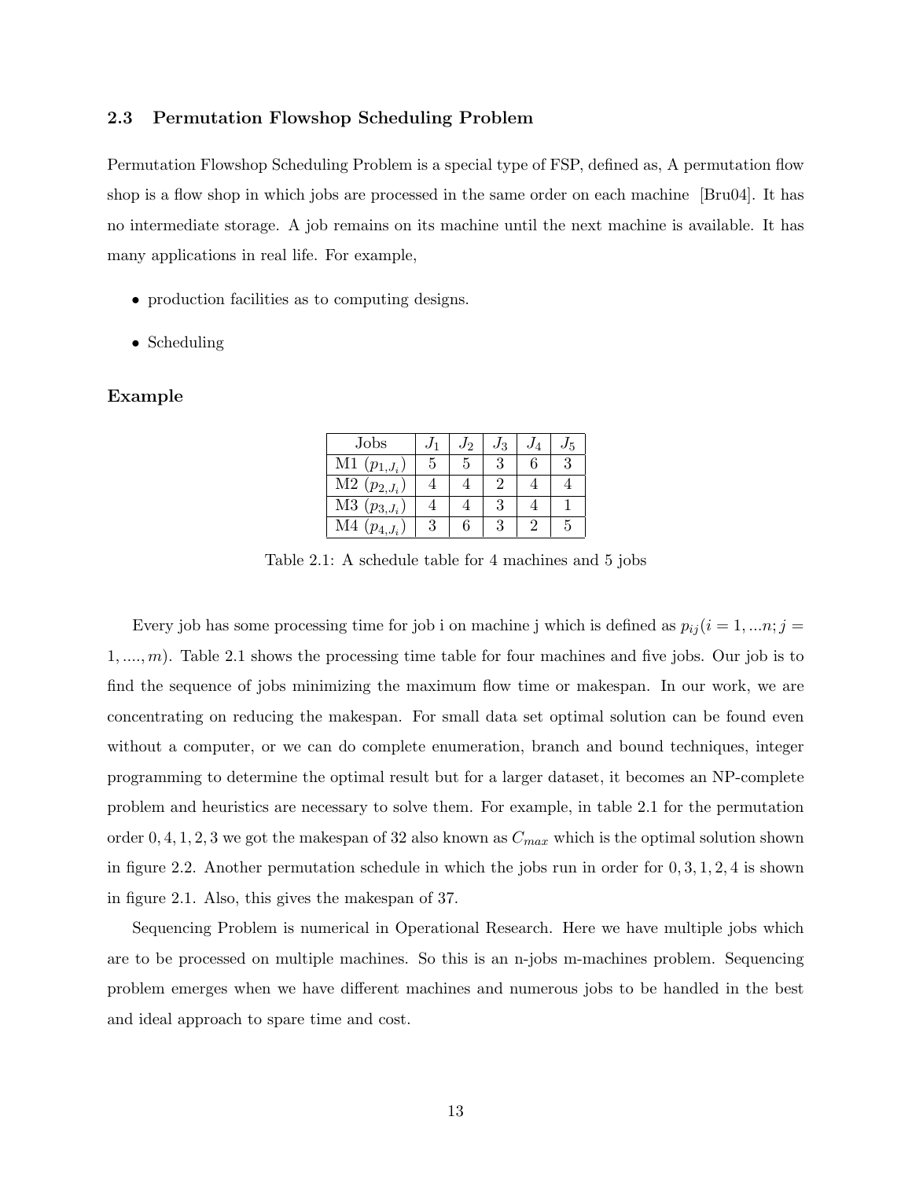### 2.3 Permutation Flowshop Scheduling Problem

Permutation Flowshop Scheduling Problem is a special type of FSP, defined as, A permutation flow shop is a flow shop in which jobs are processed in the same order on each machine [Bru04]. It has no intermediate storage. A job remains on its machine until the next machine is available. It has many applications in real life. For example,

- production facilities as to computing designs.
- Scheduling

#### Example

| Jobs | $J_1$ | $J_2$ | $J_3$ | $J_4$ | $J_5$ |
|---|---|---|---|---|---|
| M1 ($p_{1,J_i}$) | 5 | 5 | 3 | 6 | 3 |
| M2 ($p_{2,J_i}$) | 4 | 4 | 2 | 4 | 4 |
| M3 ($p_{3,J_i}$) | 4 | 4 | 3 | 4 | 1 |
| M4 ($p_{4,J_i}$) | 3 | 6 | 3 | 2 | 5 |

Table 2.1: A schedule table for 4 machines and 5 jobs

Every job has some processing time for job i on machine j which is defined as $p_{ij} (i = 1, ...n; j = 1, ...., m)$. Table 2.1 shows the processing time table for four machines and five jobs. Our job is to find the sequence of jobs minimizing the maximum flow time or makespan. In our work, we are concentrating on reducing the makespan. For small data set optimal solution can be found even without a computer, or we can do complete enumeration, branch and bound techniques, integer programming to determine the optimal result but for a larger dataset, it becomes an NP-complete problem and heuristics are necessary to solve them. For example, in table 2.1 for the permutation order $0, 4, 1, 2, 3$ we got the makespan of 32 also known as $C_{max}$ which is the optimal solution shown in figure 2.2. Another permutation schedule in which the jobs run in order for $0, 3, 1, 2, 4$ is shown in figure 2.1. Also, this gives the makespan of 37.

Sequencing Problem is numerical in Operational Research. Here we have multiple jobs which are to be processed on multiple machines. So this is an n-jobs m-machines problem. Sequencing problem emerges when we have different machines and numerous jobs to be handled in the best and ideal approach to spare time and cost.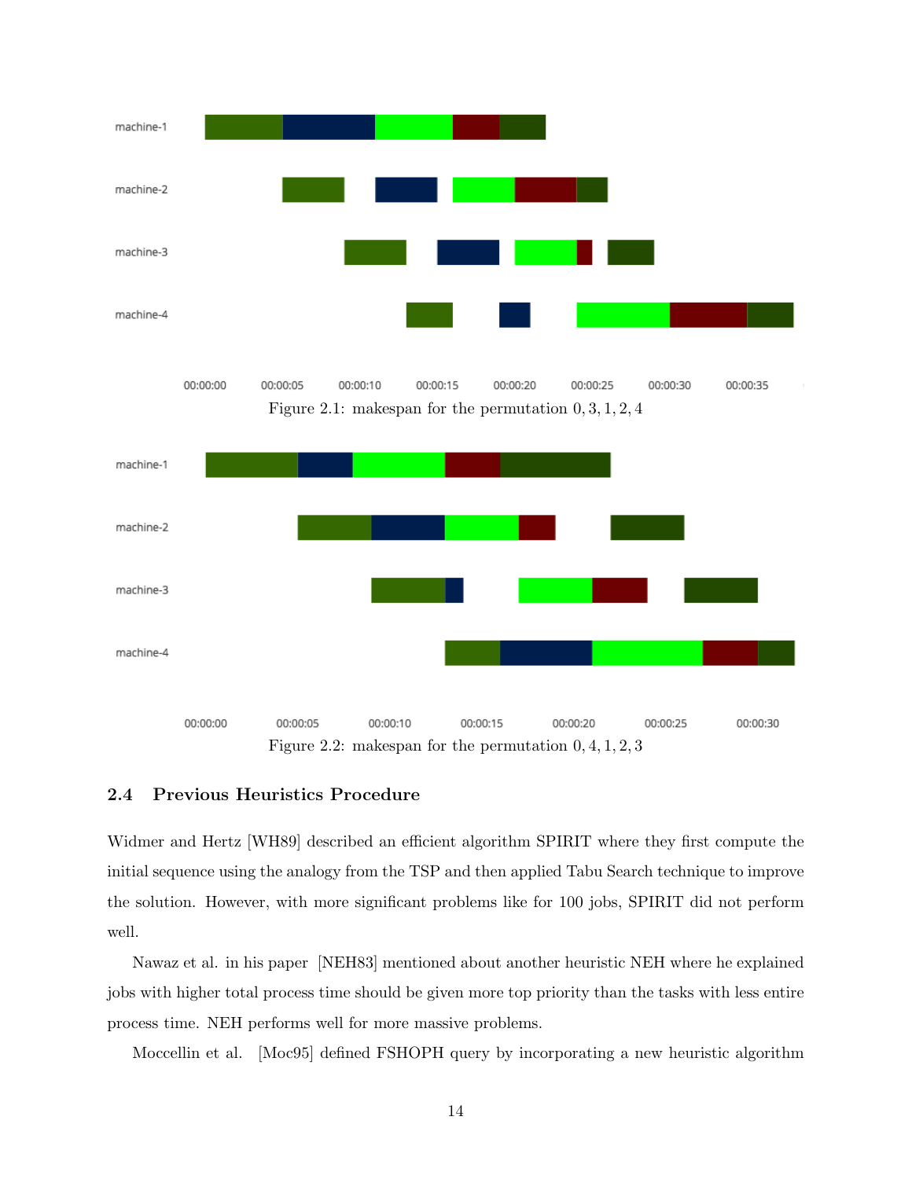Figure 2.1: makespan for the permutation 0, 3, 1, 2, 4

Figure 2.2: makespan for the permutation 0, 4, 1, 2, 3

### 2.4 Previous Heuristics Procedure

Widmer and Hertz [WH89] described an efficient algorithm SPIRIT where they first compute the initial sequence using the analogy from the TSP and then applied Tabu Search technique to improve the solution. However, with more significant problems like for 100 jobs, SPIRIT did not perform well.

Nawaz et al. in his paper [NEH83] mentioned about another heuristic NEH where he explained jobs with higher total process time should be given more top priority than the tasks with less entire process time. NEH performs well for more massive problems.

Moccellin et al. [Moc95] defined FSHOPH query by incorporating a new heuristic algorithm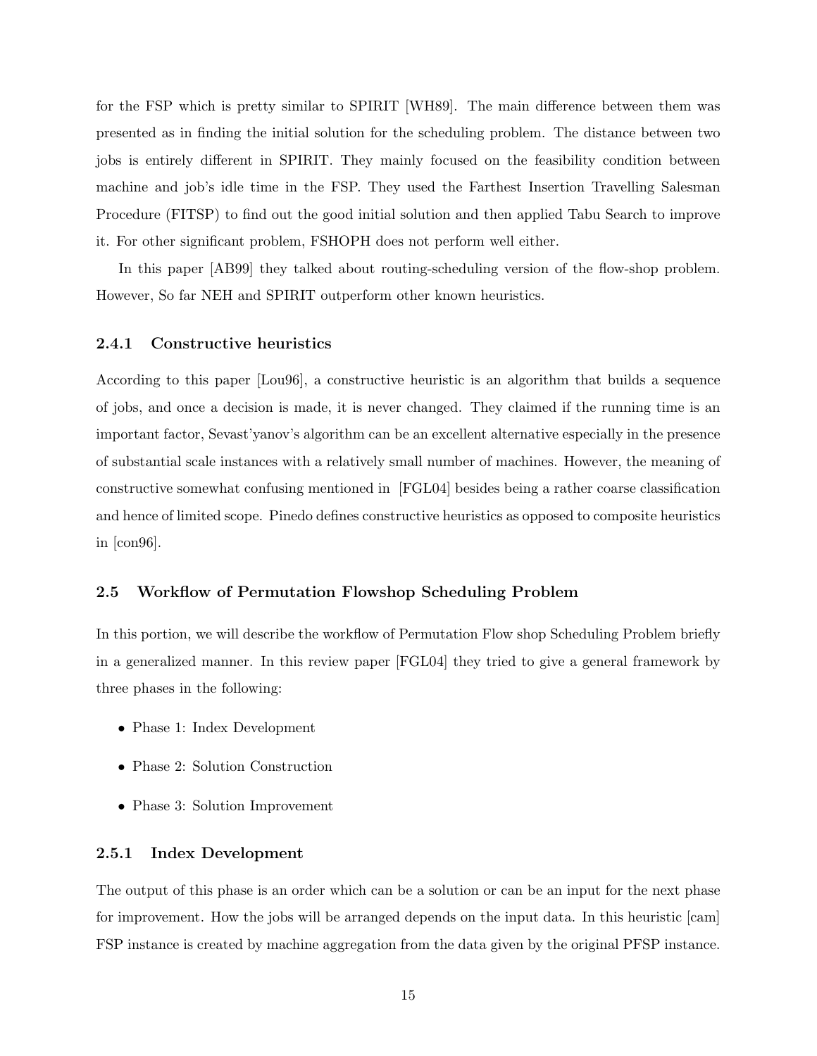for the FSP which is pretty similar to SPIRIT [WH89]. The main difference between them was presented as in finding the initial solution for the scheduling problem. The distance between two jobs is entirely different in SPIRIT. They mainly focused on the feasibility condition between machine and job's idle time in the FSP. They used the Farthest Insertion Travelling Salesman Procedure (FITSP) to find out the good initial solution and then applied Tabu Search to improve it. For other significant problem, FSHOPH does not perform well either.

In this paper [AB99] they talked about routing-scheduling version of the flow-shop problem. However, So far NEH and SPIRIT outperform other known heuristics.

### 2.4.1 Constructive heuristics

According to this paper [Lou96], a constructive heuristic is an algorithm that builds a sequence of jobs, and once a decision is made, it is never changed. They claimed if the running time is an important factor, Sevast'yanov's algorithm can be an excellent alternative especially in the presence of substantial scale instances with a relatively small number of machines. However, the meaning of constructive somewhat confusing mentioned in [FGL04] besides being a rather coarse classification and hence of limited scope. Pinedo defines constructive heuristics as opposed to composite heuristics in [con96].

## 2.5 Workflow of Permutation Flowshop Scheduling Problem

In this portion, we will describe the workflow of Permutation Flow shop Scheduling Problem briefly in a generalized manner. In this review paper [FGL04] they tried to give a general framework by three phases in the following:

- Phase 1: Index Development
- Phase 2: Solution Construction
- Phase 3: Solution Improvement

### 2.5.1 Index Development

The output of this phase is an order which can be a solution or can be an input for the next phase for improvement. How the jobs will be arranged depends on the input data. In this heuristic [cam] FSP instance is created by machine aggregation from the data given by the original PFSP instance.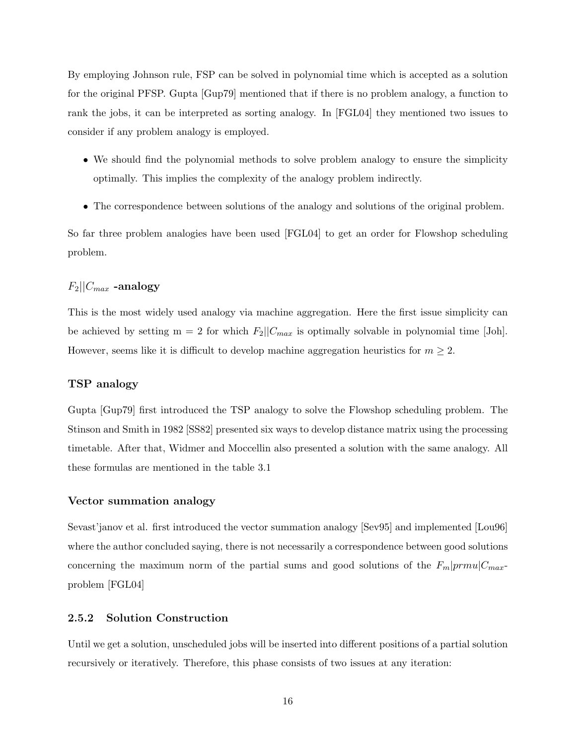By employing Johnson rule, FSP can be solved in polynomial time which is accepted as a solution for the original PFSP. Gupta [Gup79] mentioned that if there is no problem analogy, a function to rank the jobs, it can be interpreted as sorting analogy. In [FGL04] they mentioned two issues to consider if any problem analogy is employed.

- We should find the polynomial methods to solve problem analogy to ensure the simplicity optimally. This implies the complexity of the analogy problem indirectly.
- The correspondence between solutions of the analogy and solutions of the original problem.

So far three problem analogies have been used [FGL04] to get an order for Flowshop scheduling problem.

#### $F_2||C_{max}$ -analogy

This is the most widely used analogy via machine aggregation. Here the first issue simplicity can be achieved by setting m = 2 for which $F_2||C_{max}$ is optimally solvable in polynomial time [Joh]. However, seems like it is difficult to develop machine aggregation heuristics for $m \geq 2$.

#### TSP analogy

Gupta [Gup79] first introduced the TSP analogy to solve the Flowshop scheduling problem. The Stinson and Smith in 1982 [SS82] presented six ways to develop distance matrix using the processing timetable. After that, Widmer and Moccellin also presented a solution with the same analogy. All these formulas are mentioned in the table 3.1

#### Vector summation analogy

Sevast'janov et al. first introduced the vector summation analogy [Sev95] and implemented [Lou96] where the author concluded saying, there is not necessarily a correspondence between good solutions concerning the maximum norm of the partial sums and good solutions of the $F_m|prmu|C_{max}$-problem [FGL04]

### 2.5.2 Solution Construction

Until we get a solution, unscheduled jobs will be inserted into different positions of a partial solution recursively or iteratively. Therefore, this phase consists of two issues at any iteration: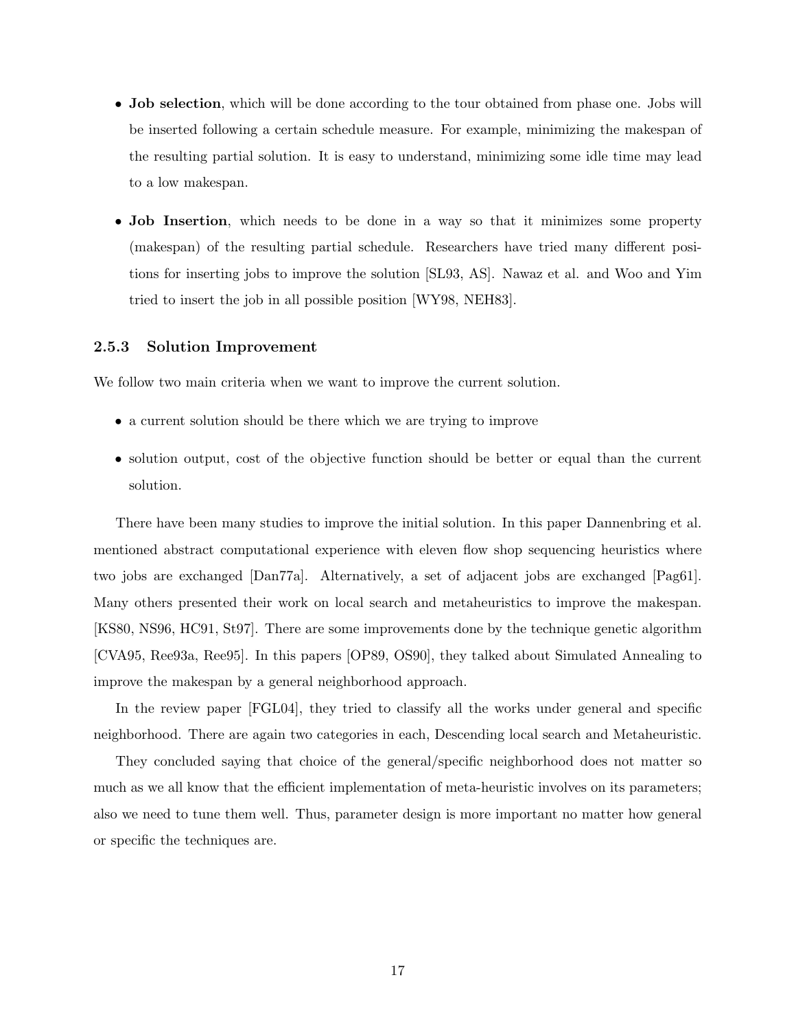- **Job selection**, which will be done according to the tour obtained from phase one. Jobs will be inserted following a certain schedule measure. For example, minimizing the makespan of the resulting partial solution. It is easy to understand, minimizing some idle time may lead to a low makespan.

- **Job Insertion**, which needs to be done in a way so that it minimizes some property (makespan) of the resulting partial schedule. Researchers have tried many different positions for inserting jobs to improve the solution [SL93, AS]. Nawaz et al. and Woo and Yim tried to insert the job in all possible position [WY98, NEH83].

### 2.5.3 Solution Improvement

We follow two main criteria when we want to improve the current solution.

- a current solution should be there which we are trying to improve

- solution output, cost of the objective function should be better or equal than the current solution.

There have been many studies to improve the initial solution. In this paper Dannenbring et al. mentioned abstract computational experience with eleven flow shop sequencing heuristics where two jobs are exchanged [Dan77a]. Alternatively, a set of adjacent jobs are exchanged [Pag61]. Many others presented their work on local search and metaheuristics to improve the makespan. [KS80, NS96, HC91, St97]. There are some improvements done by the technique genetic algorithm [CVA95, Ree93a, Ree95]. In this papers [OP89, OS90], they talked about Simulated Annealing to improve the makespan by a general neighborhood approach.

In the review paper [FGL04], they tried to classify all the works under general and specific neighborhood. There are again two categories in each, Descending local search and Metaheuristic.

They concluded saying that choice of the general/specific neighborhood does not matter so much as we all know that the efficient implementation of meta-heuristic involves on its parameters; also we need to tune them well. Thus, parameter design is more important no matter how general or specific the techniques are.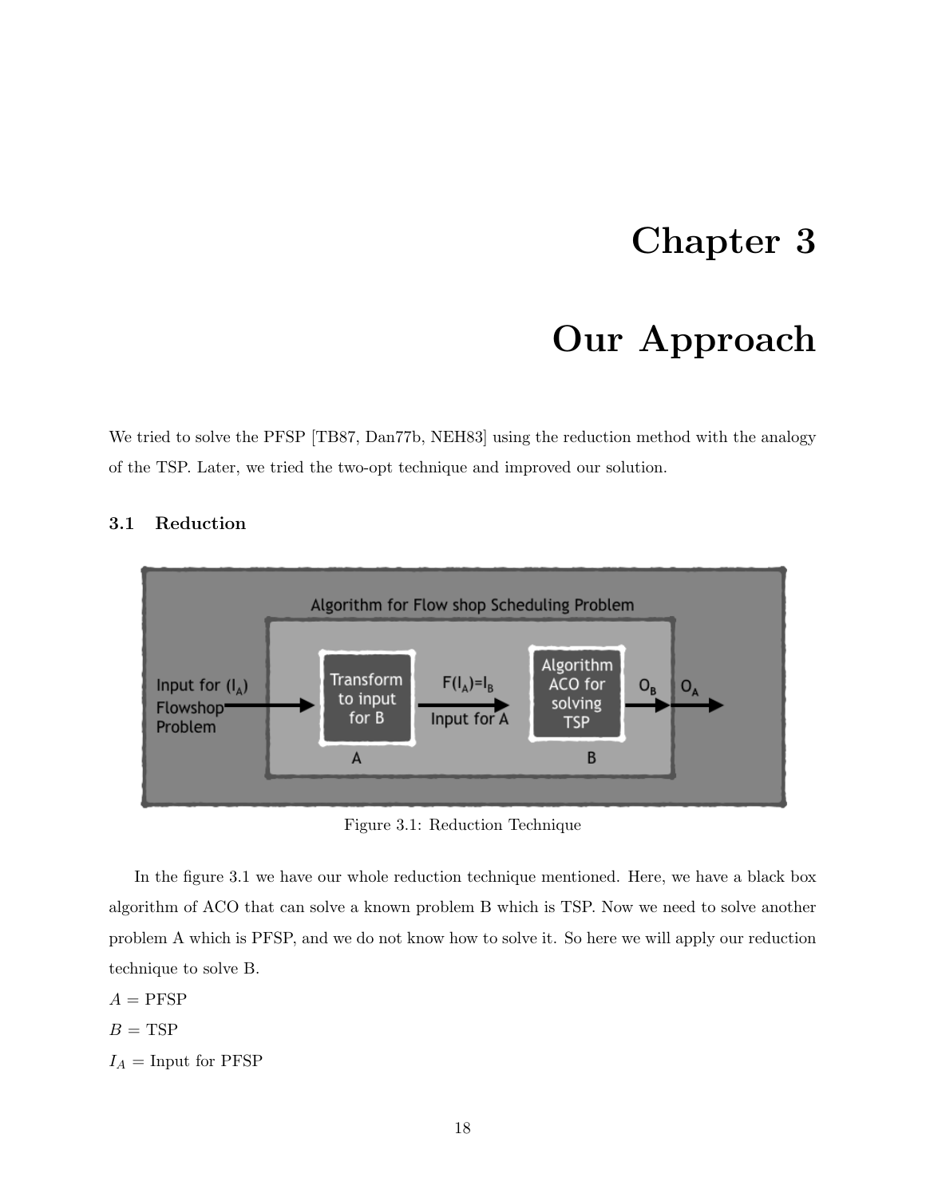# Chapter 3

# Our Approach

We tried to solve the PFSP [TB87, Dan77b, NEH83] using the reduction method with the analogy of the TSP. Later, we tried the two-opt technique and improved our solution.

### 3.1 Reduction

Figure 3.1: Reduction Technique

In the figure 3.1 we have our whole reduction technique mentioned. Here, we have a black box algorithm of ACO that can solve a known problem B which is TSP. Now we need to solve another problem A which is PFSP, and we do not know how to solve it. So here we will apply our reduction technique to solve B.

$A$ = PFSP

$B$ = TSP

$I_A$ = Input for PFSP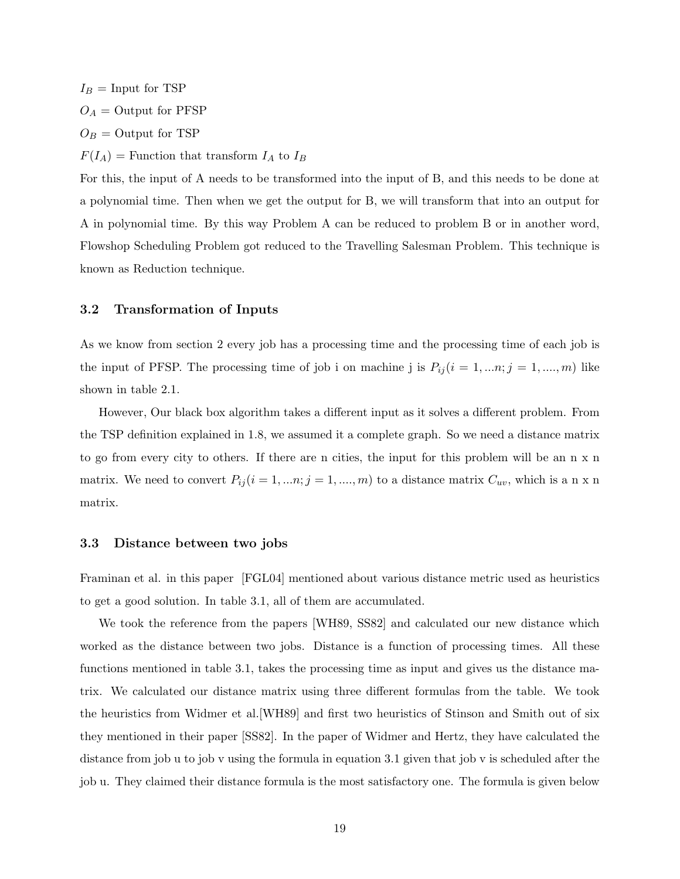$I_B$ = Input for TSP

$O_A$ = Output for PFSP

$O_B$ = Output for TSP

$F(I_A)$ = Function that transform $I_A$ to $I_B$

For this, the input of A needs to be transformed into the input of B, and this needs to be done at a polynomial time. Then when we get the output for B, we will transform that into an output for A in polynomial time. By this way Problem A can be reduced to problem B or in another word, Flowshop Scheduling Problem got reduced to the Travelling Salesman Problem. This technique is known as Reduction technique.

### 3.2 Transformation of Inputs

As we know from section 2 every job has a processing time and the processing time of each job is the input of PFSP. The processing time of job i on machine j is $P_{ij}(i = 1, ...n; j = 1, ...., m)$ like shown in table 2.1.

However, Our black box algorithm takes a different input as it solves a different problem. From the TSP definition explained in 1.8, we assumed it a complete graph. So we need a distance matrix to go from every city to others. If there are n cities, the input for this problem will be an n x n matrix. We need to convert $P_{ij}(i = 1, ...n; j = 1, ...., m)$ to a distance matrix $C_{uv}$, which is a n x n matrix.

### 3.3 Distance between two jobs

Framinan et al. in this paper [FGL04] mentioned about various distance metric used as heuristics to get a good solution. In table 3.1, all of them are accumulated.

We took the reference from the papers [WH89, SS82] and calculated our new distance which worked as the distance between two jobs. Distance is a function of processing times. All these functions mentioned in table 3.1, takes the processing time as input and gives us the distance matrix. We calculated our distance matrix using three different formulas from the table. We took the heuristics from Widmer et al.[WH89] and first two heuristics of Stinson and Smith out of six they mentioned in their paper [SS82]. In the paper of Widmer and Hertz, they have calculated the distance from job u to job v using the formula in equation 3.1 given that job v is scheduled after the job u. They claimed their distance formula is the most satisfactory one. The formula is given below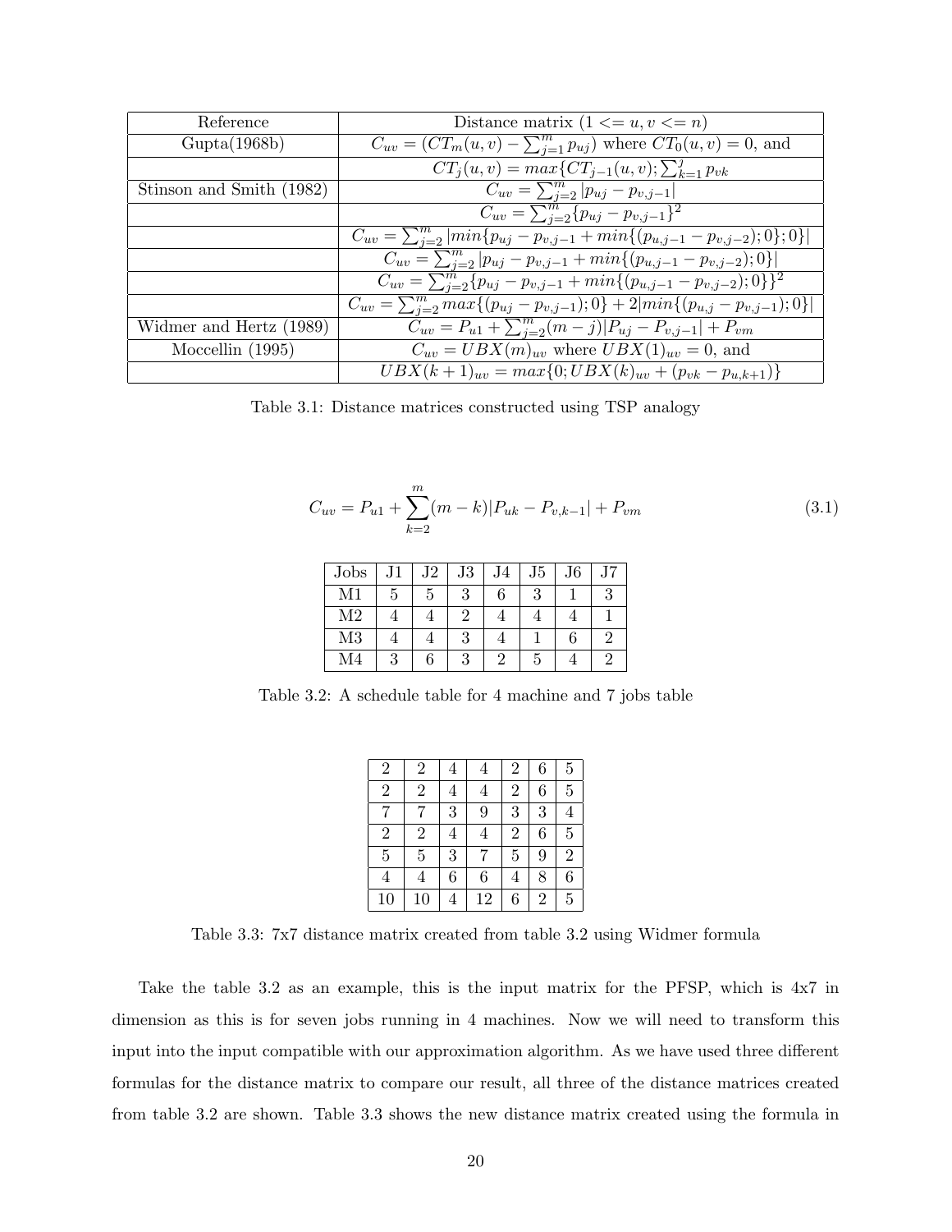| Reference | Distance matrix ($1 <= u, v <= n$) |
|---|---|
| Gupta(1968b) | $C_{uv} = (CT_m(u,v) - \sum_{j=1}^{m} p_{uj})$ where $CT_0(u,v) = 0$, and |
| | $CT_j(u,v) = max\{CT_{j-1}(u,v); \sum_{k=1}^{j} p_{vk}$ |
| Stinson and Smith (1982) | $C_{uv} = \sum_{j=2}^{m} \lvert p_{uj} - p_{v,j-1} \rvert$ |
| | $C_{uv} = \sum_{j=2}^{m} \{p_{uj} - p_{v,j-1}\}^2$ |
| | $C_{uv} = \sum_{j=2}^{m} \lvert min\{p_{uj} - p_{v,j-1} + min\{(p_{u,j-1} - p_{v,j-2}); 0\}; 0\} \rvert$ |
| | $C_{uv} = \sum_{j=2}^{m} \lvert p_{uj} - p_{v,j-1} + min\{(p_{u,j-1} - p_{v,j-2}); 0\} \rvert$ |
| | $C_{uv} = \sum_{j=2}^{m} \{p_{uj} - p_{v,j-1} + min\{(p_{u,j-1} - p_{v,j-2}); 0\}\}^2$ |
| | $C_{uv} = \sum_{j=2}^{m} max\{(p_{uj} - p_{v,j-1}); 0\} + 2 \lvert min\{(p_{u,j} - p_{v,j-1}); 0\} \rvert$ |
| Widmer and Hertz (1989) | $C_{uv} = P_{u1} + \sum_{j=2}^{m} (m-j) \lvert P_{uj} - P_{v,j-1} \rvert + P_{vm}$ |
| Moccellin (1995) | $C_{uv} = UBX(m)_{uv}$ where $UBX(1)_{uv} = 0$, and |
| | $UBX(k+1)_{uv} = max\{0; UBX(k)_{uv} + (p_{vk} - p_{u,k+1})\}$ |

Table 3.1: Distance matrices constructed using TSP analogy

$$C_{uv} = P_{u1} + \sum_{k=2}^{m} (m-k) |P_{uk} - P_{v,k-1}| + P_{vm} \tag{3.1}$$

| Jobs | J1 | J2 | J3 | J4 | J5 | J6 | J7 |
|---|---|---|---|---|---|---|---|
| M1 | 5 | 5 | 3 | 6 | 3 | 1 | 3 |
| M2 | 4 | 4 | 2 | 4 | 4 | 4 | 1 |
| M3 | 4 | 4 | 3 | 4 | 1 | 6 | 2 |
| M4 | 3 | 6 | 3 | 2 | 5 | 4 | 2 |

Table 3.2: A schedule table for 4 machine and 7 jobs table

| | | | | | | |
|---|---|---|---|---|---|---|
| 2 | 2 | 4 | 4 | 2 | 6 | 5 |
| 2 | 2 | 4 | 4 | 2 | 6 | 5 |
| 7 | 7 | 3 | 9 | 3 | 3 | 4 |
| 2 | 2 | 4 | 4 | 2 | 6 | 5 |
| 5 | 5 | 3 | 7 | 5 | 9 | 2 |
| 4 | 4 | 6 | 6 | 4 | 8 | 6 |
| 10 | 10 | 4 | 12 | 6 | 2 | 5 |

Table 3.3: 7x7 distance matrix created from table 3.2 using Widmer formula

Take the table 3.2 as an example, this is the input matrix for the PFSP, which is 4x7 in dimension as this is for seven jobs running in 4 machines. Now we will need to transform this input into the input compatible with our approximation algorithm. As we have used three different formulas for the distance matrix to compare our result, all three of the distance matrices created from table 3.2 are shown. Table 3.3 shows the new distance matrix created using the formula in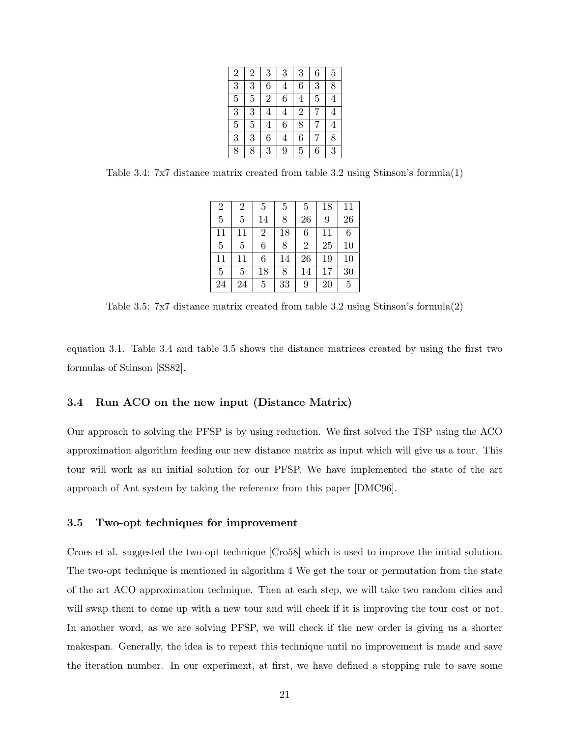| 2 | 2 | 3 | 3 | 3 | 6 | 5 |
|---|---|---|---|---|---|---|
| 3 | 3 | 6 | 4 | 6 | 3 | 8 |
| 5 | 5 | 2 | 6 | 4 | 5 | 4 |
| 3 | 3 | 4 | 4 | 2 | 7 | 4 |
| 5 | 5 | 4 | 6 | 8 | 7 | 4 |
| 3 | 3 | 6 | 4 | 6 | 7 | 8 |
| 8 | 8 | 3 | 9 | 5 | 6 | 3 |

Table 3.4: 7x7 distance matrix created from table 3.2 using Stinson's formula(1)

| 2 | 2 | 5 | 5 | 5 | 18 | 11 |
|---|---|---|---|---|---|---|
| 5 | 5 | 14 | 8 | 26 | 9 | 26 |
| 11 | 11 | 2 | 18 | 6 | 11 | 6 |
| 5 | 5 | 6 | 8 | 2 | 25 | 10 |
| 11 | 11 | 6 | 14 | 26 | 19 | 10 |
| 5 | 5 | 18 | 8 | 14 | 17 | 30 |
| 24 | 24 | 5 | 33 | 9 | 20 | 5 |

Table 3.5: 7x7 distance matrix created from table 3.2 using Stinson's formula(2)

equation 3.1. Table 3.4 and table 3.5 shows the distance matrices created by using the first two formulas of Stinson [SS82].

### 3.4 Run ACO on the new input (Distance Matrix)

Our approach to solving the PFSP is by using reduction. We first solved the TSP using the ACO approximation algorithm feeding our new distance matrix as input which will give us a tour. This tour will work as an initial solution for our PFSP. We have implemented the state of the art approach of Ant system by taking the reference from this paper [DMC96].

### 3.5 Two-opt techniques for improvement

Croes et al. suggested the two-opt technique [Cro58] which is used to improve the initial solution. The two-opt technique is mentioned in algorithm 4 We get the tour or permutation from the state of the art ACO approximation technique. Then at each step, we will take two random cities and will swap them to come up with a new tour and will check if it is improving the tour cost or not. In another word, as we are solving PFSP, we will check if the new order is giving us a shorter makespan. Generally, the idea is to repeat this technique until no improvement is made and save the iteration number. In our experiment, at first, we have defined a stopping rule to save some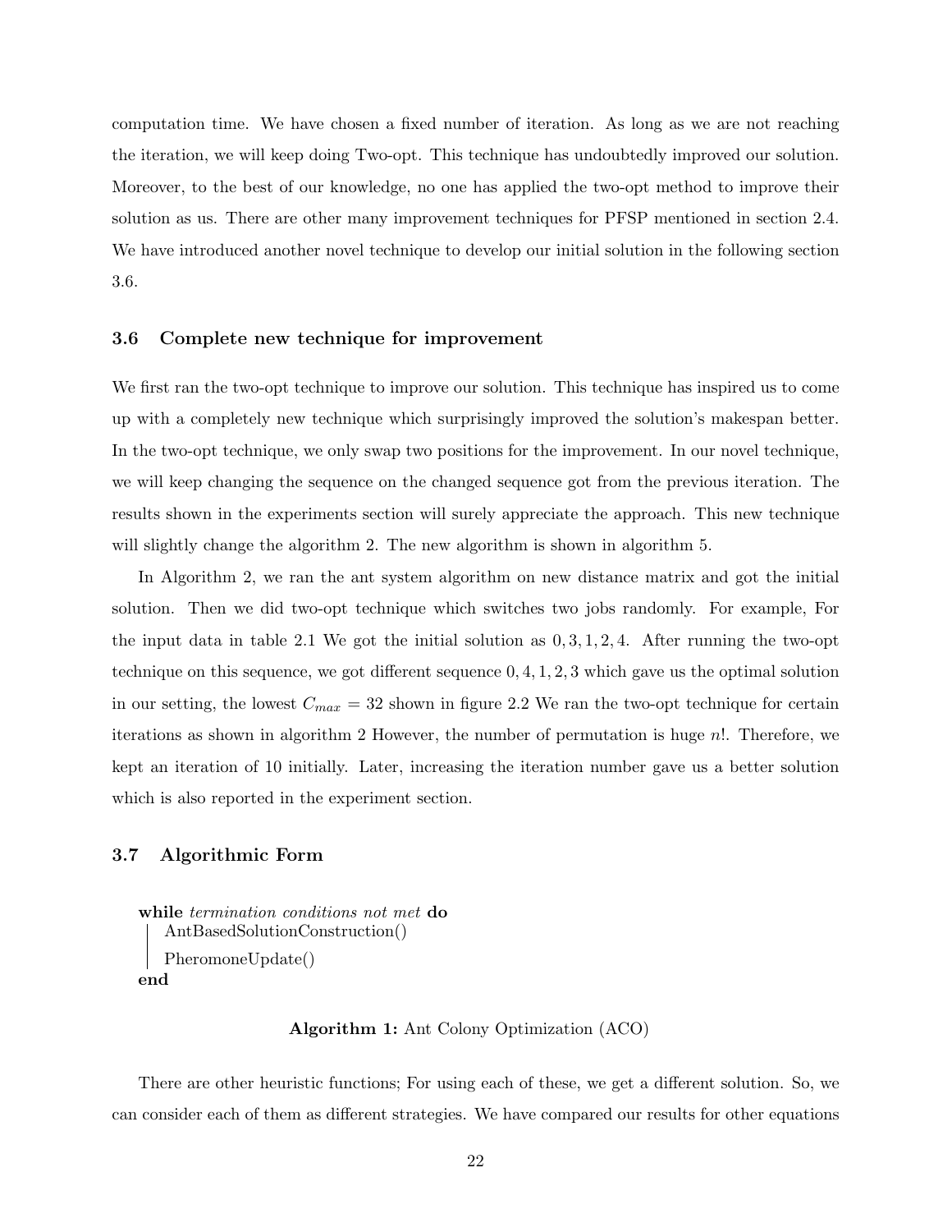computation time. We have chosen a fixed number of iteration. As long as we are not reaching the iteration, we will keep doing Two-opt. This technique has undoubtedly improved our solution. Moreover, to the best of our knowledge, no one has applied the two-opt method to improve their solution as us. There are other many improvement techniques for PFSP mentioned in section 2.4. We have introduced another novel technique to develop our initial solution in the following section 3.6.

### 3.6 Complete new technique for improvement

We first ran the two-opt technique to improve our solution. This technique has inspired us to come up with a completely new technique which surprisingly improved the solution's makespan better. In the two-opt technique, we only swap two positions for the improvement. In our novel technique, we will keep changing the sequence on the changed sequence got from the previous iteration. The results shown in the experiments section will surely appreciate the approach. This new technique will slightly change the algorithm 2. The new algorithm is shown in algorithm 5.

In Algorithm 2, we ran the ant system algorithm on new distance matrix and got the initial solution. Then we did two-opt technique which switches two jobs randomly. For example, For the input data in table 2.1 We got the initial solution as $0, 3, 1, 2, 4$. After running the two-opt technique on this sequence, we got different sequence $0, 4, 1, 2, 3$ which gave us the optimal solution in our setting, the lowest $C_{max} = 32$ shown in figure 2.2 We ran the two-opt technique for certain iterations as shown in algorithm 2 However, the number of permutation is huge $n!$. Therefore, we kept an iteration of 10 initially. Later, increasing the iteration number gave us a better solution which is also reported in the experiment section.

### 3.7 Algorithmic Form

```
while termination conditions not met do
    AntBasedSolutionConstruction()
    PheromoneUpdate()
end
```

**Algorithm 1:** Ant Colony Optimization (ACO)

There are other heuristic functions; For using each of these, we get a different solution. So, we can consider each of them as different strategies. We have compared our results for other equations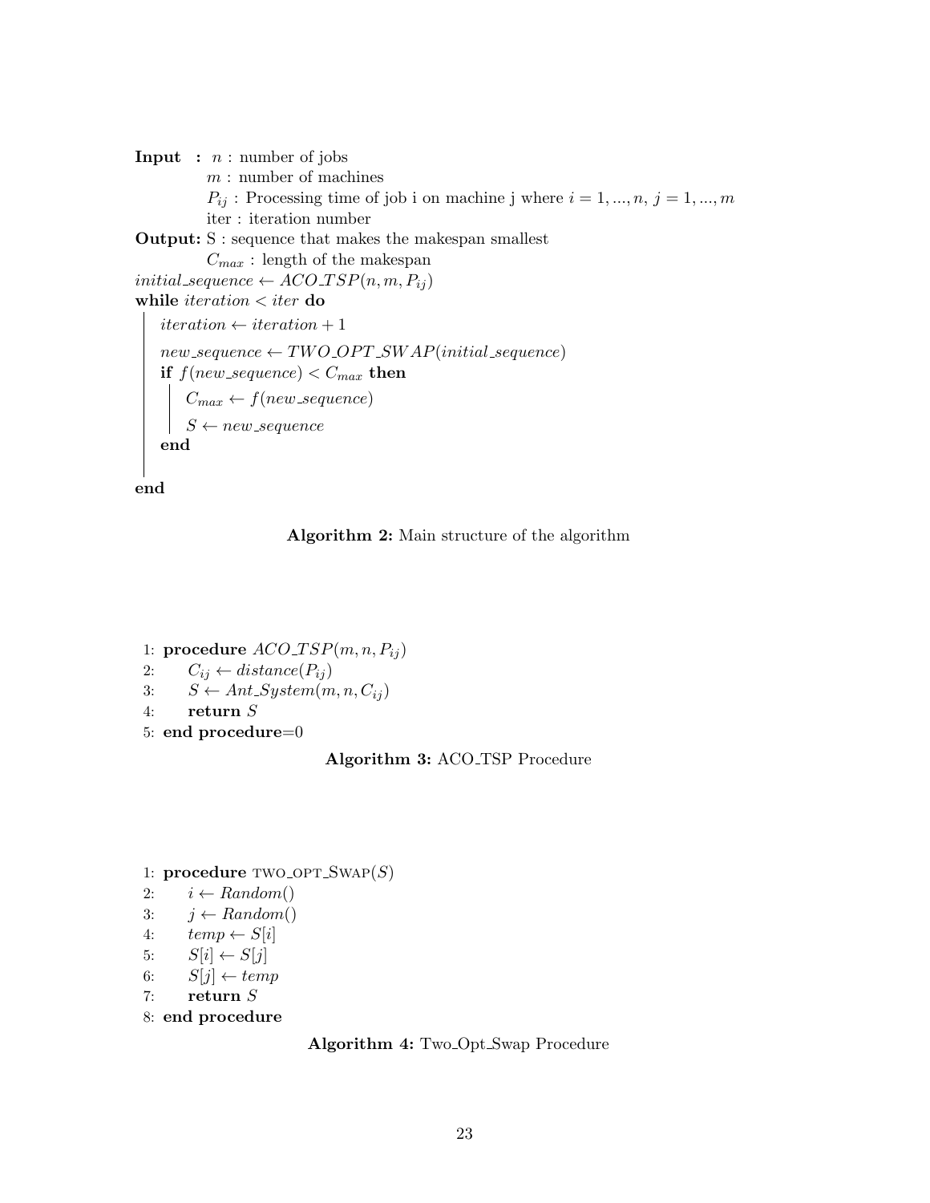**Input :** $n$ : number of jobs
$m$ : number of machines
$P_{ij}$ : Processing time of job i on machine j where $i = 1, ..., n$, $j = 1, ..., m$
iter : iteration number

**Output:** S : sequence that makes the makespan smallest
$C_{max}$ : length of the makespan

```
initial_sequence ← ACO_TSP(n, m, P_ij)
while iteration < iter do
    iteration ← iteration + 1
    new_sequence ← TWO_OPT_SWAP(initial_sequence)
    if f(new_sequence) < C_max then
        C_max ← f(new_sequence)
        S ← new_sequence
    end
end
```

**Algorithm 2:** Main structure of the algorithm

```
1: procedure ACO_TSP(m, n, P_ij)
2:     C_ij ← distance(P_ij)
3:     S ← Ant_System(m, n, C_ij)
4:     return S
5: end procedure=0
```

**Algorithm 3:** ACO_TSP Procedure

```
1: procedure TWO_OPT_SWAP(S)
2:     i ← Random()
3:     j ← Random()
4:     temp ← S[i]
5:     S[i] ← S[j]
6:     S[j] ← temp
7:     return S
8: end procedure
```

**Algorithm 4:** Two_Opt_Swap Procedure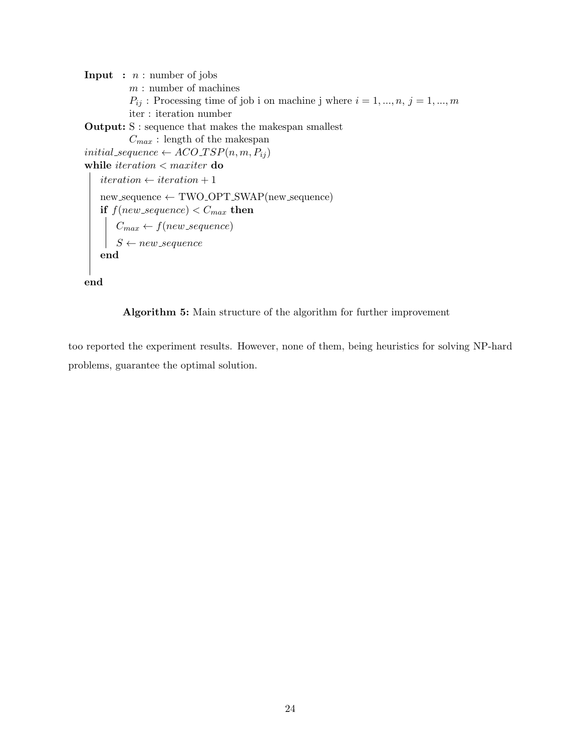```
Input  : n : number of jobs
         m : number of machines
         P_ij : Processing time of job i on machine j where i = 1, ..., n, j = 1, ..., m
         iter : iteration number
Output: S : sequence that makes the makespan smallest
        C_max : length of the makespan
initial_sequence ← ACO_TSP(n, m, P_ij)
while iteration < maxiter do
    iteration ← iteration + 1
    new_sequence ← TWO_OPT_SWAP(new_sequence)
    if f(new_sequence) < C_max then
        C_max ← f(new_sequence)
        S ← new_sequence
    end
end
```

**Algorithm 5:** Main structure of the algorithm for further improvement

too reported the experiment results. However, none of them, being heuristics for solving NP-hard problems, guarantee the optimal solution.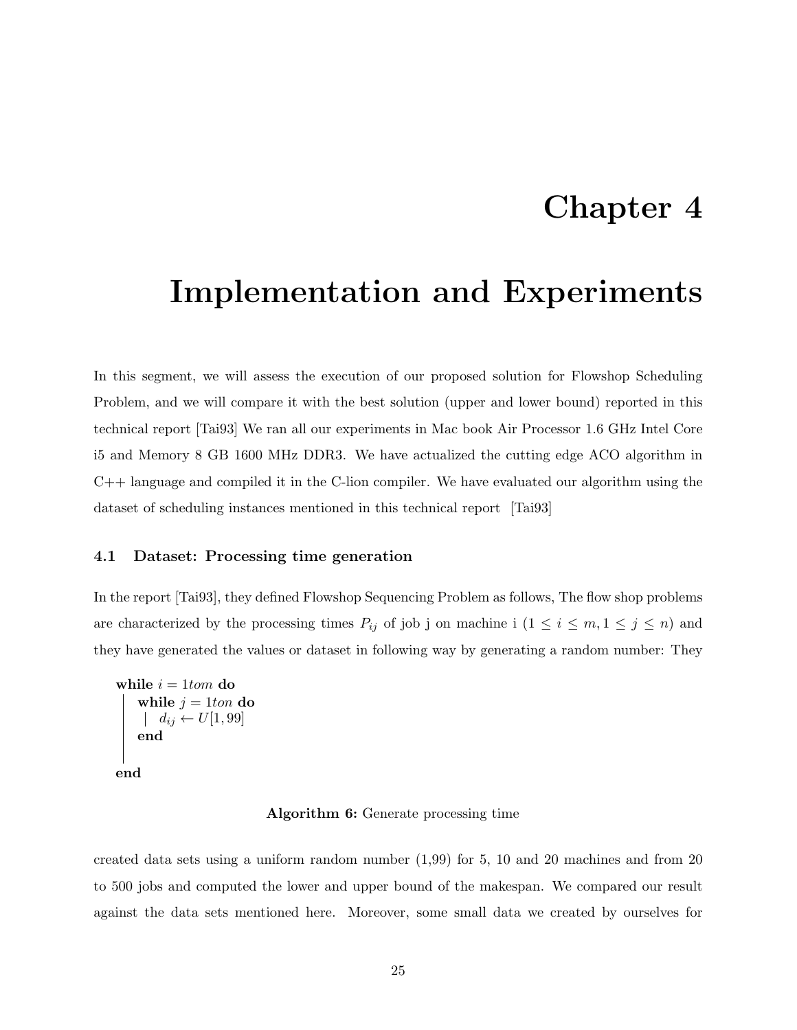# Chapter 4

# Implementation and Experiments

In this segment, we will assess the execution of our proposed solution for Flowshop Scheduling Problem, and we will compare it with the best solution (upper and lower bound) reported in this technical report [Tai93] We ran all our experiments in Mac book Air Processor 1.6 GHz Intel Core i5 and Memory 8 GB 1600 MHz DDR3. We have actualized the cutting edge ACO algorithm in C++ language and compiled it in the C-lion compiler. We have evaluated our algorithm using the dataset of scheduling instances mentioned in this technical report [Tai93]

### 4.1 Dataset: Processing time generation

In the report [Tai93], they defined Flowshop Sequencing Problem as follows, The flow shop problems are characterized by the processing times $P_{ij}$ of job j on machine i ($1 \leq i \leq m, 1 \leq j \leq n$) and they have generated the values or dataset in following way by generating a random number: They

```
while i = 1tom do
    while j = 1ton do
    |   d_ij ← U[1, 99]
    end
end
```

**Algorithm 6:** Generate processing time

created data sets using a uniform random number (1,99) for 5, 10 and 20 machines and from 20 to 500 jobs and computed the lower and upper bound of the makespan. We compared our result against the data sets mentioned here. Moreover, some small data we created by ourselves for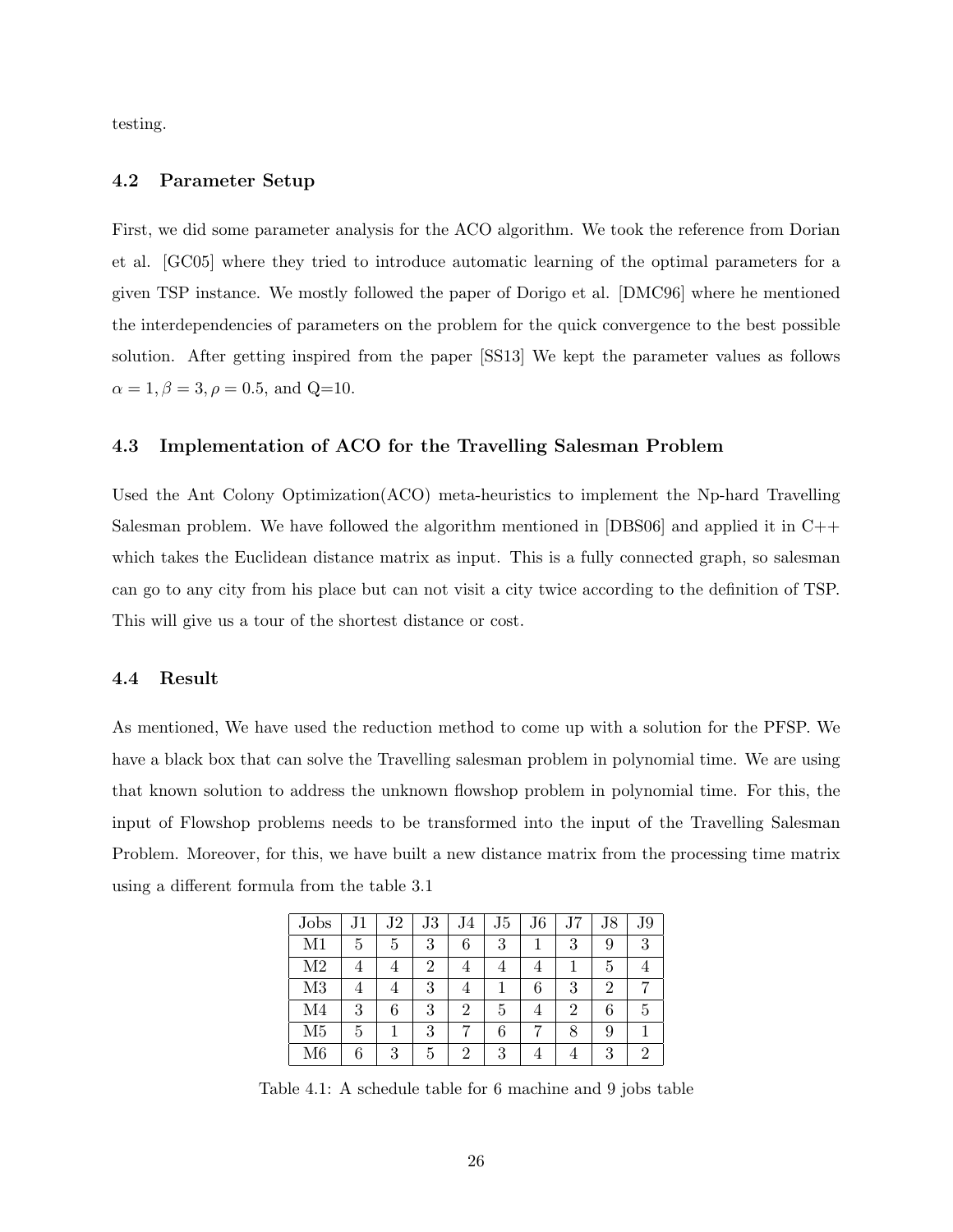testing.

### 4.2 Parameter Setup

First, we did some parameter analysis for the ACO algorithm. We took the reference from Dorian et al. [GC05] where they tried to introduce automatic learning of the optimal parameters for a given TSP instance. We mostly followed the paper of Dorigo et al. [DMC96] where he mentioned the interdependencies of parameters on the problem for the quick convergence to the best possible solution. After getting inspired from the paper [SS13] We kept the parameter values as follows $\alpha = 1, \beta = 3, \rho = 0.5$, and Q=10.

### 4.3 Implementation of ACO for the Travelling Salesman Problem

Used the Ant Colony Optimization(ACO) meta-heuristics to implement the Np-hard Travelling Salesman problem. We have followed the algorithm mentioned in [DBS06] and applied it in C++ which takes the Euclidean distance matrix as input. This is a fully connected graph, so salesman can go to any city from his place but can not visit a city twice according to the definition of TSP. This will give us a tour of the shortest distance or cost.

### 4.4 Result

As mentioned, We have used the reduction method to come up with a solution for the PFSP. We have a black box that can solve the Travelling salesman problem in polynomial time. We are using that known solution to address the unknown flowshop problem in polynomial time. For this, the input of Flowshop problems needs to be transformed into the input of the Travelling Salesman Problem. Moreover, for this, we have built a new distance matrix from the processing time matrix using a different formula from the table 3.1

| Jobs | J1 | J2 | J3 | J4 | J5 | J6 | J7 | J8 | J9 |
|---|---|---|---|---|---|---|---|---|---|
| M1 | 5 | 5 | 3 | 6 | 3 | 1 | 3 | 9 | 3 |
| M2 | 4 | 4 | 2 | 4 | 4 | 4 | 1 | 5 | 4 |
| M3 | 4 | 4 | 3 | 4 | 1 | 6 | 3 | 2 | 7 |
| M4 | 3 | 6 | 3 | 2 | 5 | 4 | 2 | 6 | 5 |
| M5 | 5 | 1 | 3 | 7 | 6 | 7 | 8 | 9 | 1 |
| M6 | 6 | 3 | 5 | 2 | 3 | 4 | 4 | 3 | 2 |

Table 4.1: A schedule table for 6 machine and 9 jobs table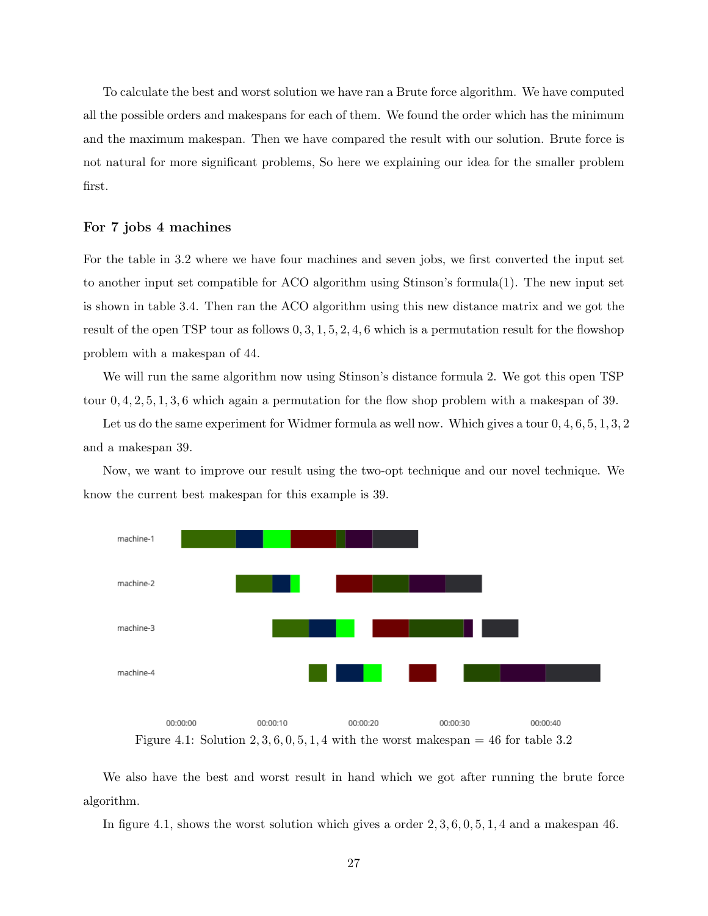To calculate the best and worst solution we have ran a Brute force algorithm. We have computed all the possible orders and makespans for each of them. We found the order which has the minimum and the maximum makespan. Then we have compared the result with our solution. Brute force is not natural for more significant problems, So here we explaining our idea for the smaller problem first.

### For 7 jobs 4 machines

For the table in 3.2 where we have four machines and seven jobs, we first converted the input set to another input set compatible for ACO algorithm using Stinson's formula(1). The new input set is shown in table 3.4. Then ran the ACO algorithm using this new distance matrix and we got the result of the open TSP tour as follows $0, 3, 1, 5, 2, 4, 6$ which is a permutation result for the flowshop problem with a makespan of 44.

We will run the same algorithm now using Stinson's distance formula 2. We got this open TSP tour $0, 4, 2, 5, 1, 3, 6$ which again a permutation for the flow shop problem with a makespan of 39.

Let us do the same experiment for Widmer formula as well now. Which gives a tour $0, 4, 6, 5, 1, 3, 2$ and a makespan 39.

Now, we want to improve our result using the two-opt technique and our novel technique. We know the current best makespan for this example is 39.

Figure 4.1: Solution $2, 3, 6, 0, 5, 1, 4$ with the worst makespan = 46 for table 3.2

We also have the best and worst result in hand which we got after running the brute force algorithm.

In figure 4.1, shows the worst solution which gives a order $2, 3, 6, 0, 5, 1, 4$ and a makespan 46.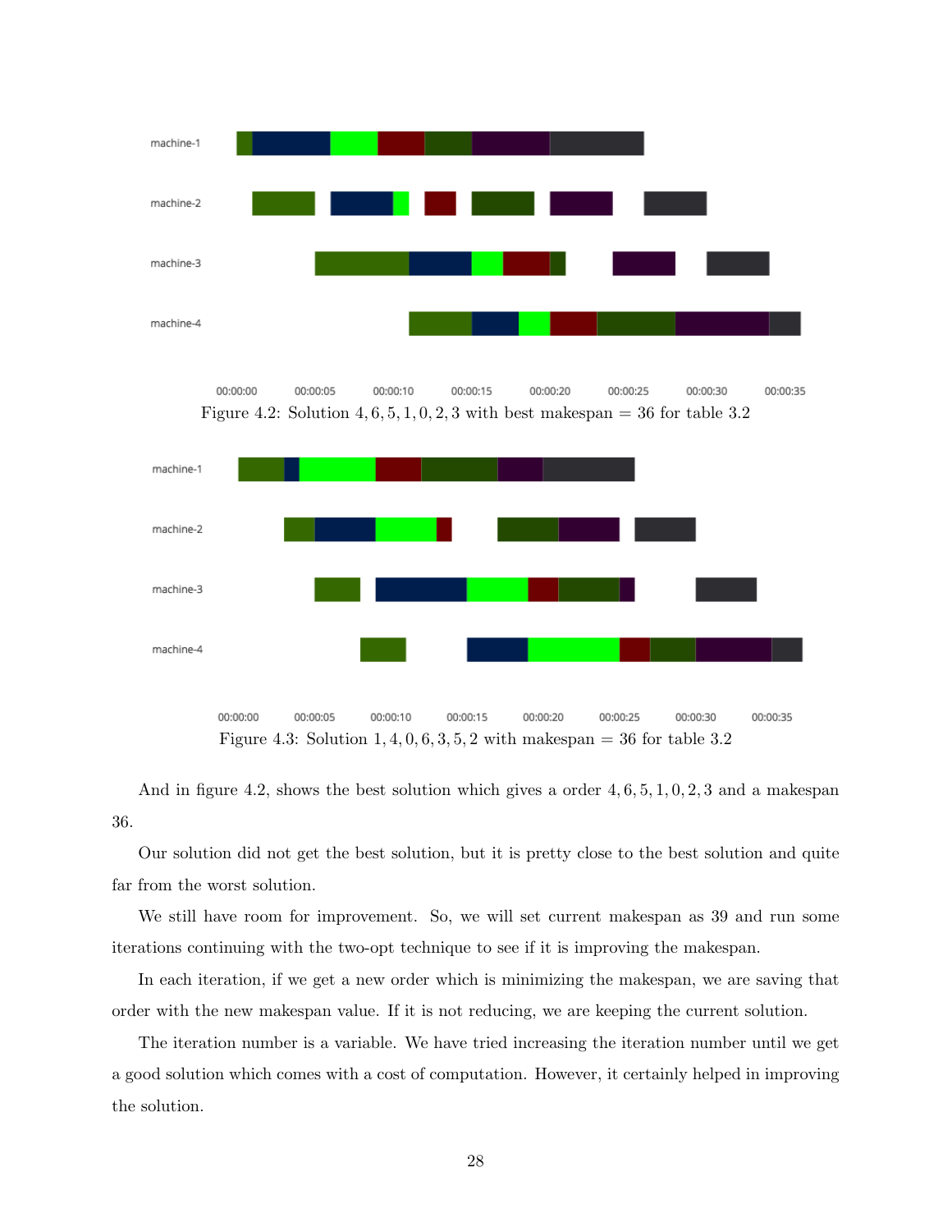Figure 4.2: Solution 4, 6, 5, 1, 0, 2, 3 with best makespan = 36 for table 3.2

Figure 4.3: Solution 1, 4, 0, 6, 3, 5, 2 with makespan = 36 for table 3.2

And in figure 4.2, shows the best solution which gives a order 4, 6, 5, 1, 0, 2, 3 and a makespan 36.

Our solution did not get the best solution, but it is pretty close to the best solution and quite far from the worst solution.

We still have room for improvement. So, we will set current makespan as 39 and run some iterations continuing with the two-opt technique to see if it is improving the makespan.

In each iteration, if we get a new order which is minimizing the makespan, we are saving that order with the new makespan value. If it is not reducing, we are keeping the current solution.

The iteration number is a variable. We have tried increasing the iteration number until we get a good solution which comes with a cost of computation. However, it certainly helped in improving the solution.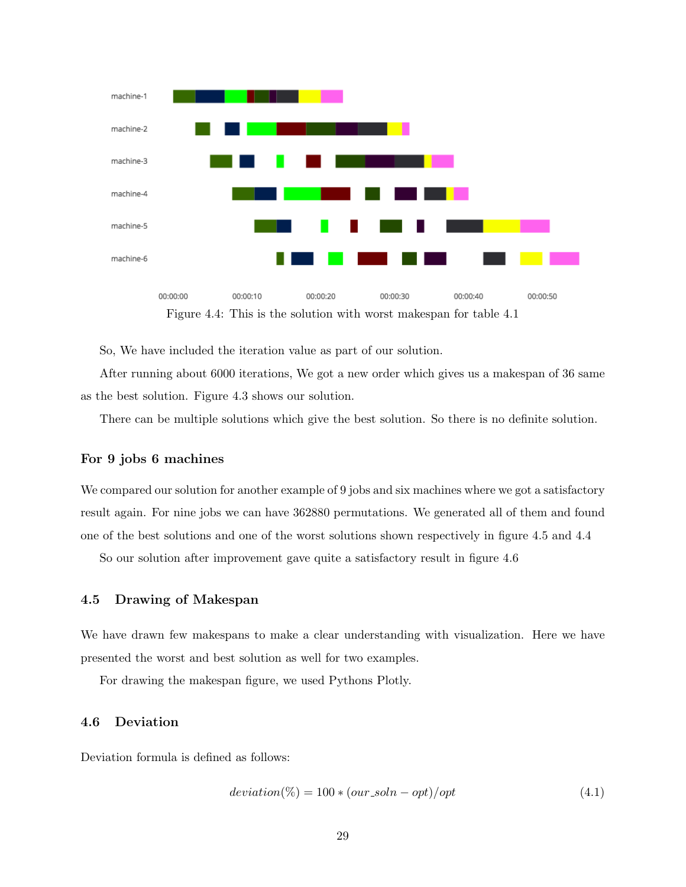Figure 4.4: This is the solution with worst makespan for table 4.1

So, We have included the iteration value as part of our solution.

After running about 6000 iterations, We got a new order which gives us a makespan of 36 same as the best solution. Figure 4.3 shows our solution.

There can be multiple solutions which give the best solution. So there is no definite solution.

### For 9 jobs 6 machines

We compared our solution for another example of 9 jobs and six machines where we got a satisfactory result again. For nine jobs we can have 362880 permutations. We generated all of them and found one of the best solutions and one of the worst solutions shown respectively in figure 4.5 and 4.4

So our solution after improvement gave quite a satisfactory result in figure 4.6

## 4.5 Drawing of Makespan

We have drawn few makespans to make a clear understanding with visualization. Here we have presented the worst and best solution as well for two examples.

For drawing the makespan figure, we used Pythons Plotly.

## 4.6 Deviation

Deviation formula is defined as follows:

$$deviation(\%) = 100 * (our\_soln - opt)/opt \tag{4.1}$$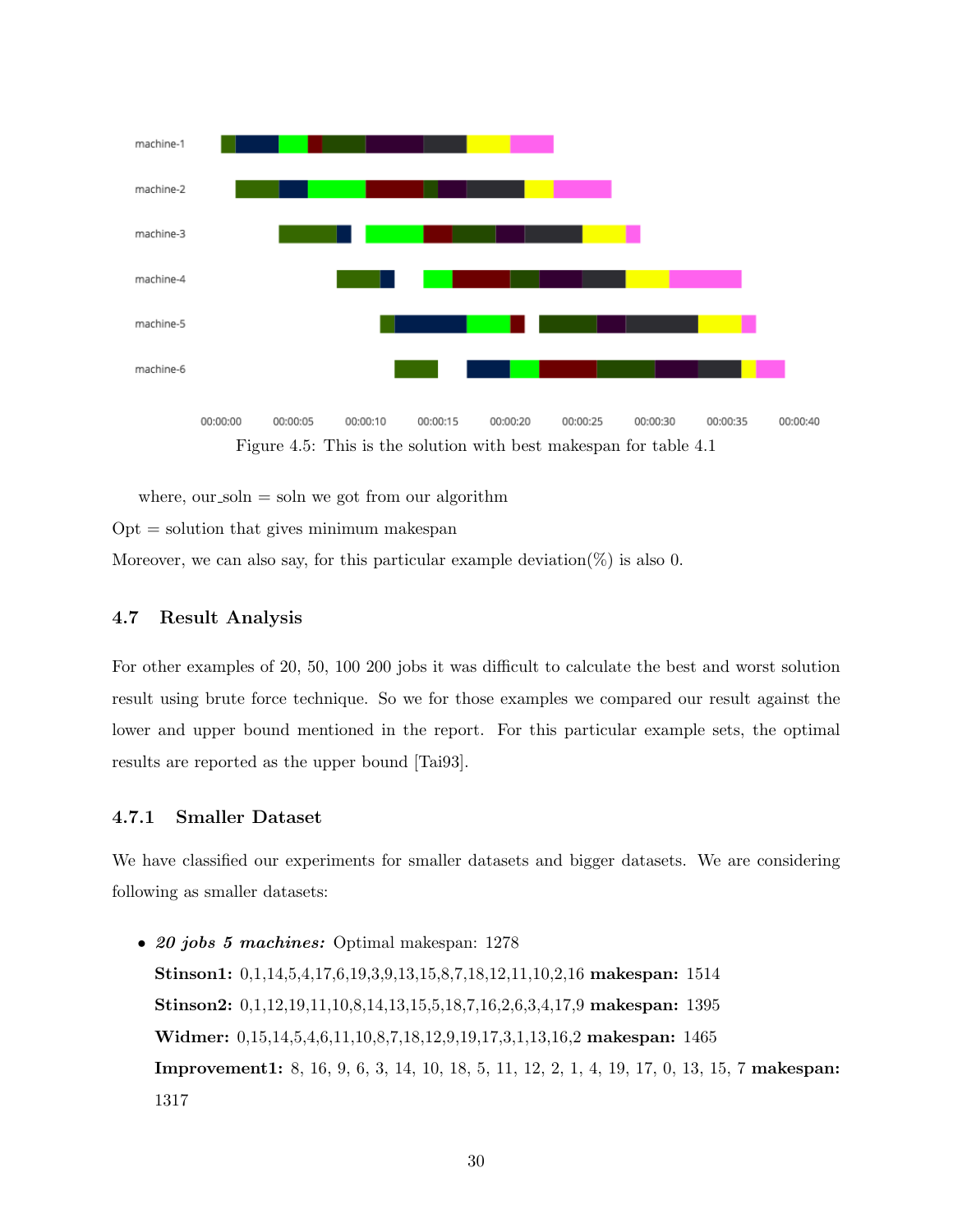Figure 4.5: This is the solution with best makespan for table 4.1

where, our_soln = soln we got from our algorithm

Opt = solution that gives minimum makespan

Moreover, we can also say, for this particular example deviation(%) is also 0.

## 4.7 Result Analysis

For other examples of 20, 50, 100 200 jobs it was difficult to calculate the best and worst solution result using brute force technique. So we for those examples we compared our result against the lower and upper bound mentioned in the report. For this particular example sets, the optimal results are reported as the upper bound [Tai93].

### 4.7.1 Smaller Dataset

We have classified our experiments for smaller datasets and bigger datasets. We are considering following as smaller datasets:

- ***20 jobs 5 machines:*** Optimal makespan: 1278

  **Stinson1:** 0,1,14,5,4,17,6,19,3,9,13,15,8,7,18,12,11,10,2,16 **makespan:** 1514

  **Stinson2:** 0,1,12,19,11,10,8,14,13,15,5,18,7,16,2,6,3,4,17,9 **makespan:** 1395

  **Widmer:** 0,15,14,5,4,6,11,10,8,7,18,12,9,19,17,3,1,13,16,2 **makespan:** 1465

  **Improvement1:** 8, 16, 9, 6, 3, 14, 10, 18, 5, 11, 12, 2, 1, 4, 19, 17, 0, 13, 15, 7 **makespan:** 1317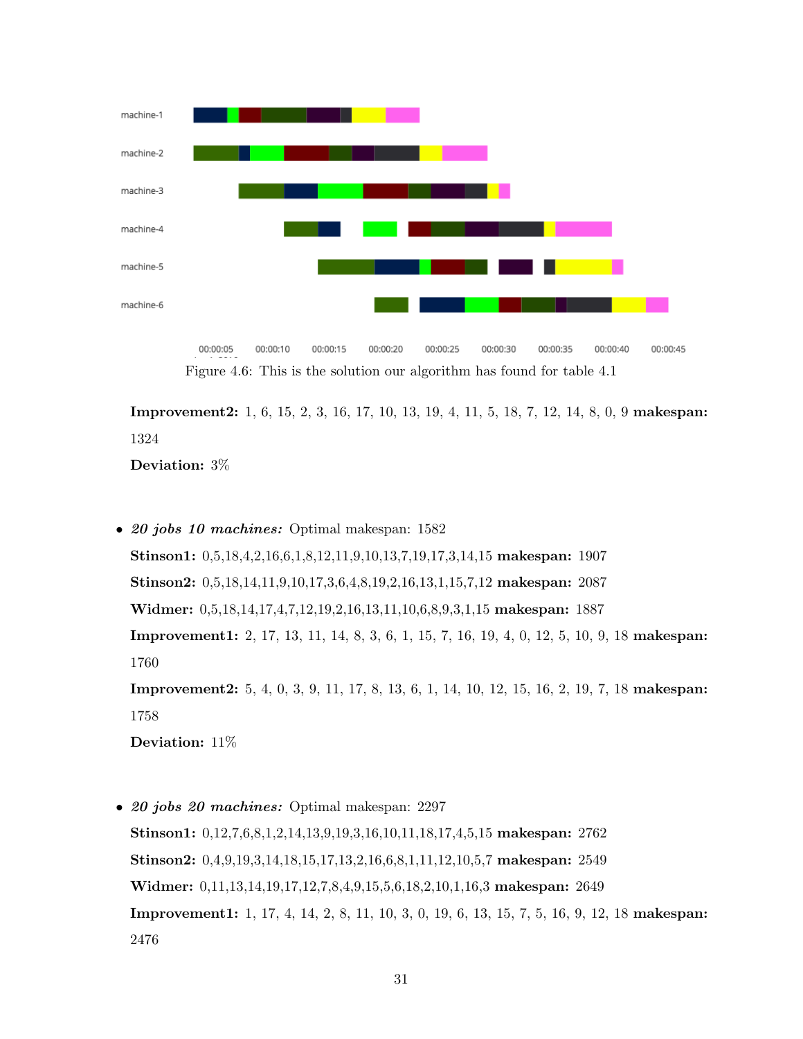Figure 4.6: This is the solution our algorithm has found for table 4.1

**Improvement2:** 1, 6, 15, 2, 3, 16, 17, 10, 13, 19, 4, 11, 5, 18, 7, 12, 14, 8, 0, 9 **makespan:** 1324

**Deviation:** 3%

- ***20 jobs 10 machines:*** Optimal makespan: 1582

  **Stinson1:** 0,5,18,4,2,16,6,1,8,12,11,9,10,13,7,19,17,3,14,15 **makespan:** 1907

  **Stinson2:** 0,5,18,14,11,9,10,17,3,6,4,8,19,2,16,13,1,15,7,12 **makespan:** 2087

  **Widmer:** 0,5,18,14,17,4,7,12,19,2,16,13,11,10,6,8,9,3,1,15 **makespan:** 1887

  **Improvement1:** 2, 17, 13, 11, 14, 8, 3, 6, 1, 15, 7, 16, 19, 4, 0, 12, 5, 10, 9, 18 **makespan:** 1760

  **Improvement2:** 5, 4, 0, 3, 9, 11, 17, 8, 13, 6, 1, 14, 10, 12, 15, 16, 2, 19, 7, 18 **makespan:** 1758

  **Deviation:** 11%

- ***20 jobs 20 machines:*** Optimal makespan: 2297

  **Stinson1:** 0,12,7,6,8,1,2,14,13,9,19,3,16,10,11,18,17,4,5,15 **makespan:** 2762

  **Stinson2:** 0,4,9,19,3,14,18,15,17,13,2,16,6,8,1,11,12,10,5,7 **makespan:** 2549

  **Widmer:** 0,11,13,14,19,17,12,7,8,4,9,15,5,6,18,2,10,1,16,3 **makespan:** 2649

  **Improvement1:** 1, 17, 4, 14, 2, 8, 11, 10, 3, 0, 19, 6, 13, 15, 7, 5, 16, 9, 12, 18 **makespan:** 2476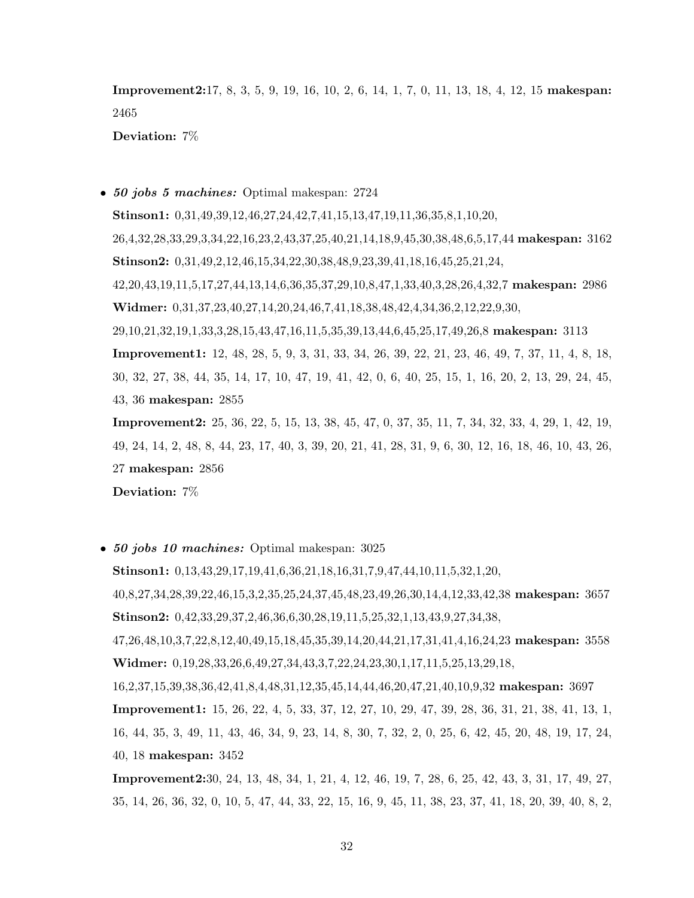**Improvement2:**17, 8, 3, 5, 9, 19, 16, 10, 2, 6, 14, 1, 7, 0, 11, 13, 18, 4, 12, 15 **makespan:** 2465

**Deviation:** 7%

- ***50 jobs 5 machines:*** Optimal makespan: 2724

  **Stinson1:** 0,31,49,39,12,46,27,24,42,7,41,15,13,47,19,11,36,35,8,1,10,20, 26,4,32,28,33,29,3,34,22,16,23,2,43,37,25,40,21,14,18,9,45,30,38,48,6,5,17,44 **makespan:** 3162

  **Stinson2:** 0,31,49,2,12,46,15,34,22,30,38,48,9,23,39,41,18,16,45,25,21,24, 42,20,43,19,11,5,17,27,44,13,14,6,36,35,37,29,10,8,47,1,33,40,3,28,26,4,32,7 **makespan:** 2986

  **Widmer:** 0,31,37,23,40,27,14,20,24,46,7,41,18,38,48,42,4,34,36,2,12,22,9,30, 29,10,21,32,19,1,33,3,28,15,43,47,16,11,5,35,39,13,44,6,45,25,17,49,26,8 **makespan:** 3113

  **Improvement1:** 12, 48, 28, 5, 9, 3, 31, 33, 34, 26, 39, 22, 21, 23, 46, 49, 7, 37, 11, 4, 8, 18, 30, 32, 27, 38, 44, 35, 14, 17, 10, 47, 19, 41, 42, 0, 6, 40, 25, 15, 1, 16, 20, 2, 13, 29, 24, 45, 43, 36 **makespan:** 2855

  **Improvement2:** 25, 36, 22, 5, 15, 13, 38, 45, 47, 0, 37, 35, 11, 7, 34, 32, 33, 4, 29, 1, 42, 19, 49, 24, 14, 2, 48, 8, 44, 23, 17, 40, 3, 39, 20, 21, 41, 28, 31, 9, 6, 30, 12, 16, 18, 46, 10, 43, 26, 27 **makespan:** 2856

  **Deviation:** 7%

- ***50 jobs 10 machines:*** Optimal makespan: 3025

  **Stinson1:** 0,13,43,29,17,19,41,6,36,21,18,16,31,7,9,47,44,10,11,5,32,1,20, 40,8,27,34,28,39,22,46,15,3,2,35,25,24,37,45,48,23,49,26,30,14,4,12,33,42,38 **makespan:** 3657

  **Stinson2:** 0,42,33,29,37,2,46,36,6,30,28,19,11,5,25,32,1,13,43,9,27,34,38, 47,26,48,10,3,7,22,8,12,40,49,15,18,45,35,39,14,20,44,21,17,31,41,4,16,24,23 **makespan:** 3558

  **Widmer:** 0,19,28,33,26,6,49,27,34,43,3,7,22,24,23,30,1,17,11,5,25,13,29,18, 16,2,37,15,39,38,36,42,41,8,4,48,31,12,35,45,14,44,46,20,47,21,40,10,9,32 **makespan:** 3697

  **Improvement1:** 15, 26, 22, 4, 5, 33, 37, 12, 27, 10, 29, 47, 39, 28, 36, 31, 21, 38, 41, 13, 1, 16, 44, 35, 3, 49, 11, 43, 46, 34, 9, 23, 14, 8, 30, 7, 32, 2, 0, 25, 6, 42, 45, 20, 48, 19, 17, 24, 40, 18 **makespan:** 3452

  **Improvement2:**30, 24, 13, 48, 34, 1, 21, 4, 12, 46, 19, 7, 28, 6, 25, 42, 43, 3, 31, 17, 49, 27, 35, 14, 26, 36, 32, 0, 10, 5, 47, 44, 33, 22, 15, 16, 9, 45, 11, 38, 23, 37, 41, 18, 20, 39, 40, 8, 2,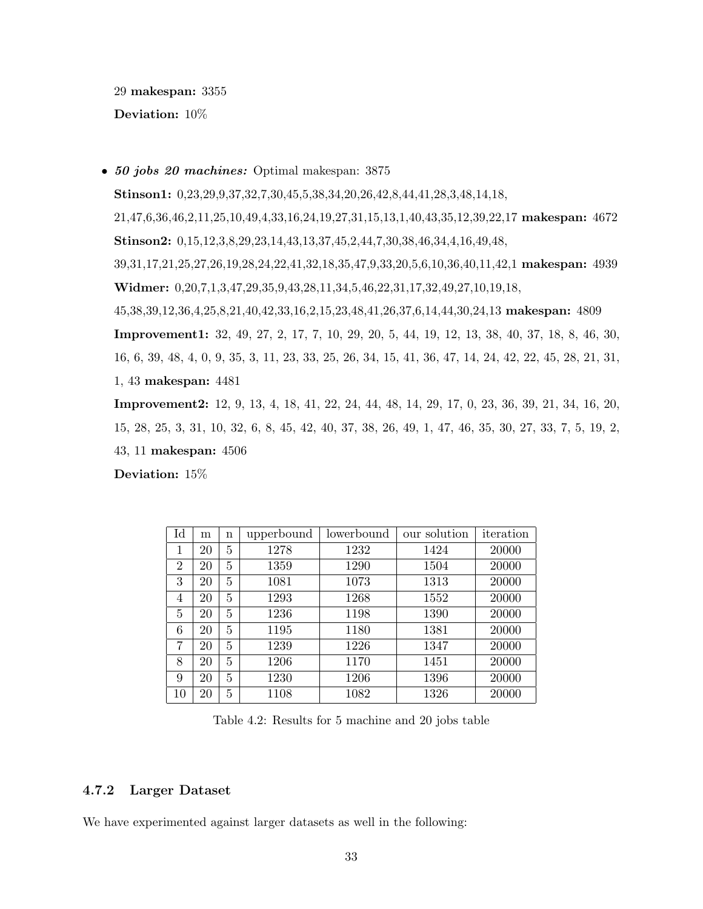29 **makespan:** 3355

**Deviation:** 10%

- ***50 jobs 20 machines:*** Optimal makespan: 3875

  **Stinson1:** 0,23,29,9,37,32,7,30,45,5,38,34,20,26,42,8,44,41,28,3,48,14,18,21,47,6,36,46,2,11,25,10,49,4,33,16,24,19,27,31,15,13,1,40,43,35,12,39,22,17 **makespan:** 4672

  **Stinson2:** 0,15,12,3,8,29,23,14,43,13,37,45,2,44,7,30,38,46,34,4,16,49,48,39,31,17,21,25,27,26,19,28,24,22,41,32,18,35,47,9,33,20,5,6,10,36,40,11,42,1 **makespan:** 4939

  **Widmer:** 0,20,7,1,3,47,29,35,9,43,28,11,34,5,46,22,31,17,32,49,27,10,19,18,45,38,39,12,36,4,25,8,21,40,42,33,16,2,15,23,48,41,26,37,6,14,44,30,24,13 **makespan:** 4809

  **Improvement1:** 32, 49, 27, 2, 17, 7, 10, 29, 20, 5, 44, 19, 12, 13, 38, 40, 37, 18, 8, 46, 30, 16, 6, 39, 48, 4, 0, 9, 35, 3, 11, 23, 33, 25, 26, 34, 15, 41, 36, 47, 14, 24, 42, 22, 45, 28, 21, 31, 1, 43 **makespan:** 4481

  **Improvement2:** 12, 9, 13, 4, 18, 41, 22, 24, 44, 48, 14, 29, 17, 0, 23, 36, 39, 21, 34, 16, 20, 15, 28, 25, 3, 31, 10, 32, 6, 8, 45, 42, 40, 37, 38, 26, 49, 1, 47, 46, 35, 30, 27, 33, 7, 5, 19, 2, 43, 11 **makespan:** 4506

  **Deviation:** 15%

| Id | m | n | upperbound | lowerbound | our solution | iteration |
|---|---|---|---|---|---|---|
| 1 | 20 | 5 | 1278 | 1232 | 1424 | 20000 |
| 2 | 20 | 5 | 1359 | 1290 | 1504 | 20000 |
| 3 | 20 | 5 | 1081 | 1073 | 1313 | 20000 |
| 4 | 20 | 5 | 1293 | 1268 | 1552 | 20000 |
| 5 | 20 | 5 | 1236 | 1198 | 1390 | 20000 |
| 6 | 20 | 5 | 1195 | 1180 | 1381 | 20000 |
| 7 | 20 | 5 | 1239 | 1226 | 1347 | 20000 |
| 8 | 20 | 5 | 1206 | 1170 | 1451 | 20000 |
| 9 | 20 | 5 | 1230 | 1206 | 1396 | 20000 |
| 10 | 20 | 5 | 1108 | 1082 | 1326 | 20000 |

Table 4.2: Results for 5 machine and 20 jobs table

### 4.7.2 Larger Dataset

We have experimented against larger datasets as well in the following: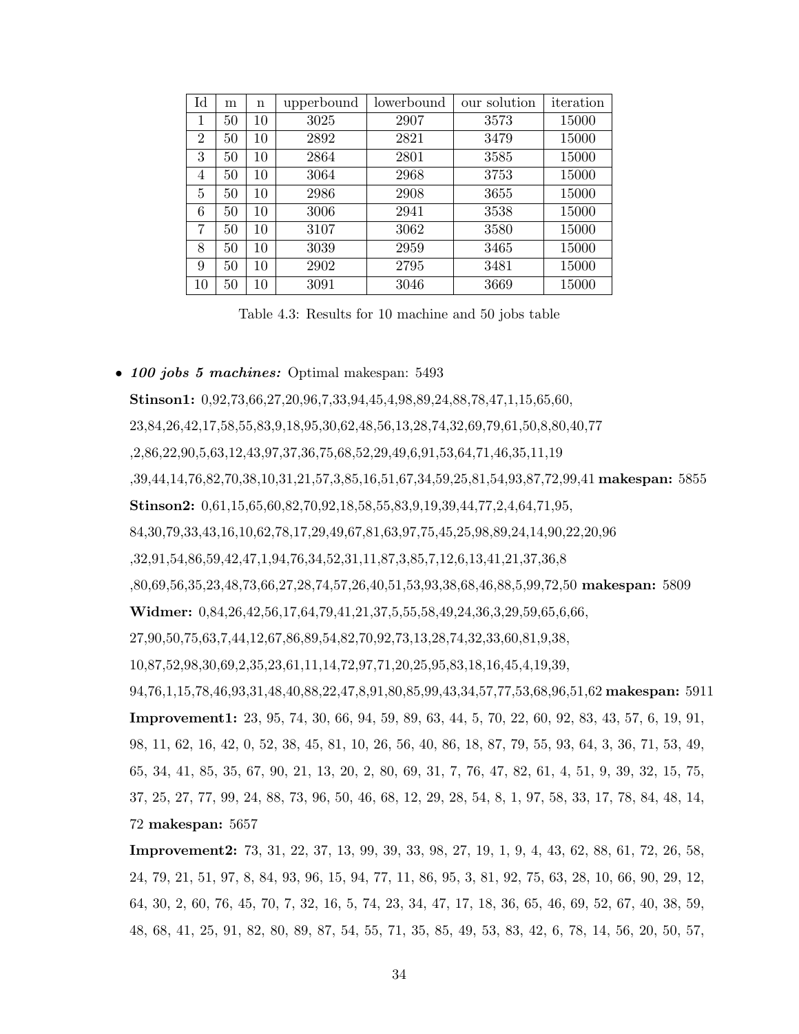| Id | m | n | upperbound | lowerbound | our solution | iteration |
|---|---|---|---|---|---|---|
| 1 | 50 | 10 | 3025 | 2907 | 3573 | 15000 |
| 2 | 50 | 10 | 2892 | 2821 | 3479 | 15000 |
| 3 | 50 | 10 | 2864 | 2801 | 3585 | 15000 |
| 4 | 50 | 10 | 3064 | 2968 | 3753 | 15000 |
| 5 | 50 | 10 | 2986 | 2908 | 3655 | 15000 |
| 6 | 50 | 10 | 3006 | 2941 | 3538 | 15000 |
| 7 | 50 | 10 | 3107 | 3062 | 3580 | 15000 |
| 8 | 50 | 10 | 3039 | 2959 | 3465 | 15000 |
| 9 | 50 | 10 | 2902 | 2795 | 3481 | 15000 |
| 10 | 50 | 10 | 3091 | 3046 | 3669 | 15000 |

Table 4.3: Results for 10 machine and 50 jobs table

- ***100 jobs 5 machines:*** Optimal makespan: 5493

  **Stinson1:** 0,92,73,66,27,20,96,7,33,94,45,4,98,89,24,88,78,47,1,15,65,60,23,84,26,42,17,58,55,83,9,18,95,30,62,48,56,13,28,74,32,69,79,61,50,8,80,40,77,2,86,22,90,5,63,12,43,97,37,36,75,68,52,29,49,6,91,53,64,71,46,35,11,19,39,44,14,76,82,70,38,10,31,21,57,3,85,16,51,67,34,59,25,81,54,93,87,72,99,41 **makespan:** 5855

  **Stinson2:** 0,61,15,65,60,82,70,92,18,58,55,83,9,19,39,44,77,2,4,64,71,95,84,30,79,33,43,16,10,62,78,17,29,49,67,81,63,97,75,45,25,98,89,24,14,90,22,20,96,32,91,54,86,59,42,47,1,94,76,34,52,31,11,87,3,85,7,12,6,13,41,21,37,36,8,80,69,56,35,23,48,73,66,27,28,74,57,26,40,51,53,93,38,68,46,88,5,99,72,50 **makespan:** 5809

  **Widmer:** 0,84,26,42,56,17,64,79,41,21,37,5,55,58,49,24,36,3,29,59,65,6,66,27,90,50,75,63,7,44,12,67,86,89,54,82,70,92,73,13,28,74,32,33,60,81,9,38,10,87,52,98,30,69,2,35,23,61,11,14,72,97,71,20,25,95,83,18,16,45,4,19,39,94,76,1,15,78,46,93,31,48,40,88,22,47,8,91,80,85,99,43,34,57,77,53,68,96,51,62 **makespan:** 5911

  **Improvement1:** 23, 95, 74, 30, 66, 94, 59, 89, 63, 44, 5, 70, 22, 60, 92, 83, 43, 57, 6, 19, 91, 98, 11, 62, 16, 42, 0, 52, 38, 45, 81, 10, 26, 56, 40, 86, 18, 87, 79, 55, 93, 64, 3, 36, 71, 53, 49, 65, 34, 41, 85, 35, 67, 90, 21, 13, 20, 2, 80, 69, 31, 7, 76, 47, 82, 61, 4, 51, 9, 39, 32, 15, 75, 37, 25, 27, 77, 99, 24, 88, 73, 96, 50, 46, 68, 12, 29, 28, 54, 8, 1, 97, 58, 33, 17, 78, 84, 48, 14, 72 **makespan:** 5657

  **Improvement2:** 73, 31, 22, 37, 13, 99, 39, 33, 98, 27, 19, 1, 9, 4, 43, 62, 88, 61, 72, 26, 58, 24, 79, 21, 51, 97, 8, 84, 93, 96, 15, 94, 77, 11, 86, 95, 3, 81, 92, 75, 63, 28, 10, 66, 90, 29, 12, 64, 30, 2, 60, 76, 45, 70, 7, 32, 16, 5, 74, 23, 34, 47, 17, 18, 36, 65, 46, 69, 52, 67, 40, 38, 59, 48, 68, 41, 25, 91, 82, 80, 89, 87, 54, 55, 71, 35, 85, 49, 53, 83, 42, 6, 78, 14, 56, 20, 50, 57,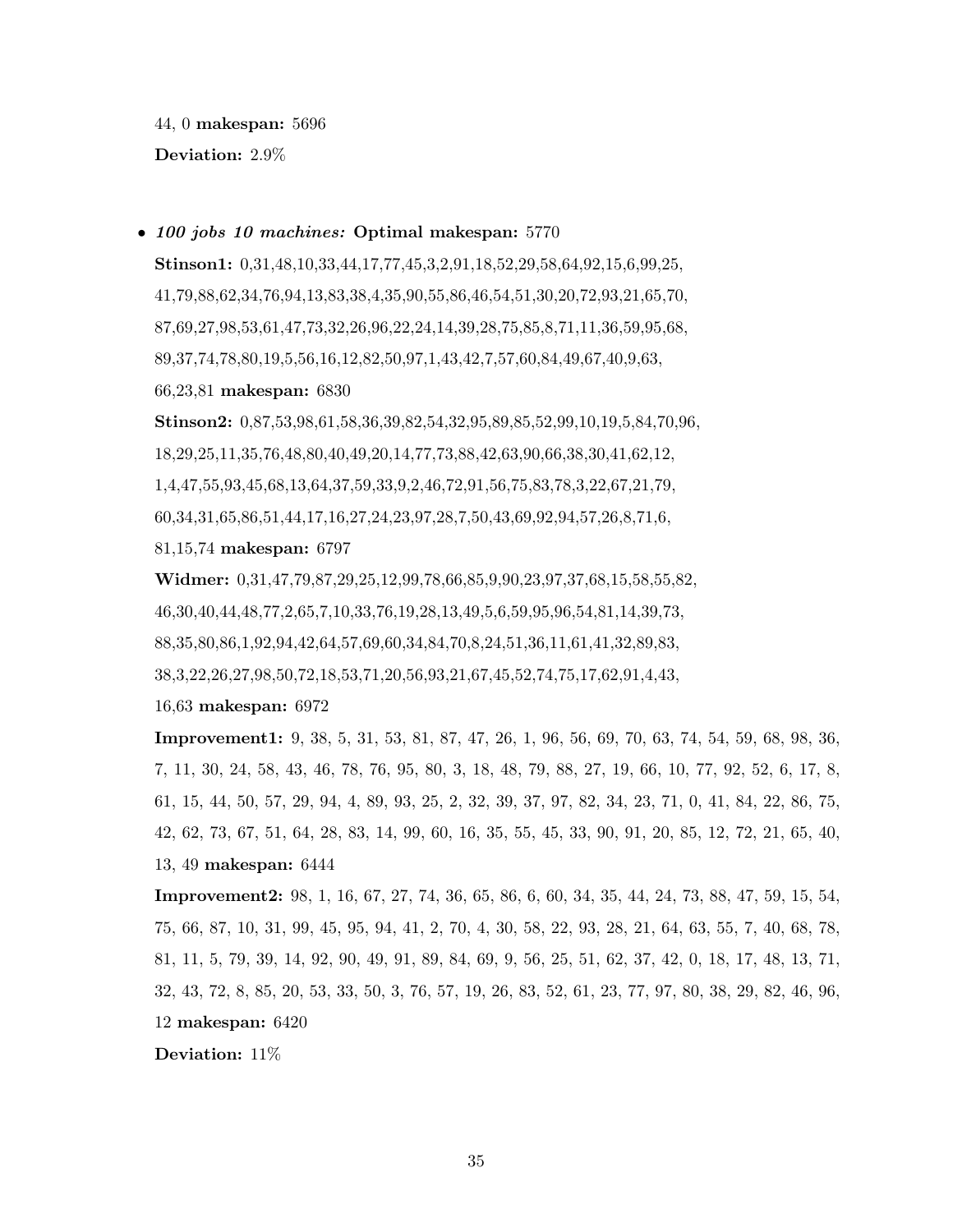44, 0 **makespan:** 5696

**Deviation:** 2.9%

- ***100 jobs 10 machines:*** **Optimal makespan:** 5770

  **Stinson1:** 0,31,48,10,33,44,17,77,45,3,2,91,18,52,29,58,64,92,15,6,99,25, 41,79,88,62,34,76,94,13,83,38,4,35,90,55,86,46,54,51,30,20,72,93,21,65,70, 87,69,27,98,53,61,47,73,32,26,96,22,24,14,39,28,75,85,8,71,11,36,59,95,68, 89,37,74,78,80,19,5,56,16,12,82,50,97,1,43,42,7,57,60,84,49,67,40,9,63, 66,23,81 **makespan:** 6830

  **Stinson2:** 0,87,53,98,61,58,36,39,82,54,32,95,89,85,52,99,10,19,5,84,70,96, 18,29,25,11,35,76,48,80,40,49,20,14,77,73,88,42,63,90,66,38,30,41,62,12, 1,4,47,55,93,45,68,13,64,37,59,33,9,2,46,72,91,56,75,83,78,3,22,67,21,79, 60,34,31,65,86,51,44,17,16,27,24,23,97,28,7,50,43,69,92,94,57,26,8,71,6, 81,15,74 **makespan:** 6797

  **Widmer:** 0,31,47,79,87,29,25,12,99,78,66,85,9,90,23,97,37,68,15,58,55,82, 46,30,40,44,48,77,2,65,7,10,33,76,19,28,13,49,5,6,59,95,96,54,81,14,39,73, 88,35,80,86,1,92,94,42,64,57,69,60,34,84,70,8,24,51,36,11,61,41,32,89,83, 38,3,22,26,27,98,50,72,18,53,71,20,56,93,21,67,45,52,74,75,17,62,91,4,43, 16,63 **makespan:** 6972

  **Improvement1:** 9, 38, 5, 31, 53, 81, 87, 47, 26, 1, 96, 56, 69, 70, 63, 74, 54, 59, 68, 98, 36, 7, 11, 30, 24, 58, 43, 46, 78, 76, 95, 80, 3, 18, 48, 79, 88, 27, 19, 66, 10, 77, 92, 52, 6, 17, 8, 61, 15, 44, 50, 57, 29, 94, 4, 89, 93, 25, 2, 32, 39, 37, 97, 82, 34, 23, 71, 0, 41, 84, 22, 86, 75, 42, 62, 73, 67, 51, 64, 28, 83, 14, 99, 60, 16, 35, 55, 45, 33, 90, 91, 20, 85, 12, 72, 21, 65, 40, 13, 49 **makespan:** 6444

  **Improvement2:** 98, 1, 16, 67, 27, 74, 36, 65, 86, 6, 60, 34, 35, 44, 24, 73, 88, 47, 59, 15, 54, 75, 66, 87, 10, 31, 99, 45, 95, 94, 41, 2, 70, 4, 30, 58, 22, 93, 28, 21, 64, 63, 55, 7, 40, 68, 78, 81, 11, 5, 79, 39, 14, 92, 90, 49, 91, 89, 84, 69, 9, 56, 25, 51, 62, 37, 42, 0, 18, 17, 48, 13, 71, 32, 43, 72, 8, 85, 20, 53, 33, 50, 3, 76, 57, 19, 26, 83, 52, 61, 23, 77, 97, 80, 38, 29, 82, 46, 96, 12 **makespan:** 6420

  **Deviation:** 11%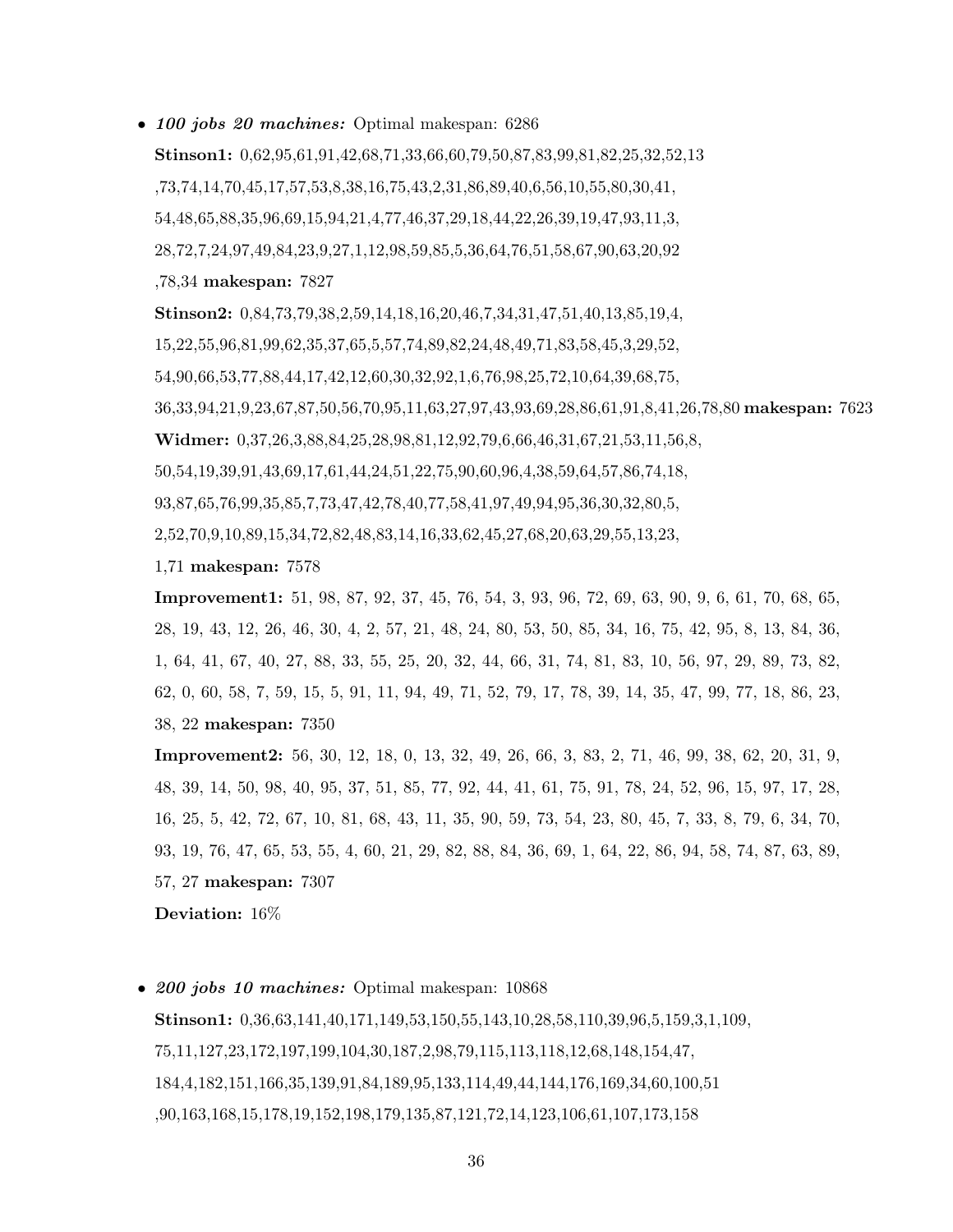- ***100 jobs 20 machines:*** Optimal makespan: 6286

  **Stinson1:** 0,62,95,61,91,42,68,71,33,66,60,79,50,87,83,99,81,82,25,32,52,13 ,73,74,14,70,45,17,57,53,8,38,16,75,43,2,31,86,89,40,6,56,10,55,80,30,41, 54,48,65,88,35,96,69,15,94,21,4,77,46,37,29,18,44,22,26,39,19,47,93,11,3, 28,72,7,24,97,49,84,23,9,27,1,12,98,59,85,5,36,64,76,51,58,67,90,63,20,92 ,78,34 **makespan:** 7827

  **Stinson2:** 0,84,73,79,38,2,59,14,18,16,20,46,7,34,31,47,51,40,13,85,19,4, 15,22,55,96,81,99,62,35,37,65,5,57,74,89,82,24,48,49,71,83,58,45,3,29,52, 54,90,66,53,77,88,44,17,42,12,60,30,32,92,1,6,76,98,25,72,10,64,39,68,75, 36,33,94,21,9,23,67,87,50,56,70,95,11,63,27,97,43,93,69,28,86,61,91,8,41,26,78,80 **makespan:** 7623

  **Widmer:** 0,37,26,3,88,84,25,28,98,81,12,92,79,6,66,46,31,67,21,53,11,56,8, 50,54,19,39,91,43,69,17,61,44,24,51,22,75,90,60,96,4,38,59,64,57,86,74,18, 93,87,65,76,99,35,85,7,73,47,42,78,40,77,58,41,97,49,94,95,36,30,32,80,5, 2,52,70,9,10,89,15,34,72,82,48,83,14,16,33,62,45,27,68,20,63,29,55,13,23, 1,71 **makespan:** 7578

  **Improvement1:** 51, 98, 87, 92, 37, 45, 76, 54, 3, 93, 96, 72, 69, 63, 90, 9, 6, 61, 70, 68, 65, 28, 19, 43, 12, 26, 46, 30, 4, 2, 57, 21, 48, 24, 80, 53, 50, 85, 34, 16, 75, 42, 95, 8, 13, 84, 36, 1, 64, 41, 67, 40, 27, 88, 33, 55, 25, 20, 32, 44, 66, 31, 74, 81, 83, 10, 56, 97, 29, 89, 73, 82, 62, 0, 60, 58, 7, 59, 15, 5, 91, 11, 94, 49, 71, 52, 79, 17, 78, 39, 14, 35, 47, 99, 77, 18, 86, 23, 38, 22 **makespan:** 7350

  **Improvement2:** 56, 30, 12, 18, 0, 13, 32, 49, 26, 66, 3, 83, 2, 71, 46, 99, 38, 62, 20, 31, 9, 48, 39, 14, 50, 98, 40, 95, 37, 51, 85, 77, 92, 44, 41, 61, 75, 91, 78, 24, 52, 96, 15, 97, 17, 28, 16, 25, 5, 42, 72, 67, 10, 81, 68, 43, 11, 35, 90, 59, 73, 54, 23, 80, 45, 7, 33, 8, 79, 6, 34, 70, 93, 19, 76, 47, 65, 53, 55, 4, 60, 21, 29, 82, 88, 84, 36, 69, 1, 64, 22, 86, 94, 58, 74, 87, 63, 89, 57, 27 **makespan:** 7307

  **Deviation:** 16%

- ***200 jobs 10 machines:*** Optimal makespan: 10868

  **Stinson1:** 0,36,63,141,40,171,149,53,150,55,143,10,28,58,110,39,96,5,159,3,1,109, 75,11,127,23,172,197,199,104,30,187,2,98,79,115,113,118,12,68,148,154,47, 184,4,182,151,166,35,139,91,84,189,95,133,114,49,44,144,176,169,34,60,100,51 ,90,163,168,15,178,19,152,198,179,135,87,121,72,14,123,106,61,107,173,158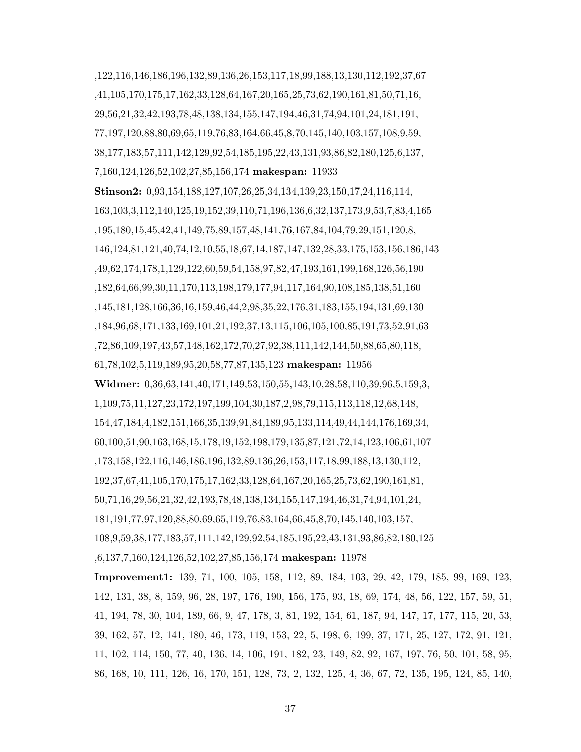,122,116,146,186,196,132,89,136,26,153,117,18,99,188,13,130,112,192,37,67
,41,105,170,175,17,162,33,128,64,167,20,165,25,73,62,190,161,81,50,71,16,
29,56,21,32,42,193,78,48,138,134,155,147,194,46,31,74,94,101,24,181,191,
77,197,120,88,80,69,65,119,76,83,164,66,45,8,70,145,140,103,157,108,9,59,
38,177,183,57,111,142,129,92,54,185,195,22,43,131,93,86,82,180,125,6,137,
7,160,124,126,52,102,27,85,156,174 **makespan:** 11933

**Stinson2:** 0,93,154,188,127,107,26,25,34,134,139,23,150,17,24,116,114,
163,103,3,112,140,125,19,152,39,110,71,196,136,6,32,137,173,9,53,7,83,4,165
,195,180,15,45,42,41,149,75,89,157,48,141,76,167,84,104,79,29,151,120,8,
146,124,81,121,40,74,12,10,55,18,67,14,187,147,132,28,33,175,153,156,186,143
,49,62,174,178,1,129,122,60,59,54,158,97,82,47,193,161,199,168,126,56,190
,182,64,66,99,30,11,170,113,198,179,177,94,117,164,90,108,185,138,51,160
,145,181,128,166,36,16,159,46,44,2,98,35,22,176,31,183,155,194,131,69,130
,184,96,68,171,133,169,101,21,192,37,13,115,106,105,100,85,191,73,52,91,63
,72,86,109,197,43,57,148,162,172,70,27,92,38,111,142,144,50,88,65,80,118,
61,78,102,5,119,189,95,20,58,77,87,135,123 **makespan:** 11956

**Widmer:** 0,36,63,141,40,171,149,53,150,55,143,10,28,58,110,39,96,5,159,3,
1,109,75,11,127,23,172,197,199,104,30,187,2,98,79,115,113,118,12,68,148,
154,47,184,4,182,151,166,35,139,91,84,189,95,133,114,49,44,144,176,169,34,
60,100,51,90,163,168,15,178,19,152,198,179,135,87,121,72,14,123,106,61,107
,173,158,122,116,146,186,196,132,89,136,26,153,117,18,99,188,13,130,112,
192,37,67,41,105,170,175,17,162,33,128,64,167,20,165,25,73,62,190,161,81,
50,71,16,29,56,21,32,42,193,78,48,138,134,155,147,194,46,31,74,94,101,24,
181,191,77,97,120,88,80,69,65,119,76,83,164,66,45,8,70,145,140,103,157,
108,9,59,38,177,183,57,111,142,129,92,54,185,195,22,43,131,93,86,82,180,125
,6,137,7,160,124,126,52,102,27,85,156,174 **makespan:** 11978

**Improvement1:** 139, 71, 100, 105, 158, 112, 89, 184, 103, 29, 42, 179, 185, 99, 169, 123,
142, 131, 38, 8, 159, 96, 28, 197, 176, 190, 156, 175, 93, 18, 69, 174, 48, 56, 122, 157, 59, 51,
41, 194, 78, 30, 104, 189, 66, 9, 47, 178, 3, 81, 192, 154, 61, 187, 94, 147, 17, 177, 115, 20, 53,
39, 162, 57, 12, 141, 180, 46, 173, 119, 153, 22, 5, 198, 6, 199, 37, 171, 25, 127, 172, 91, 121,
11, 102, 114, 150, 77, 40, 136, 14, 106, 191, 182, 23, 149, 82, 92, 167, 197, 76, 50, 101, 58, 95,
86, 168, 10, 111, 126, 16, 170, 151, 128, 73, 2, 132, 125, 4, 36, 67, 72, 135, 195, 124, 85, 140,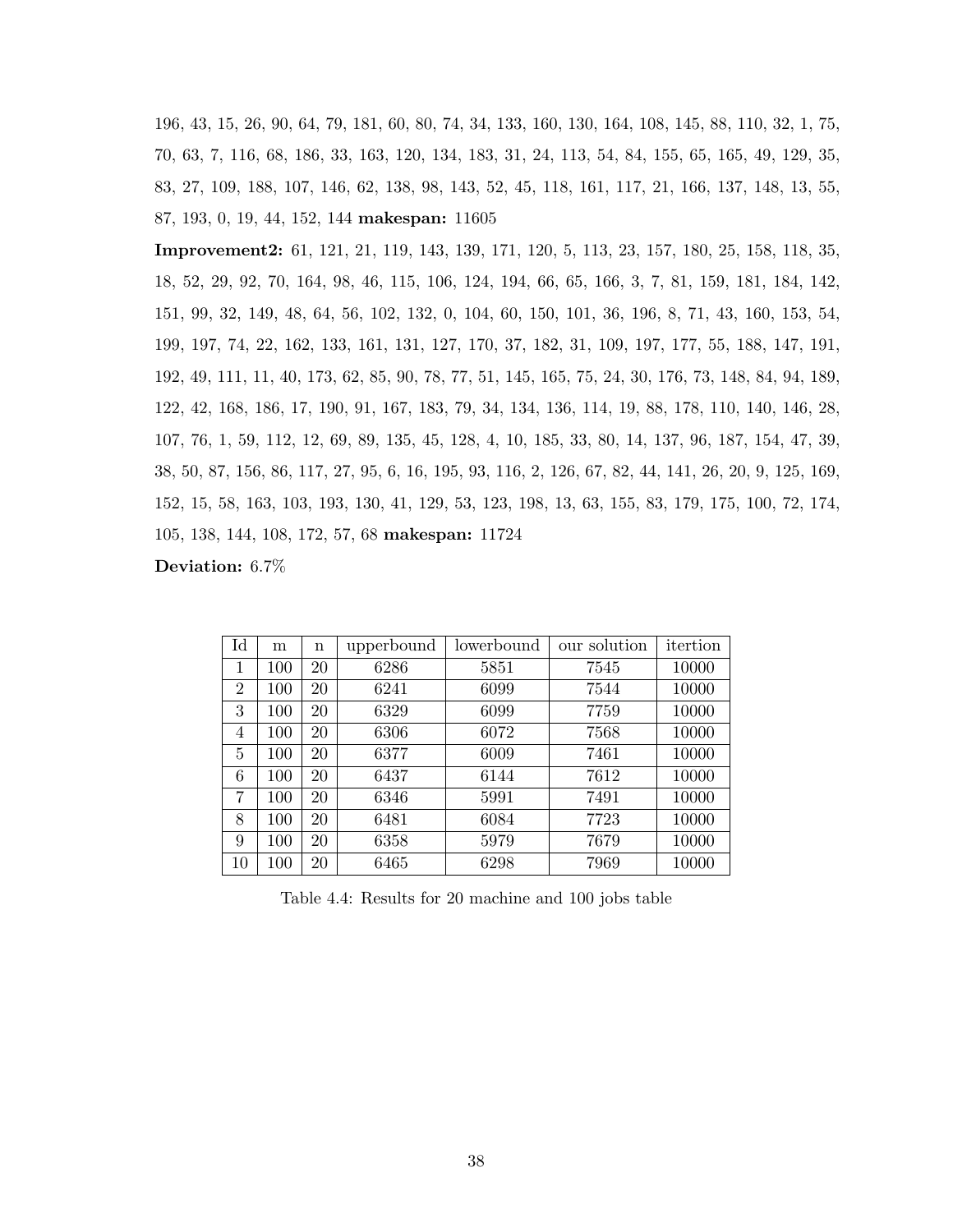196, 43, 15, 26, 90, 64, 79, 181, 60, 80, 74, 34, 133, 160, 130, 164, 108, 145, 88, 110, 32, 1, 75, 70, 63, 7, 116, 68, 186, 33, 163, 120, 134, 183, 31, 24, 113, 54, 84, 155, 65, 165, 49, 129, 35, 83, 27, 109, 188, 107, 146, 62, 138, 98, 143, 52, 45, 118, 161, 117, 21, 166, 137, 148, 13, 55, 87, 193, 0, 19, 44, 152, 144 **makespan:** 11605

**Improvement2:** 61, 121, 21, 119, 143, 139, 171, 120, 5, 113, 23, 157, 180, 25, 158, 118, 35, 18, 52, 29, 92, 70, 164, 98, 46, 115, 106, 124, 194, 66, 65, 166, 3, 7, 81, 159, 181, 184, 142, 151, 99, 32, 149, 48, 64, 56, 102, 132, 0, 104, 60, 150, 101, 36, 196, 8, 71, 43, 160, 153, 54, 199, 197, 74, 22, 162, 133, 161, 131, 127, 170, 37, 182, 31, 109, 197, 177, 55, 188, 147, 191, 192, 49, 111, 11, 40, 173, 62, 85, 90, 78, 77, 51, 145, 165, 75, 24, 30, 176, 73, 148, 84, 94, 189, 122, 42, 168, 186, 17, 190, 91, 167, 183, 79, 34, 134, 136, 114, 19, 88, 178, 110, 140, 146, 28, 107, 76, 1, 59, 112, 12, 69, 89, 135, 45, 128, 4, 10, 185, 33, 80, 14, 137, 96, 187, 154, 47, 39, 38, 50, 87, 156, 86, 117, 27, 95, 6, 16, 195, 93, 116, 2, 126, 67, 82, 44, 141, 26, 20, 9, 125, 169, 152, 15, 58, 163, 103, 193, 130, 41, 129, 53, 123, 198, 13, 63, 155, 83, 179, 175, 100, 72, 174, 105, 138, 144, 108, 172, 57, 68 **makespan:** 11724

**Deviation:** 6.7%

| Id | m | n | upperbound | lowerbound | our solution | itertion |
|---|---|---|---|---|---|---|
| 1 | 100 | 20 | 6286 | 5851 | 7545 | 10000 |
| 2 | 100 | 20 | 6241 | 6099 | 7544 | 10000 |
| 3 | 100 | 20 | 6329 | 6099 | 7759 | 10000 |
| 4 | 100 | 20 | 6306 | 6072 | 7568 | 10000 |
| 5 | 100 | 20 | 6377 | 6009 | 7461 | 10000 |
| 6 | 100 | 20 | 6437 | 6144 | 7612 | 10000 |
| 7 | 100 | 20 | 6346 | 5991 | 7491 | 10000 |
| 8 | 100 | 20 | 6481 | 6084 | 7723 | 10000 |
| 9 | 100 | 20 | 6358 | 5979 | 7679 | 10000 |
| 10 | 100 | 20 | 6465 | 6298 | 7969 | 10000 |

Table 4.4: Results for 20 machine and 100 jobs table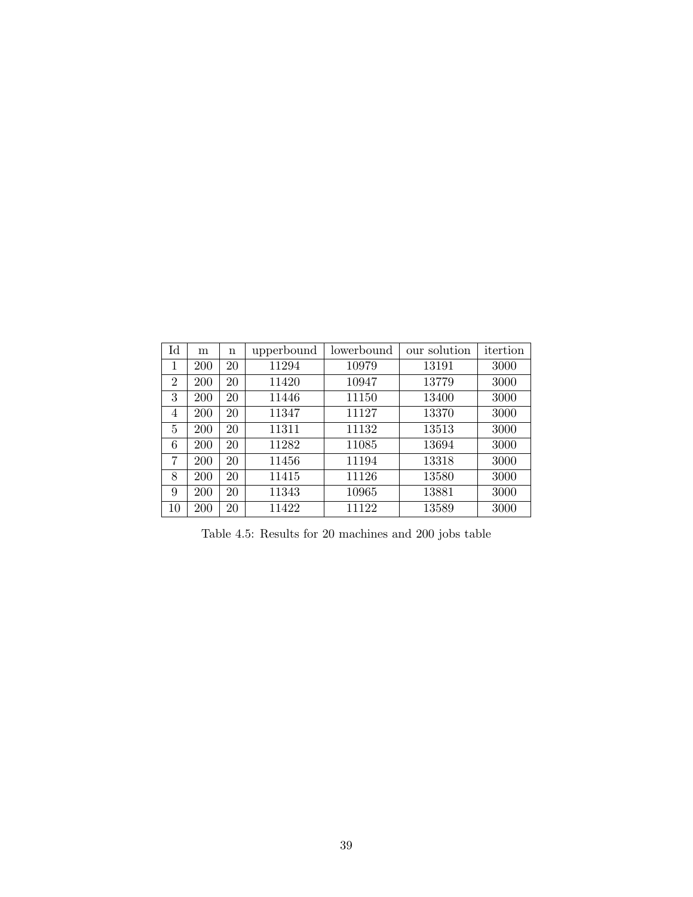| Id | m | n | upperbound | lowerbound | our solution | itertion |
|---|---|---|---|---|---|---|
| 1 | 200 | 20 | 11294 | 10979 | 13191 | 3000 |
| 2 | 200 | 20 | 11420 | 10947 | 13779 | 3000 |
| 3 | 200 | 20 | 11446 | 11150 | 13400 | 3000 |
| 4 | 200 | 20 | 11347 | 11127 | 13370 | 3000 |
| 5 | 200 | 20 | 11311 | 11132 | 13513 | 3000 |
| 6 | 200 | 20 | 11282 | 11085 | 13694 | 3000 |
| 7 | 200 | 20 | 11456 | 11194 | 13318 | 3000 |
| 8 | 200 | 20 | 11415 | 11126 | 13580 | 3000 |
| 9 | 200 | 20 | 11343 | 10965 | 13881 | 3000 |
| 10 | 200 | 20 | 11422 | 11122 | 13589 | 3000 |

Table 4.5: Results for 20 machines and 200 jobs table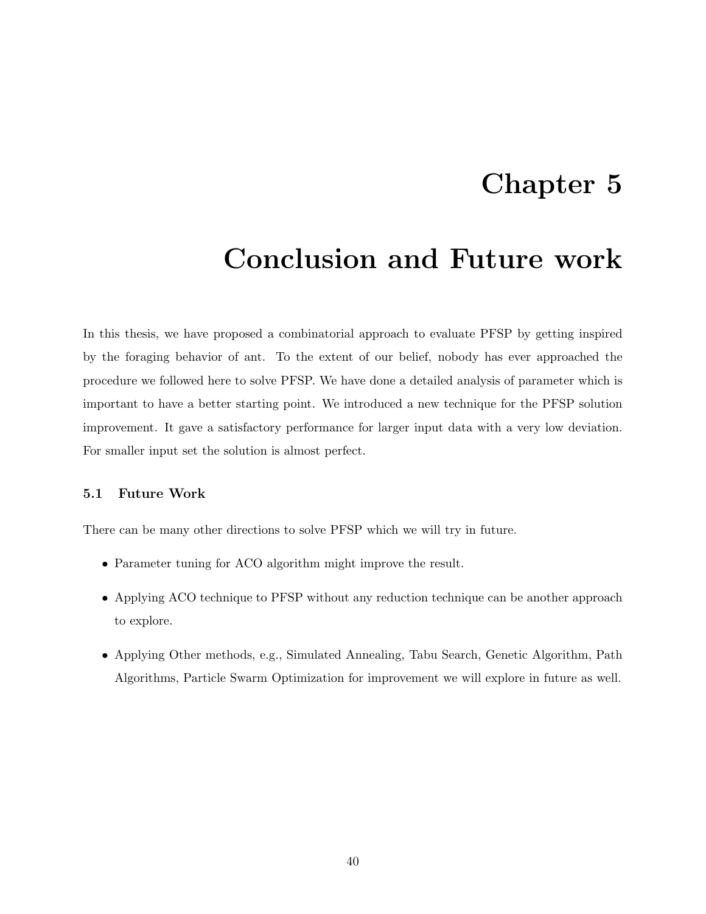# Chapter 5

# Conclusion and Future work

In this thesis, we have proposed a combinatorial approach to evaluate PFSP by getting inspired by the foraging behavior of ant. To the extent of our belief, nobody has ever approached the procedure we followed here to solve PFSP. We have done a detailed analysis of parameter which is important to have a better starting point. We introduced a new technique for the PFSP solution improvement. It gave a satisfactory performance for larger input data with a very low deviation. For smaller input set the solution is almost perfect.

## 5.1 Future Work

There can be many other directions to solve PFSP which we will try in future.

- Parameter tuning for ACO algorithm might improve the result.
- Applying ACO technique to PFSP without any reduction technique can be another approach to explore.
- Applying Other methods, e.g., Simulated Annealing, Tabu Search, Genetic Algorithm, Path Algorithms, Particle Swarm Optimization for improvement we will explore in future as well.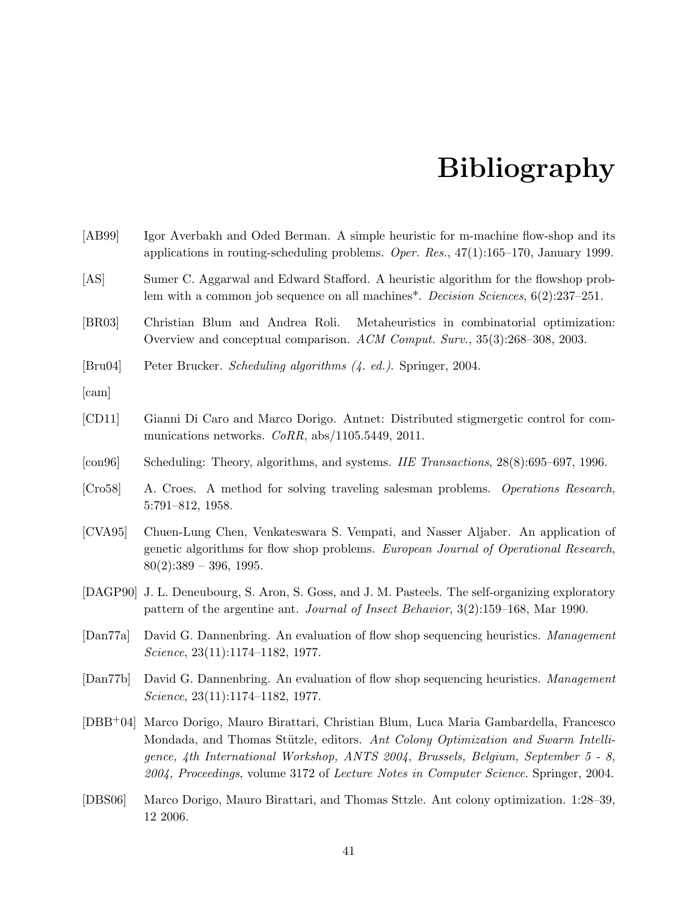# Bibliography

[AB99] Igor Averbakh and Oded Berman. A simple heuristic for m-machine flow-shop and its applications in routing-scheduling problems. *Oper. Res.*, 47(1):165–170, January 1999.

[AS] Sumer C. Aggarwal and Edward Stafford. A heuristic algorithm for the flowshop problem with a common job sequence on all machines*. *Decision Sciences*, 6(2):237–251.

[BR03] Christian Blum and Andrea Roli. Metaheuristics in combinatorial optimization: Overview and conceptual comparison. *ACM Comput. Surv.*, 35(3):268–308, 2003.

[Bru04] Peter Brucker. *Scheduling algorithms (4. ed.)*. Springer, 2004.

[cam]

[CD11] Gianni Di Caro and Marco Dorigo. Antnet: Distributed stigmergetic control for communications networks. *CoRR*, abs/1105.5449, 2011.

[con96] Scheduling: Theory, algorithms, and systems. *IIE Transactions*, 28(8):695–697, 1996.

[Cro58] A. Croes. A method for solving traveling salesman problems. *Operations Research*, 5:791–812, 1958.

[CVA95] Chuen-Lung Chen, Venkateswara S. Vempati, and Nasser Aljaber. An application of genetic algorithms for flow shop problems. *European Journal of Operational Research*, 80(2):389 – 396, 1995.

[DAGP90] J. L. Deneubourg, S. Aron, S. Goss, and J. M. Pasteels. The self-organizing exploratory pattern of the argentine ant. *Journal of Insect Behavior*, 3(2):159–168, Mar 1990.

[Dan77a] David G. Dannenbring. An evaluation of flow shop sequencing heuristics. *Management Science*, 23(11):1174–1182, 1977.

[Dan77b] David G. Dannenbring. An evaluation of flow shop sequencing heuristics. *Management Science*, 23(11):1174–1182, 1977.

[DBB+04] Marco Dorigo, Mauro Birattari, Christian Blum, Luca Maria Gambardella, Francesco Mondada, and Thomas Stützle, editors. *Ant Colony Optimization and Swarm Intelligence, 4th International Workshop, ANTS 2004, Brussels, Belgium, September 5 - 8, 2004, Proceedings*, volume 3172 of *Lecture Notes in Computer Science*. Springer, 2004.

[DBS06] Marco Dorigo, Mauro Birattari, and Thomas Sttzle. Ant colony optimization. 1:28–39, 12 2006.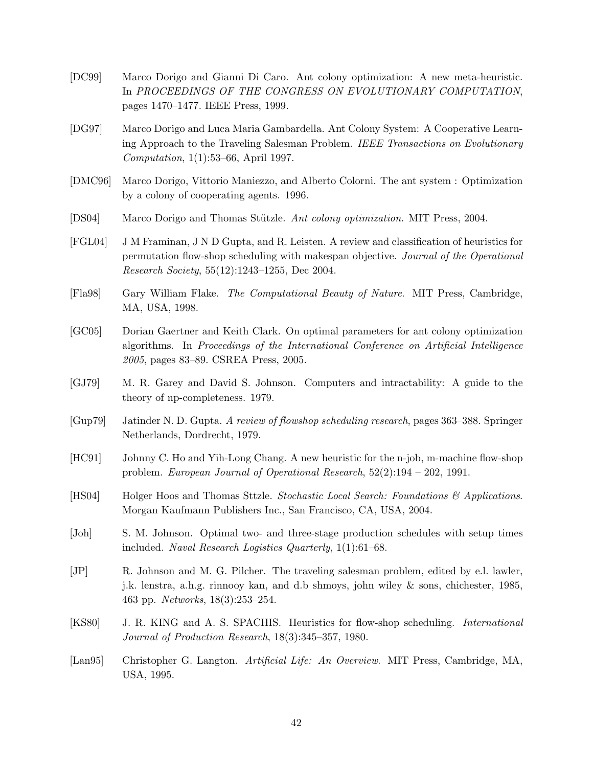[DC99] Marco Dorigo and Gianni Di Caro. Ant colony optimization: A new meta-heuristic. In *PROCEEDINGS OF THE CONGRESS ON EVOLUTIONARY COMPUTATION*, pages 1470–1477. IEEE Press, 1999.

[DG97] Marco Dorigo and Luca Maria Gambardella. Ant Colony System: A Cooperative Learning Approach to the Traveling Salesman Problem. *IEEE Transactions on Evolutionary Computation*, 1(1):53–66, April 1997.

[DMC96] Marco Dorigo, Vittorio Maniezzo, and Alberto Colorni. The ant system : Optimization by a colony of cooperating agents. 1996.

[DS04] Marco Dorigo and Thomas Stützle. *Ant colony optimization*. MIT Press, 2004.

[FGL04] J M Framinan, J N D Gupta, and R. Leisten. A review and classification of heuristics for permutation flow-shop scheduling with makespan objective. *Journal of the Operational Research Society*, 55(12):1243–1255, Dec 2004.

[Fla98] Gary William Flake. *The Computational Beauty of Nature*. MIT Press, Cambridge, MA, USA, 1998.

[GC05] Dorian Gaertner and Keith Clark. On optimal parameters for ant colony optimization algorithms. In *Proceedings of the International Conference on Artificial Intelligence 2005*, pages 83–89. CSREA Press, 2005.

[GJ79] M. R. Garey and David S. Johnson. Computers and intractability: A guide to the theory of np-completeness. 1979.

[Gup79] Jatinder N. D. Gupta. *A review of flowshop scheduling research*, pages 363–388. Springer Netherlands, Dordrecht, 1979.

[HC91] Johnny C. Ho and Yih-Long Chang. A new heuristic for the n-job, m-machine flow-shop problem. *European Journal of Operational Research*, 52(2):194 – 202, 1991.

[HS04] Holger Hoos and Thomas Sttzle. *Stochastic Local Search: Foundations & Applications*. Morgan Kaufmann Publishers Inc., San Francisco, CA, USA, 2004.

[Joh] S. M. Johnson. Optimal two- and three-stage production schedules with setup times included. *Naval Research Logistics Quarterly*, 1(1):61–68.

[JP] R. Johnson and M. G. Pilcher. The traveling salesman problem, edited by e.l. lawler, j.k. lenstra, a.h.g. rinnooy kan, and d.b shmoys, john wiley & sons, chichester, 1985, 463 pp. *Networks*, 18(3):253–254.

[KS80] J. R. KING and A. S. SPACHIS. Heuristics for flow-shop scheduling. *International Journal of Production Research*, 18(3):345–357, 1980.

[Lan95] Christopher G. Langton. *Artificial Life: An Overview*. MIT Press, Cambridge, MA, USA, 1995.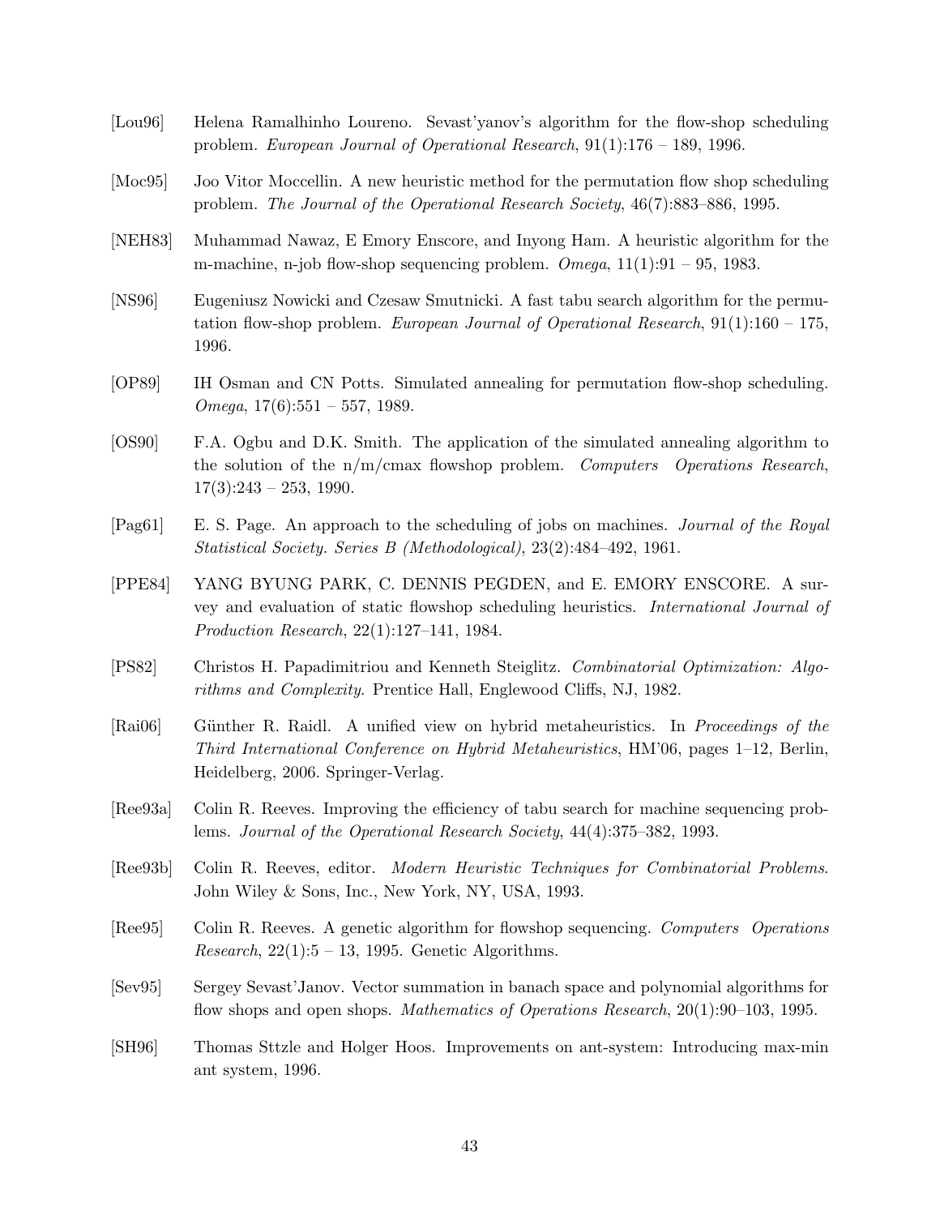[Lou96] Helena Ramalhinho Loureno. Sevast'yanov's algorithm for the flow-shop scheduling problem. *European Journal of Operational Research*, 91(1):176 – 189, 1996.

[Moc95] Joo Vitor Moccellin. A new heuristic method for the permutation flow shop scheduling problem. *The Journal of the Operational Research Society*, 46(7):883–886, 1995.

[NEH83] Muhammad Nawaz, E Emory Enscore, and Inyong Ham. A heuristic algorithm for the m-machine, n-job flow-shop sequencing problem. *Omega*, 11(1):91 – 95, 1983.

[NS96] Eugeniusz Nowicki and Czesaw Smutnicki. A fast tabu search algorithm for the permutation flow-shop problem. *European Journal of Operational Research*, 91(1):160 – 175, 1996.

[OP89] IH Osman and CN Potts. Simulated annealing for permutation flow-shop scheduling. *Omega*, 17(6):551 – 557, 1989.

[OS90] F.A. Ogbu and D.K. Smith. The application of the simulated annealing algorithm to the solution of the n/m/cmax flowshop problem. *Computers Operations Research*, 17(3):243 – 253, 1990.

[Pag61] E. S. Page. An approach to the scheduling of jobs on machines. *Journal of the Royal Statistical Society. Series B (Methodological)*, 23(2):484–492, 1961.

[PPE84] YANG BYUNG PARK, C. DENNIS PEGDEN, and E. EMORY ENSCORE. A survey and evaluation of static flowshop scheduling heuristics. *International Journal of Production Research*, 22(1):127–141, 1984.

[PS82] Christos H. Papadimitriou and Kenneth Steiglitz. *Combinatorial Optimization: Algorithms and Complexity*. Prentice Hall, Englewood Cliffs, NJ, 1982.

[Rai06] Günther R. Raidl. A unified view on hybrid metaheuristics. In *Proceedings of the Third International Conference on Hybrid Metaheuristics*, HM'06, pages 1–12, Berlin, Heidelberg, 2006. Springer-Verlag.

[Ree93a] Colin R. Reeves. Improving the efficiency of tabu search for machine sequencing problems. *Journal of the Operational Research Society*, 44(4):375–382, 1993.

[Ree93b] Colin R. Reeves, editor. *Modern Heuristic Techniques for Combinatorial Problems*. John Wiley & Sons, Inc., New York, NY, USA, 1993.

[Ree95] Colin R. Reeves. A genetic algorithm for flowshop sequencing. *Computers Operations Research*, 22(1):5 – 13, 1995. Genetic Algorithms.

[Sev95] Sergey Sevast'Janov. Vector summation in banach space and polynomial algorithms for flow shops and open shops. *Mathematics of Operations Research*, 20(1):90–103, 1995.

[SH96] Thomas Sttzle and Holger Hoos. Improvements on ant-system: Introducing max-min ant system, 1996.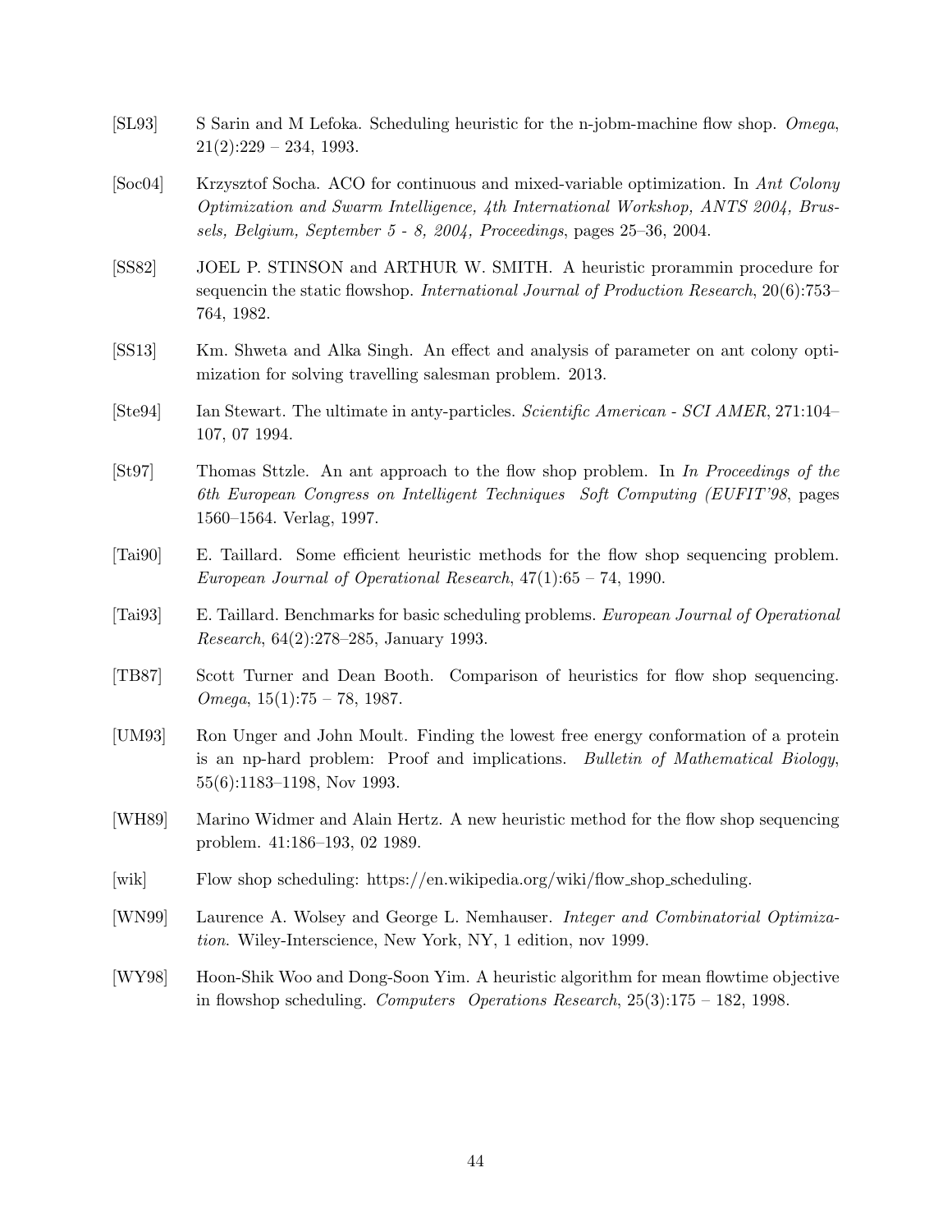[SL93] S Sarin and M Lefoka. Scheduling heuristic for the n-jobm-machine flow shop. *Omega*, 21(2):229 – 234, 1993.

[Soc04] Krzysztof Socha. ACO for continuous and mixed-variable optimization. In *Ant Colony Optimization and Swarm Intelligence, 4th International Workshop, ANTS 2004, Brussels, Belgium, September 5 - 8, 2004, Proceedings*, pages 25–36, 2004.

[SS82] JOEL P. STINSON and ARTHUR W. SMITH. A heuristic prorammin procedure for sequencin the static flowshop. *International Journal of Production Research*, 20(6):753–764, 1982.

[SS13] Km. Shweta and Alka Singh. An effect and analysis of parameter on ant colony optimization for solving travelling salesman problem. 2013.

[Ste94] Ian Stewart. The ultimate in anty-particles. *Scientific American - SCI AMER*, 271:104–107, 07 1994.

[St97] Thomas Sttzle. An ant approach to the flow shop problem. In *In Proceedings of the 6th European Congress on Intelligent Techniques Soft Computing (EUFIT'98*, pages 1560–1564. Verlag, 1997.

[Tai90] E. Taillard. Some efficient heuristic methods for the flow shop sequencing problem. *European Journal of Operational Research*, 47(1):65 – 74, 1990.

[Tai93] E. Taillard. Benchmarks for basic scheduling problems. *European Journal of Operational Research*, 64(2):278–285, January 1993.

[TB87] Scott Turner and Dean Booth. Comparison of heuristics for flow shop sequencing. *Omega*, 15(1):75 – 78, 1987.

[UM93] Ron Unger and John Moult. Finding the lowest free energy conformation of a protein is an np-hard problem: Proof and implications. *Bulletin of Mathematical Biology*, 55(6):1183–1198, Nov 1993.

[WH89] Marino Widmer and Alain Hertz. A new heuristic method for the flow shop sequencing problem. 41:186–193, 02 1989.

[wik] Flow shop scheduling: https://en.wikipedia.org/wiki/flow_shop_scheduling.

[WN99] Laurence A. Wolsey and George L. Nemhauser. *Integer and Combinatorial Optimization*. Wiley-Interscience, New York, NY, 1 edition, nov 1999.

[WY98] Hoon-Shik Woo and Dong-Soon Yim. A heuristic algorithm for mean flowtime objective in flowshop scheduling. *Computers Operations Research*, 25(3):175 – 182, 1998.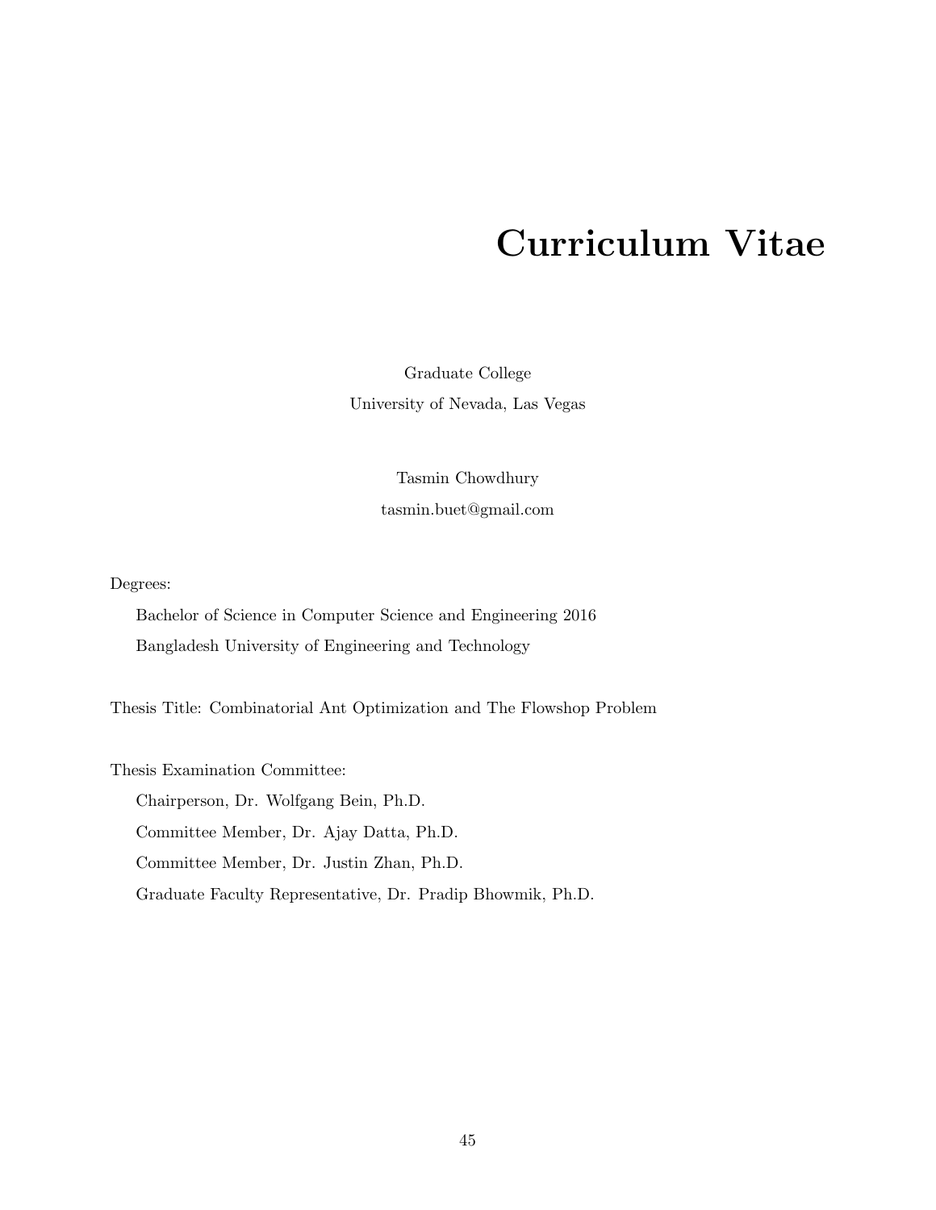# Curriculum Vitae

Graduate College

University of Nevada, Las Vegas

Tasmin Chowdhury

tasmin.buet@gmail.com

Degrees:

Bachelor of Science in Computer Science and Engineering 2016

Bangladesh University of Engineering and Technology

Thesis Title: Combinatorial Ant Optimization and The Flowshop Problem

Thesis Examination Committee:

Chairperson, Dr. Wolfgang Bein, Ph.D.

Committee Member, Dr. Ajay Datta, Ph.D.

Committee Member, Dr. Justin Zhan, Ph.D.

Graduate Faculty Representative, Dr. Pradip Bhowmik, Ph.D.